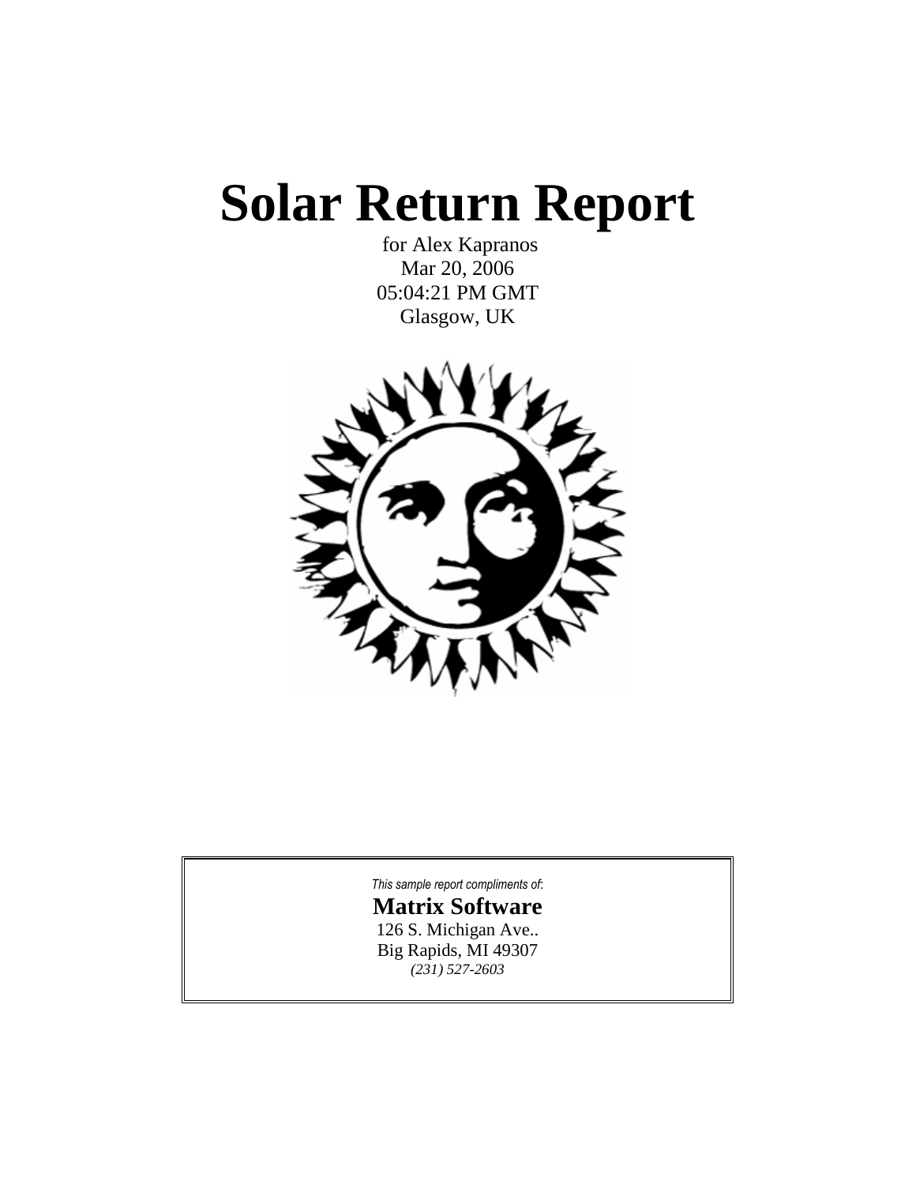# Solar Return Report

for Alex Kapranos
Mar 20, 2006
05:04:21 PM GMT
Glasgow, UK

*This sample report compliments of:*

**Matrix Software**
126 S. Michigan Ave..
Big Rapids, MI 49307
*(231) 527-2603*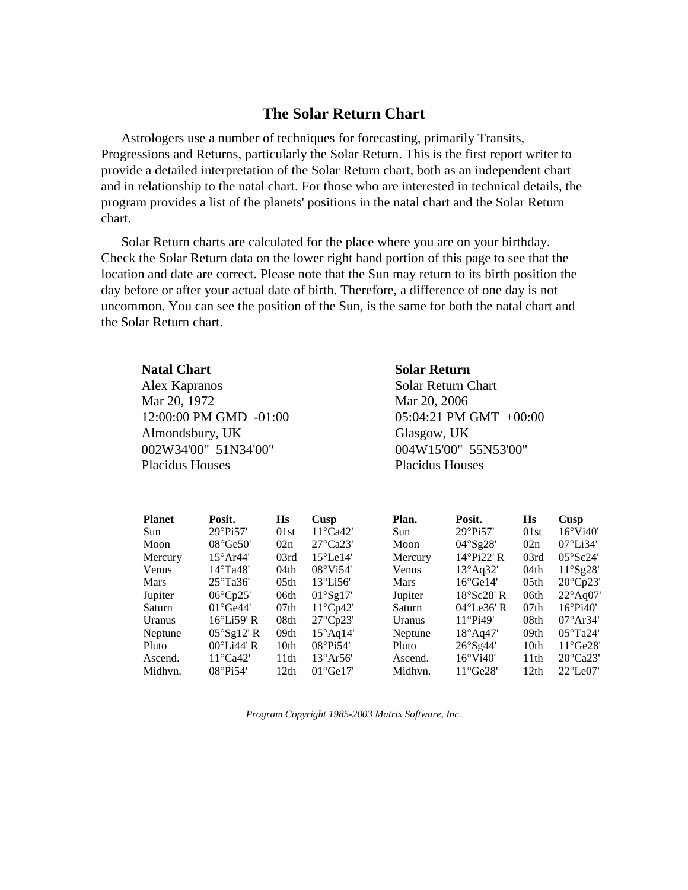# The Solar Return Chart

Astrologers use a number of techniques for forecasting, primarily Transits, Progressions and Returns, particularly the Solar Return. This is the first report writer to provide a detailed interpretation of the Solar Return chart, both as an independent chart and in relationship to the natal chart. For those who are interested in technical details, the program provides a list of the planets' positions in the natal chart and the Solar Return chart.

Solar Return charts are calculated for the place where you are on your birthday. Check the Solar Return data on the lower right hand portion of this page to see that the location and date are correct. Please note that the Sun may return to its birth position the day before or after your actual date of birth. Therefore, a difference of one day is not uncommon. You can see the position of the Sun, is the same for both the natal chart and the Solar Return chart.

**Natal Chart**
Alex Kapranos
Mar 20, 1972
12:00:00 PM GMD -01:00
Almondsbury, UK
002W34'00" 51N34'00"
Placidus Houses

**Solar Return**
Solar Return Chart
Mar 20, 2006
05:04:21 PM GMT +00:00
Glasgow, UK
004W15'00" 55N53'00"
Placidus Houses

| Planet | Posit. | Hs | Cusp | Plan. | Posit. | Hs | Cusp |
|---|---|---|---|---|---|---|---|
| Sun | 29°Pi57' | 01st | 11°Ca42' | Sun | 29°Pi57' | 01st | 16°Vi40' |
| Moon | 08°Ge50' | 02n | 27°Ca23' | Moon | 04°Sg28' | 02n | 07°Li34' |
| Mercury | 15°Ar44' | 03rd | 15°Le14' | Mercury | 14°Pi22' R | 03rd | 05°Sc24' |
| Venus | 14°Ta48' | 04th | 08°Vi54' | Venus | 13°Aq32' | 04th | 11°Sg28' |
| Mars | 25°Ta36' | 05th | 13°Li56' | Mars | 16°Ge14' | 05th | 20°Cp23' |
| Jupiter | 06°Cp25' | 06th | 01°Sg17' | Jupiter | 18°Sc28' R | 06th | 22°Aq07' |
| Saturn | 01°Ge44' | 07th | 11°Cp42' | Saturn | 04°Le36' R | 07th | 16°Pi40' |
| Uranus | 16°Li59' R | 08th | 27°Cp23' | Uranus | 11°Pi49' | 08th | 07°Ar34' |
| Neptune | 05°Sg12' R | 09th | 15°Aq14' | Neptune | 18°Aq47' | 09th | 05°Ta24' |
| Pluto | 00°Li44' R | 10th | 08°Pi54' | Pluto | 26°Sg44' | 10th | 11°Ge28' |
| Ascend. | 11°Ca42' | 11th | 13°Ar56' | Ascend. | 16°Vi40' | 11th | 20°Ca23' |
| Midhvn. | 08°Pi54' | 12th | 01°Ge17' | Midhvn. | 11°Ge28' | 12th | 22°Le07' |

*Program Copyright 1985-2003 Matrix Software, Inc.*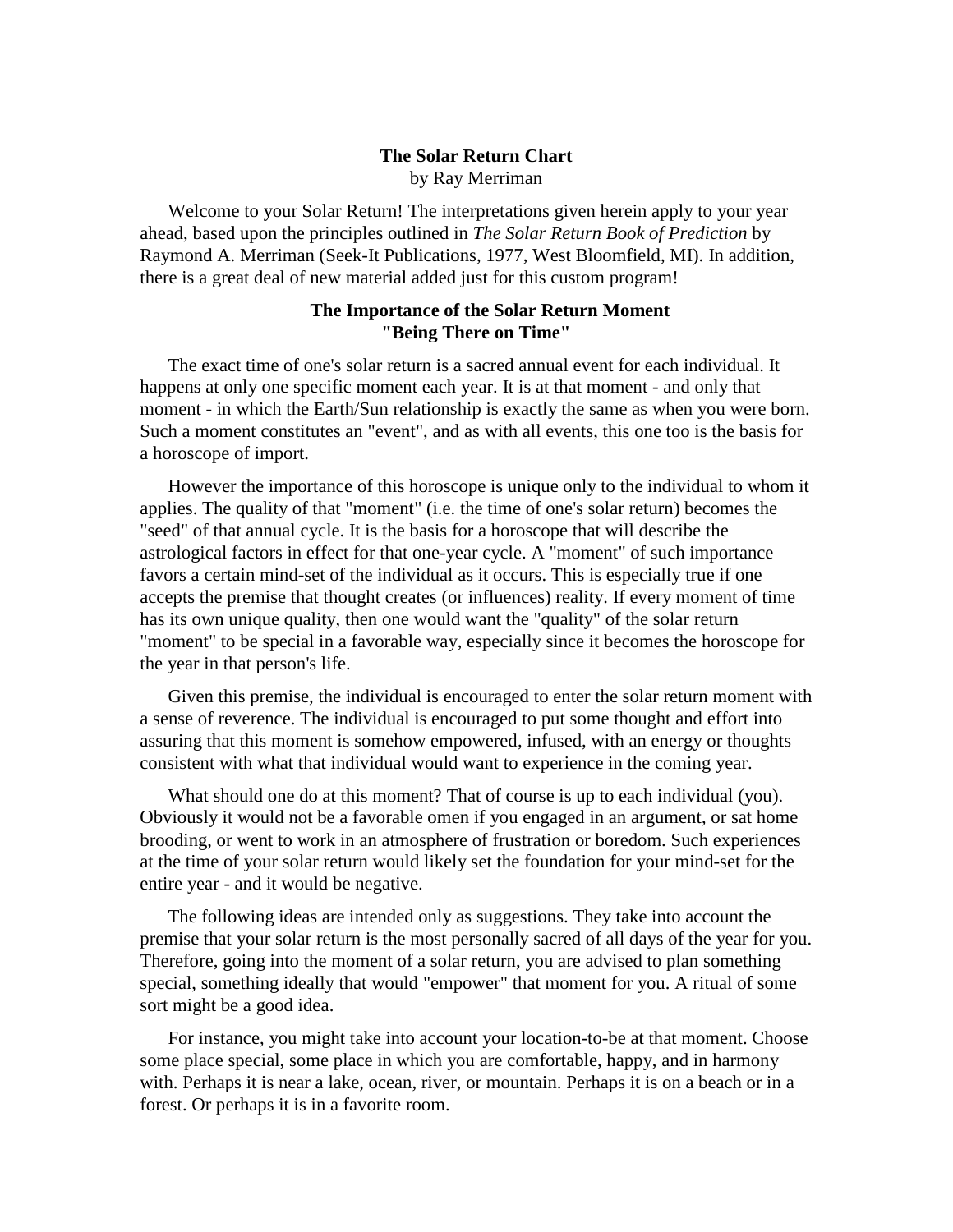## The Solar Return Chart

by Ray Merriman

Welcome to your Solar Return! The interpretations given herein apply to your year ahead, based upon the principles outlined in *The Solar Return Book of Prediction* by Raymond A. Merriman (Seek-It Publications, 1977, West Bloomfield, MI). In addition, there is a great deal of new material added just for this custom program!

### The Importance of the Solar Return Moment "Being There on Time"

The exact time of one's solar return is a sacred annual event for each individual. It happens at only one specific moment each year. It is at that moment - and only that moment - in which the Earth/Sun relationship is exactly the same as when you were born. Such a moment constitutes an "event", and as with all events, this one too is the basis for a horoscope of import.

However the importance of this horoscope is unique only to the individual to whom it applies. The quality of that "moment" (i.e. the time of one's solar return) becomes the "seed" of that annual cycle. It is the basis for a horoscope that will describe the astrological factors in effect for that one-year cycle. A "moment" of such importance favors a certain mind-set of the individual as it occurs. This is especially true if one accepts the premise that thought creates (or influences) reality. If every moment of time has its own unique quality, then one would want the "quality" of the solar return "moment" to be special in a favorable way, especially since it becomes the horoscope for the year in that person's life.

Given this premise, the individual is encouraged to enter the solar return moment with a sense of reverence. The individual is encouraged to put some thought and effort into assuring that this moment is somehow empowered, infused, with an energy or thoughts consistent with what that individual would want to experience in the coming year.

What should one do at this moment? That of course is up to each individual (you). Obviously it would not be a favorable omen if you engaged in an argument, or sat home brooding, or went to work in an atmosphere of frustration or boredom. Such experiences at the time of your solar return would likely set the foundation for your mind-set for the entire year - and it would be negative.

The following ideas are intended only as suggestions. They take into account the premise that your solar return is the most personally sacred of all days of the year for you. Therefore, going into the moment of a solar return, you are advised to plan something special, something ideally that would "empower" that moment for you. A ritual of some sort might be a good idea.

For instance, you might take into account your location-to-be at that moment. Choose some place special, some place in which you are comfortable, happy, and in harmony with. Perhaps it is near a lake, ocean, river, or mountain. Perhaps it is on a beach or in a forest. Or perhaps it is in a favorite room.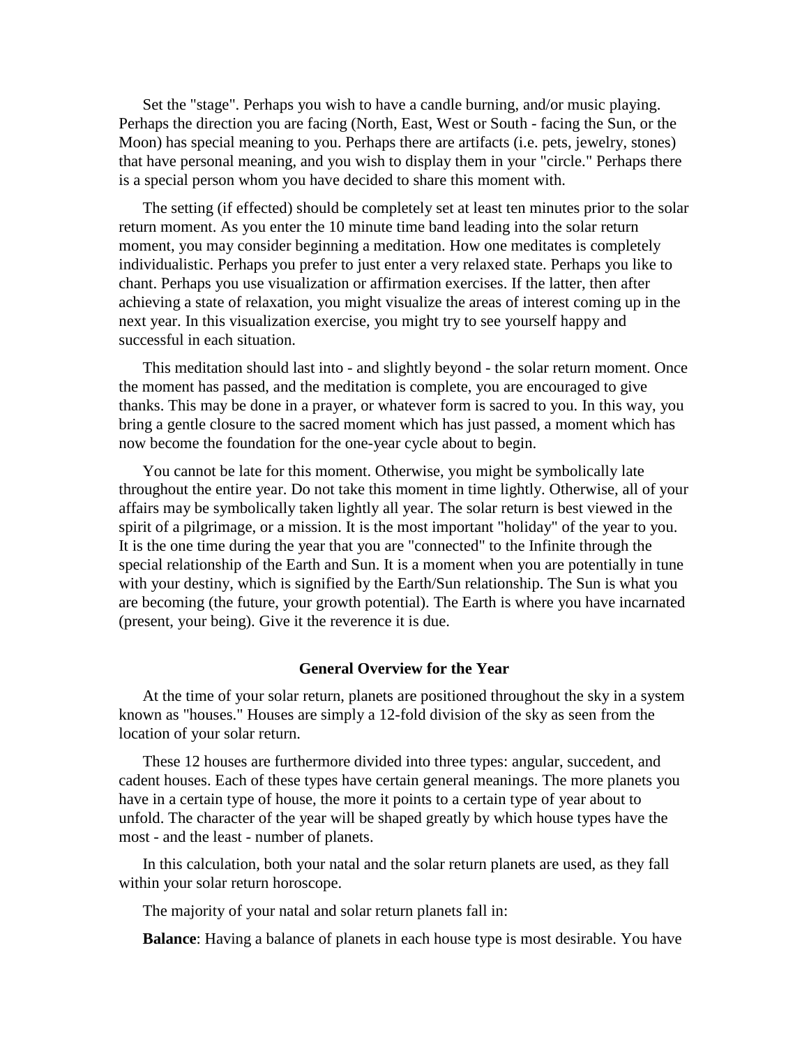Set the "stage". Perhaps you wish to have a candle burning, and/or music playing. Perhaps the direction you are facing (North, East, West or South - facing the Sun, or the Moon) has special meaning to you. Perhaps there are artifacts (i.e. pets, jewelry, stones) that have personal meaning, and you wish to display them in your "circle." Perhaps there is a special person whom you have decided to share this moment with.

The setting (if effected) should be completely set at least ten minutes prior to the solar return moment. As you enter the 10 minute time band leading into the solar return moment, you may consider beginning a meditation. How one meditates is completely individualistic. Perhaps you prefer to just enter a very relaxed state. Perhaps you like to chant. Perhaps you use visualization or affirmation exercises. If the latter, then after achieving a state of relaxation, you might visualize the areas of interest coming up in the next year. In this visualization exercise, you might try to see yourself happy and successful in each situation.

This meditation should last into - and slightly beyond - the solar return moment. Once the moment has passed, and the meditation is complete, you are encouraged to give thanks. This may be done in a prayer, or whatever form is sacred to you. In this way, you bring a gentle closure to the sacred moment which has just passed, a moment which has now become the foundation for the one-year cycle about to begin.

You cannot be late for this moment. Otherwise, you might be symbolically late throughout the entire year. Do not take this moment in time lightly. Otherwise, all of your affairs may be symbolically taken lightly all year. The solar return is best viewed in the spirit of a pilgrimage, or a mission. It is the most important "holiday" of the year to you. It is the one time during the year that you are "connected" to the Infinite through the special relationship of the Earth and Sun. It is a moment when you are potentially in tune with your destiny, which is signified by the Earth/Sun relationship. The Sun is what you are becoming (the future, your growth potential). The Earth is where you have incarnated (present, your being). Give it the reverence it is due.

### General Overview for the Year

At the time of your solar return, planets are positioned throughout the sky in a system known as "houses." Houses are simply a 12-fold division of the sky as seen from the location of your solar return.

These 12 houses are furthermore divided into three types: angular, succedent, and cadent houses. Each of these types have certain general meanings. The more planets you have in a certain type of house, the more it points to a certain type of year about to unfold. The character of the year will be shaped greatly by which house types have the most - and the least - number of planets.

In this calculation, both your natal and the solar return planets are used, as they fall within your solar return horoscope.

The majority of your natal and solar return planets fall in:

**Balance**: Having a balance of planets in each house type is most desirable. You have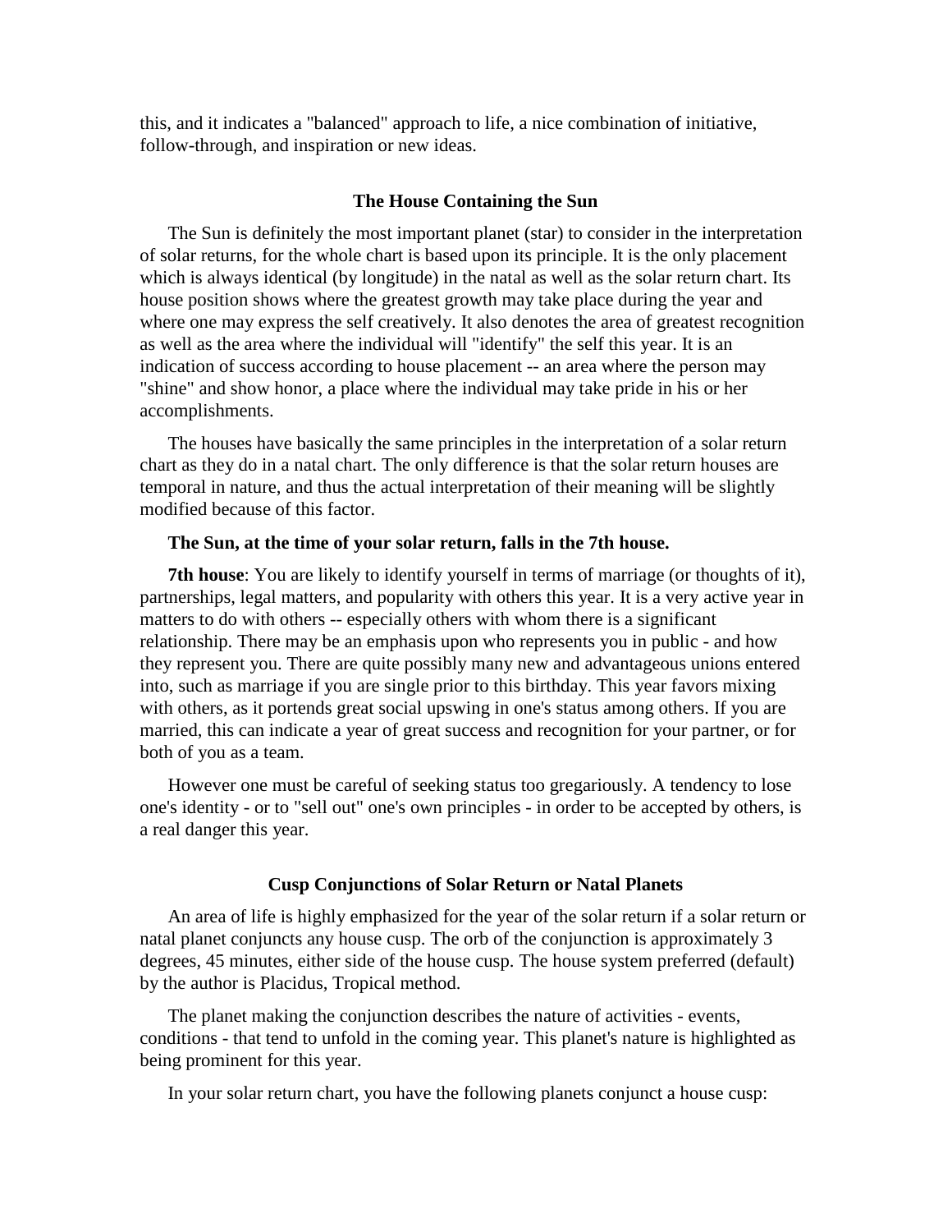this, and it indicates a "balanced" approach to life, a nice combination of initiative, follow-through, and inspiration or new ideas.

### The House Containing the Sun

The Sun is definitely the most important planet (star) to consider in the interpretation of solar returns, for the whole chart is based upon its principle. It is the only placement which is always identical (by longitude) in the natal as well as the solar return chart. Its house position shows where the greatest growth may take place during the year and where one may express the self creatively. It also denotes the area of greatest recognition as well as the area where the individual will "identify" the self this year. It is an indication of success according to house placement -- an area where the person may "shine" and show honor, a place where the individual may take pride in his or her accomplishments.

The houses have basically the same principles in the interpretation of a solar return chart as they do in a natal chart. The only difference is that the solar return houses are temporal in nature, and thus the actual interpretation of their meaning will be slightly modified because of this factor.

**The Sun, at the time of your solar return, falls in the 7th house.**

**7th house**: You are likely to identify yourself in terms of marriage (or thoughts of it), partnerships, legal matters, and popularity with others this year. It is a very active year in matters to do with others -- especially others with whom there is a significant relationship. There may be an emphasis upon who represents you in public - and how they represent you. There are quite possibly many new and advantageous unions entered into, such as marriage if you are single prior to this birthday. This year favors mixing with others, as it portends great social upswing in one's status among others. If you are married, this can indicate a year of great success and recognition for your partner, or for both of you as a team.

However one must be careful of seeking status too gregariously. A tendency to lose one's identity - or to "sell out" one's own principles - in order to be accepted by others, is a real danger this year.

### Cusp Conjunctions of Solar Return or Natal Planets

An area of life is highly emphasized for the year of the solar return if a solar return or natal planet conjuncts any house cusp. The orb of the conjunction is approximately 3 degrees, 45 minutes, either side of the house cusp. The house system preferred (default) by the author is Placidus, Tropical method.

The planet making the conjunction describes the nature of activities - events, conditions - that tend to unfold in the coming year. This planet's nature is highlighted as being prominent for this year.

In your solar return chart, you have the following planets conjunct a house cusp: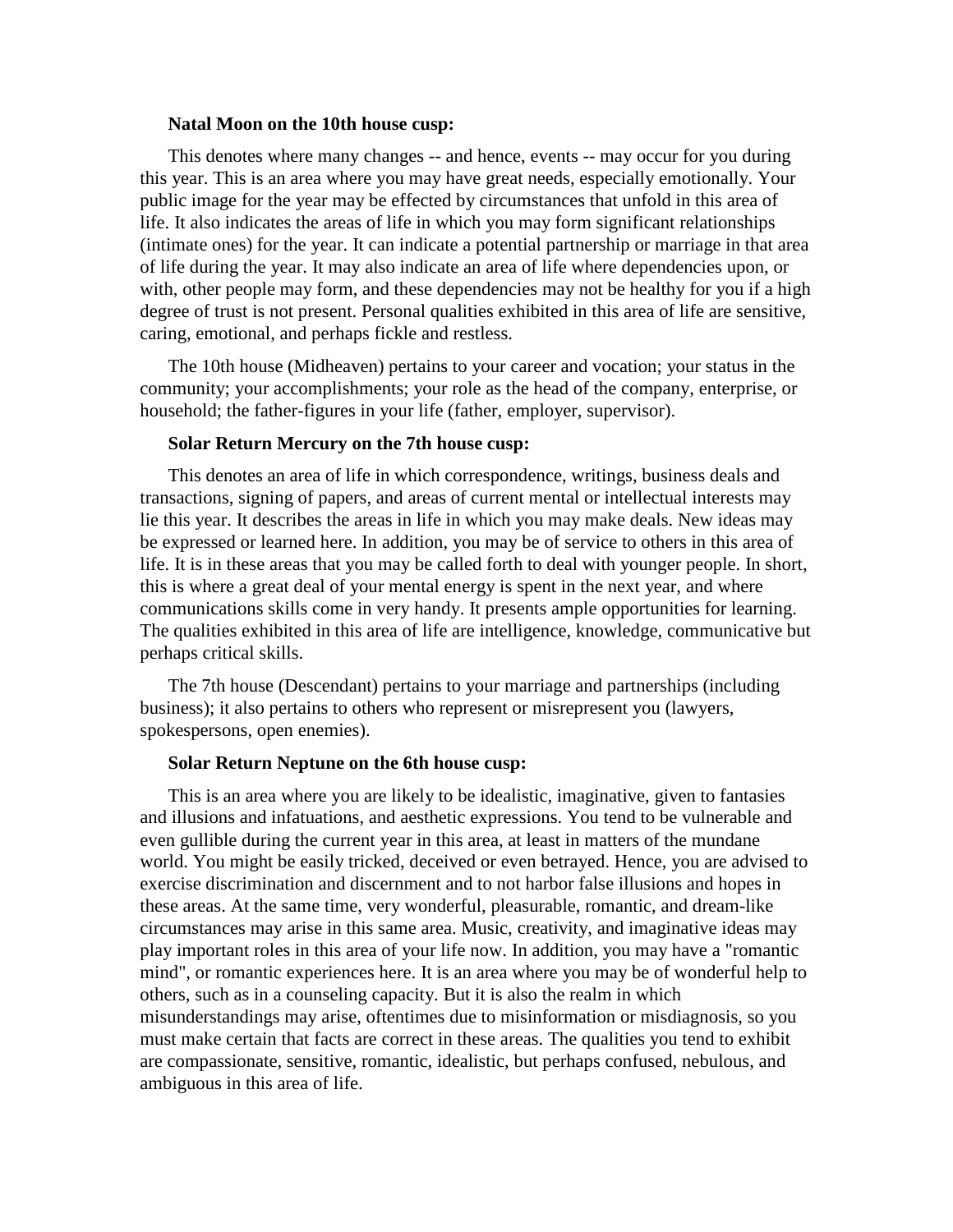**Natal Moon on the 10th house cusp:**

This denotes where many changes -- and hence, events -- may occur for you during this year. This is an area where you may have great needs, especially emotionally. Your public image for the year may be effected by circumstances that unfold in this area of life. It also indicates the areas of life in which you may form significant relationships (intimate ones) for the year. It can indicate a potential partnership or marriage in that area of life during the year. It may also indicate an area of life where dependencies upon, or with, other people may form, and these dependencies may not be healthy for you if a high degree of trust is not present. Personal qualities exhibited in this area of life are sensitive, caring, emotional, and perhaps fickle and restless.

The 10th house (Midheaven) pertains to your career and vocation; your status in the community; your accomplishments; your role as the head of the company, enterprise, or household; the father-figures in your life (father, employer, supervisor).

**Solar Return Mercury on the 7th house cusp:**

This denotes an area of life in which correspondence, writings, business deals and transactions, signing of papers, and areas of current mental or intellectual interests may lie this year. It describes the areas in life in which you may make deals. New ideas may be expressed or learned here. In addition, you may be of service to others in this area of life. It is in these areas that you may be called forth to deal with younger people. In short, this is where a great deal of your mental energy is spent in the next year, and where communications skills come in very handy. It presents ample opportunities for learning. The qualities exhibited in this area of life are intelligence, knowledge, communicative but perhaps critical skills.

The 7th house (Descendant) pertains to your marriage and partnerships (including business); it also pertains to others who represent or misrepresent you (lawyers, spokespersons, open enemies).

**Solar Return Neptune on the 6th house cusp:**

This is an area where you are likely to be idealistic, imaginative, given to fantasies and illusions and infatuations, and aesthetic expressions. You tend to be vulnerable and even gullible during the current year in this area, at least in matters of the mundane world. You might be easily tricked, deceived or even betrayed. Hence, you are advised to exercise discrimination and discernment and to not harbor false illusions and hopes in these areas. At the same time, very wonderful, pleasurable, romantic, and dream-like circumstances may arise in this same area. Music, creativity, and imaginative ideas may play important roles in this area of your life now. In addition, you may have a "romantic mind", or romantic experiences here. It is an area where you may be of wonderful help to others, such as in a counseling capacity. But it is also the realm in which misunderstandings may arise, oftentimes due to misinformation or misdiagnosis, so you must make certain that facts are correct in these areas. The qualities you tend to exhibit are compassionate, sensitive, romantic, idealistic, but perhaps confused, nebulous, and ambiguous in this area of life.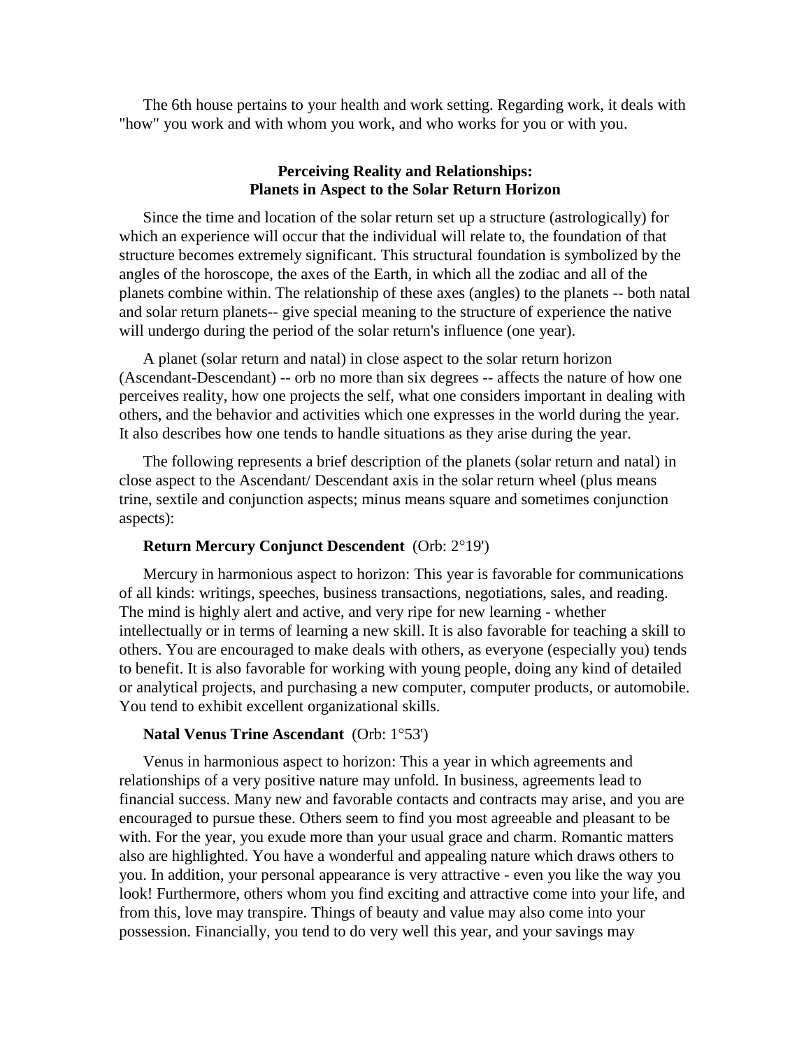The 6th house pertains to your health and work setting. Regarding work, it deals with "how" you work and with whom you work, and who works for you or with you.

## Perceiving Reality and Relationships: Planets in Aspect to the Solar Return Horizon

Since the time and location of the solar return set up a structure (astrologically) for which an experience will occur that the individual will relate to, the foundation of that structure becomes extremely significant. This structural foundation is symbolized by the angles of the horoscope, the axes of the Earth, in which all the zodiac and all of the planets combine within. The relationship of these axes (angles) to the planets -- both natal and solar return planets-- give special meaning to the structure of experience the native will undergo during the period of the solar return's influence (one year).

A planet (solar return and natal) in close aspect to the solar return horizon (Ascendant-Descendant) -- orb no more than six degrees -- affects the nature of how one perceives reality, how one projects the self, what one considers important in dealing with others, and the behavior and activities which one expresses in the world during the year. It also describes how one tends to handle situations as they arise during the year.

The following represents a brief description of the planets (solar return and natal) in close aspect to the Ascendant/ Descendant axis in the solar return wheel (plus means trine, sextile and conjunction aspects; minus means square and sometimes conjunction aspects):

**Return Mercury Conjunct Descendent** (Orb: 2°19')

Mercury in harmonious aspect to horizon: This year is favorable for communications of all kinds: writings, speeches, business transactions, negotiations, sales, and reading. The mind is highly alert and active, and very ripe for new learning - whether intellectually or in terms of learning a new skill. It is also favorable for teaching a skill to others. You are encouraged to make deals with others, as everyone (especially you) tends to benefit. It is also favorable for working with young people, doing any kind of detailed or analytical projects, and purchasing a new computer, computer products, or automobile. You tend to exhibit excellent organizational skills.

**Natal Venus Trine Ascendant** (Orb: 1°53')

Venus in harmonious aspect to horizon: This a year in which agreements and relationships of a very positive nature may unfold. In business, agreements lead to financial success. Many new and favorable contacts and contracts may arise, and you are encouraged to pursue these. Others seem to find you most agreeable and pleasant to be with. For the year, you exude more than your usual grace and charm. Romantic matters also are highlighted. You have a wonderful and appealing nature which draws others to you. In addition, your personal appearance is very attractive - even you like the way you look! Furthermore, others whom you find exciting and attractive come into your life, and from this, love may transpire. Things of beauty and value may also come into your possession. Financially, you tend to do very well this year, and your savings may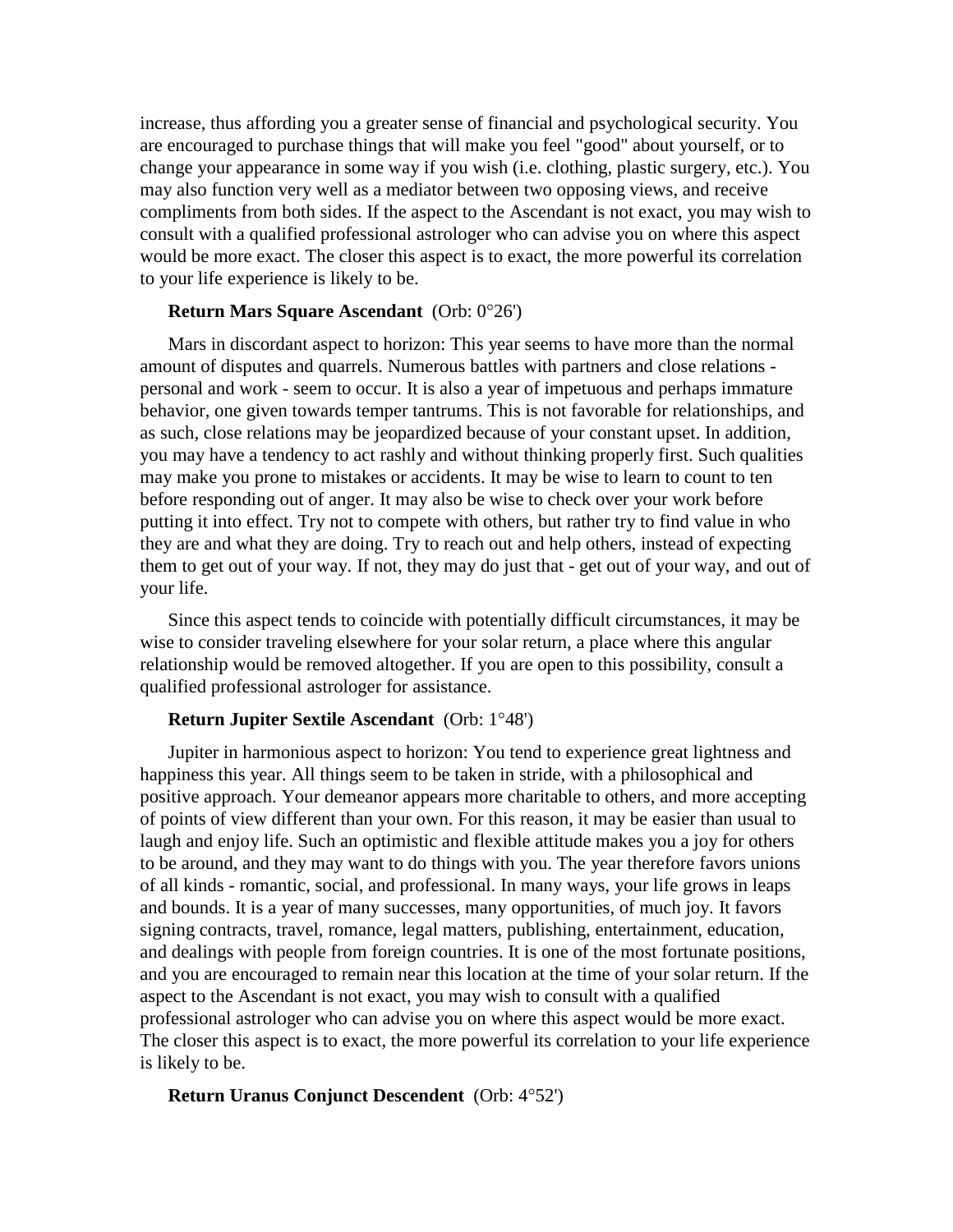increase, thus affording you a greater sense of financial and psychological security. You are encouraged to purchase things that will make you feel "good" about yourself, or to change your appearance in some way if you wish (i.e. clothing, plastic surgery, etc.). You may also function very well as a mediator between two opposing views, and receive compliments from both sides. If the aspect to the Ascendant is not exact, you may wish to consult with a qualified professional astrologer who can advise you on where this aspect would be more exact. The closer this aspect is to exact, the more powerful its correlation to your life experience is likely to be.

**Return Mars Square Ascendant** (Orb: 0°26')

Mars in discordant aspect to horizon: This year seems to have more than the normal amount of disputes and quarrels. Numerous battles with partners and close relations - personal and work - seem to occur. It is also a year of impetuous and perhaps immature behavior, one given towards temper tantrums. This is not favorable for relationships, and as such, close relations may be jeopardized because of your constant upset. In addition, you may have a tendency to act rashly and without thinking properly first. Such qualities may make you prone to mistakes or accidents. It may be wise to learn to count to ten before responding out of anger. It may also be wise to check over your work before putting it into effect. Try not to compete with others, but rather try to find value in who they are and what they are doing. Try to reach out and help others, instead of expecting them to get out of your way. If not, they may do just that - get out of your way, and out of your life.

Since this aspect tends to coincide with potentially difficult circumstances, it may be wise to consider traveling elsewhere for your solar return, a place where this angular relationship would be removed altogether. If you are open to this possibility, consult a qualified professional astrologer for assistance.

**Return Jupiter Sextile Ascendant** (Orb: 1°48')

Jupiter in harmonious aspect to horizon: You tend to experience great lightness and happiness this year. All things seem to be taken in stride, with a philosophical and positive approach. Your demeanor appears more charitable to others, and more accepting of points of view different than your own. For this reason, it may be easier than usual to laugh and enjoy life. Such an optimistic and flexible attitude makes you a joy for others to be around, and they may want to do things with you. The year therefore favors unions of all kinds - romantic, social, and professional. In many ways, your life grows in leaps and bounds. It is a year of many successes, many opportunities, of much joy. It favors signing contracts, travel, romance, legal matters, publishing, entertainment, education, and dealings with people from foreign countries. It is one of the most fortunate positions, and you are encouraged to remain near this location at the time of your solar return. If the aspect to the Ascendant is not exact, you may wish to consult with a qualified professional astrologer who can advise you on where this aspect would be more exact. The closer this aspect is to exact, the more powerful its correlation to your life experience is likely to be.

**Return Uranus Conjunct Descendent** (Orb: 4°52')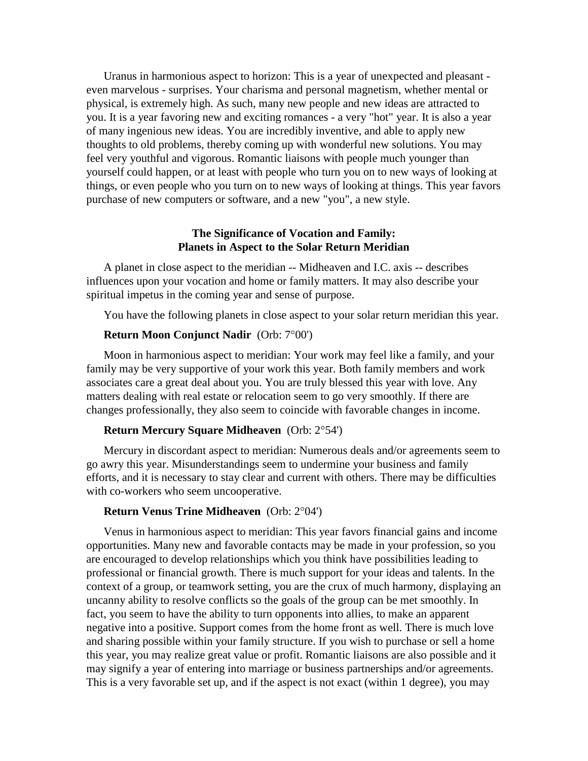Uranus in harmonious aspect to horizon: This is a year of unexpected and pleasant - even marvelous - surprises. Your charisma and personal magnetism, whether mental or physical, is extremely high. As such, many new people and new ideas are attracted to you. It is a year favoring new and exciting romances - a very "hot" year. It is also a year of many ingenious new ideas. You are incredibly inventive, and able to apply new thoughts to old problems, thereby coming up with wonderful new solutions. You may feel very youthful and vigorous. Romantic liaisons with people much younger than yourself could happen, or at least with people who turn you on to new ways of looking at things, or even people who you turn on to new ways of looking at things. This year favors purchase of new computers or software, and a new "you", a new style.

## The Significance of Vocation and Family: Planets in Aspect to the Solar Return Meridian

A planet in close aspect to the meridian -- Midheaven and I.C. axis -- describes influences upon your vocation and home or family matters. It may also describe your spiritual impetus in the coming year and sense of purpose.

You have the following planets in close aspect to your solar return meridian this year.

**Return Moon Conjunct Nadir** (Orb: 7°00')

Moon in harmonious aspect to meridian: Your work may feel like a family, and your family may be very supportive of your work this year. Both family members and work associates care a great deal about you. You are truly blessed this year with love. Any matters dealing with real estate or relocation seem to go very smoothly. If there are changes professionally, they also seem to coincide with favorable changes in income.

**Return Mercury Square Midheaven** (Orb: 2°54')

Mercury in discordant aspect to meridian: Numerous deals and/or agreements seem to go awry this year. Misunderstandings seem to undermine your business and family efforts, and it is necessary to stay clear and current with others. There may be difficulties with co-workers who seem uncooperative.

**Return Venus Trine Midheaven** (Orb: 2°04')

Venus in harmonious aspect to meridian: This year favors financial gains and income opportunities. Many new and favorable contacts may be made in your profession, so you are encouraged to develop relationships which you think have possibilities leading to professional or financial growth. There is much support for your ideas and talents. In the context of a group, or teamwork setting, you are the crux of much harmony, displaying an uncanny ability to resolve conflicts so the goals of the group can be met smoothly. In fact, you seem to have the ability to turn opponents into allies, to make an apparent negative into a positive. Support comes from the home front as well. There is much love and sharing possible within your family structure. If you wish to purchase or sell a home this year, you may realize great value or profit. Romantic liaisons are also possible and it may signify a year of entering into marriage or business partnerships and/or agreements. This is a very favorable set up, and if the aspect is not exact (within 1 degree), you may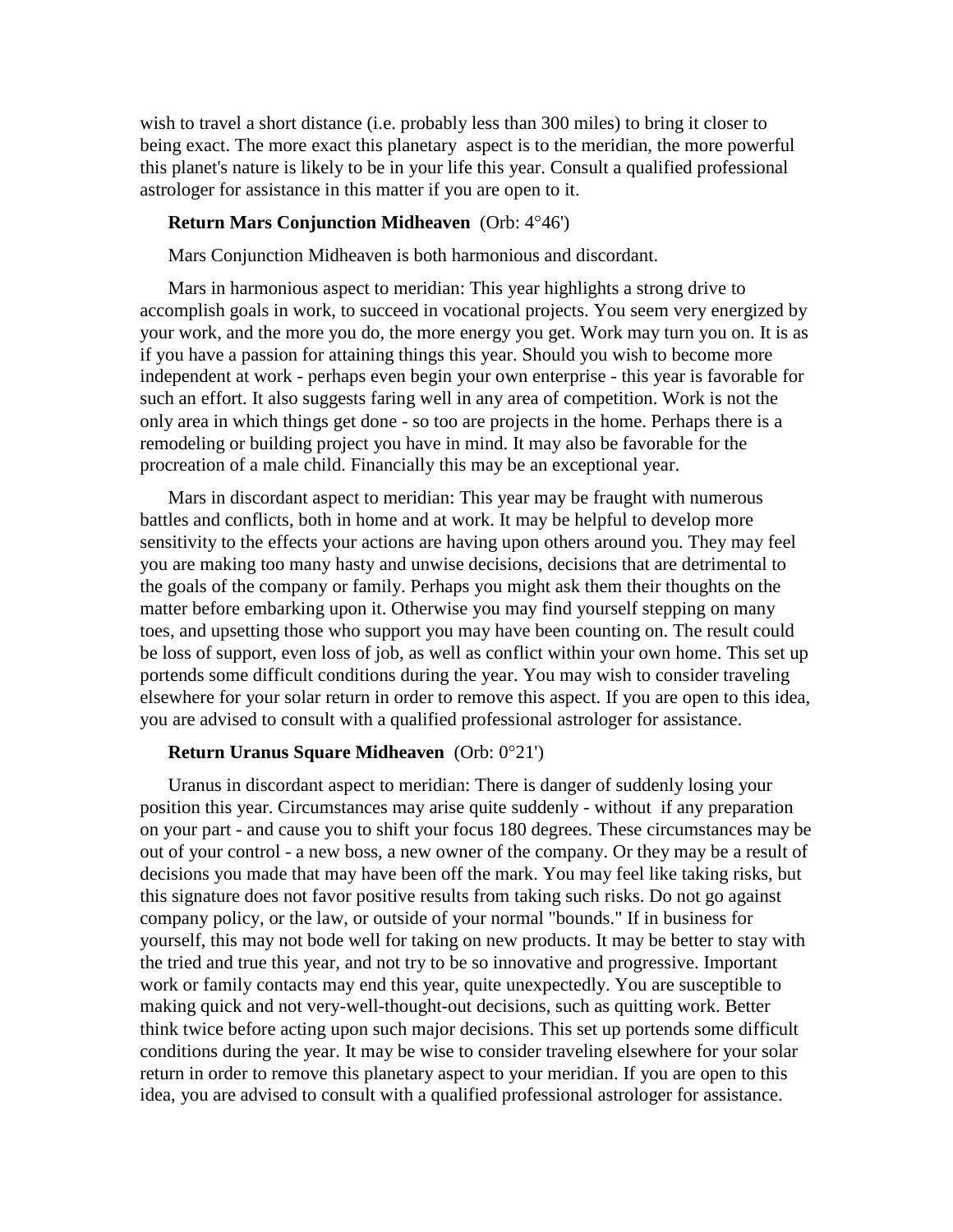wish to travel a short distance (i.e. probably less than 300 miles) to bring it closer to being exact. The more exact this planetary aspect is to the meridian, the more powerful this planet's nature is likely to be in your life this year. Consult a qualified professional astrologer for assistance in this matter if you are open to it.

**Return Mars Conjunction Midheaven** (Orb: 4°46')

Mars Conjunction Midheaven is both harmonious and discordant.

Mars in harmonious aspect to meridian: This year highlights a strong drive to accomplish goals in work, to succeed in vocational projects. You seem very energized by your work, and the more you do, the more energy you get. Work may turn you on. It is as if you have a passion for attaining things this year. Should you wish to become more independent at work - perhaps even begin your own enterprise - this year is favorable for such an effort. It also suggests faring well in any area of competition. Work is not the only area in which things get done - so too are projects in the home. Perhaps there is a remodeling or building project you have in mind. It may also be favorable for the procreation of a male child. Financially this may be an exceptional year.

Mars in discordant aspect to meridian: This year may be fraught with numerous battles and conflicts, both in home and at work. It may be helpful to develop more sensitivity to the effects your actions are having upon others around you. They may feel you are making too many hasty and unwise decisions, decisions that are detrimental to the goals of the company or family. Perhaps you might ask them their thoughts on the matter before embarking upon it. Otherwise you may find yourself stepping on many toes, and upsetting those who support you may have been counting on. The result could be loss of support, even loss of job, as well as conflict within your own home. This set up portends some difficult conditions during the year. You may wish to consider traveling elsewhere for your solar return in order to remove this aspect. If you are open to this idea, you are advised to consult with a qualified professional astrologer for assistance.

**Return Uranus Square Midheaven** (Orb: 0°21')

Uranus in discordant aspect to meridian: There is danger of suddenly losing your position this year. Circumstances may arise quite suddenly - without if any preparation on your part - and cause you to shift your focus 180 degrees. These circumstances may be out of your control - a new boss, a new owner of the company. Or they may be a result of decisions you made that may have been off the mark. You may feel like taking risks, but this signature does not favor positive results from taking such risks. Do not go against company policy, or the law, or outside of your normal "bounds." If in business for yourself, this may not bode well for taking on new products. It may be better to stay with the tried and true this year, and not try to be so innovative and progressive. Important work or family contacts may end this year, quite unexpectedly. You are susceptible to making quick and not very-well-thought-out decisions, such as quitting work. Better think twice before acting upon such major decisions. This set up portends some difficult conditions during the year. It may be wise to consider traveling elsewhere for your solar return in order to remove this planetary aspect to your meridian. If you are open to this idea, you are advised to consult with a qualified professional astrologer for assistance.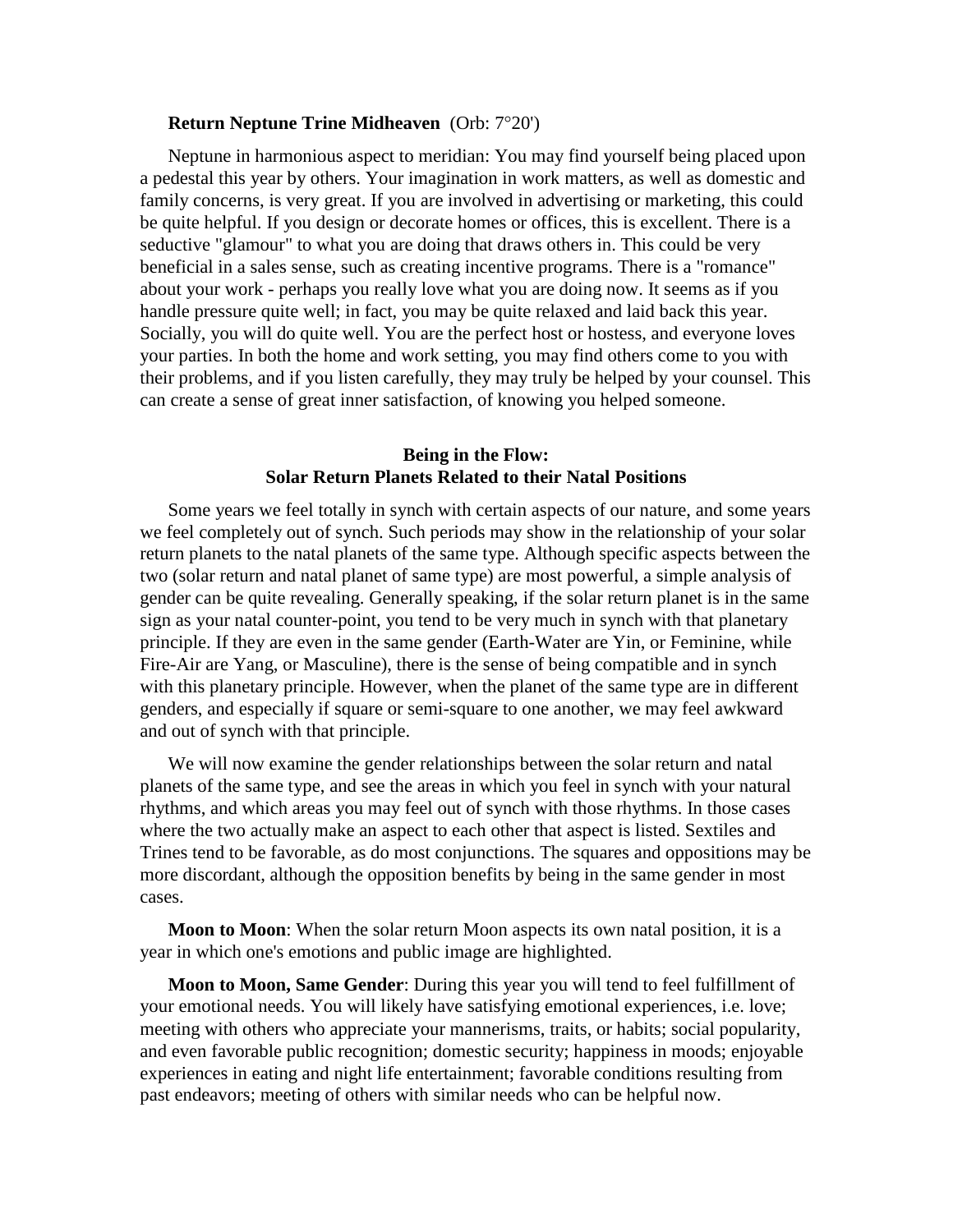**Return Neptune Trine Midheaven** (Orb: 7°20')

Neptune in harmonious aspect to meridian: You may find yourself being placed upon a pedestal this year by others. Your imagination in work matters, as well as domestic and family concerns, is very great. If you are involved in advertising or marketing, this could be quite helpful. If you design or decorate homes or offices, this is excellent. There is a seductive "glamour" to what you are doing that draws others in. This could be very beneficial in a sales sense, such as creating incentive programs. There is a "romance" about your work - perhaps you really love what you are doing now. It seems as if you handle pressure quite well; in fact, you may be quite relaxed and laid back this year. Socially, you will do quite well. You are the perfect host or hostess, and everyone loves your parties. In both the home and work setting, you may find others come to you with their problems, and if you listen carefully, they may truly be helped by your counsel. This can create a sense of great inner satisfaction, of knowing you helped someone.

## Being in the Flow:
## Solar Return Planets Related to their Natal Positions

Some years we feel totally in synch with certain aspects of our nature, and some years we feel completely out of synch. Such periods may show in the relationship of your solar return planets to the natal planets of the same type. Although specific aspects between the two (solar return and natal planet of same type) are most powerful, a simple analysis of gender can be quite revealing. Generally speaking, if the solar return planet is in the same sign as your natal counter-point, you tend to be very much in synch with that planetary principle. If they are even in the same gender (Earth-Water are Yin, or Feminine, while Fire-Air are Yang, or Masculine), there is the sense of being compatible and in synch with this planetary principle. However, when the planet of the same type are in different genders, and especially if square or semi-square to one another, we may feel awkward and out of synch with that principle.

We will now examine the gender relationships between the solar return and natal planets of the same type, and see the areas in which you feel in synch with your natural rhythms, and which areas you may feel out of synch with those rhythms. In those cases where the two actually make an aspect to each other that aspect is listed. Sextiles and Trines tend to be favorable, as do most conjunctions. The squares and oppositions may be more discordant, although the opposition benefits by being in the same gender in most cases.

**Moon to Moon**: When the solar return Moon aspects its own natal position, it is a year in which one's emotions and public image are highlighted.

**Moon to Moon, Same Gender**: During this year you will tend to feel fulfillment of your emotional needs. You will likely have satisfying emotional experiences, i.e. love; meeting with others who appreciate your mannerisms, traits, or habits; social popularity, and even favorable public recognition; domestic security; happiness in moods; enjoyable experiences in eating and night life entertainment; favorable conditions resulting from past endeavors; meeting of others with similar needs who can be helpful now.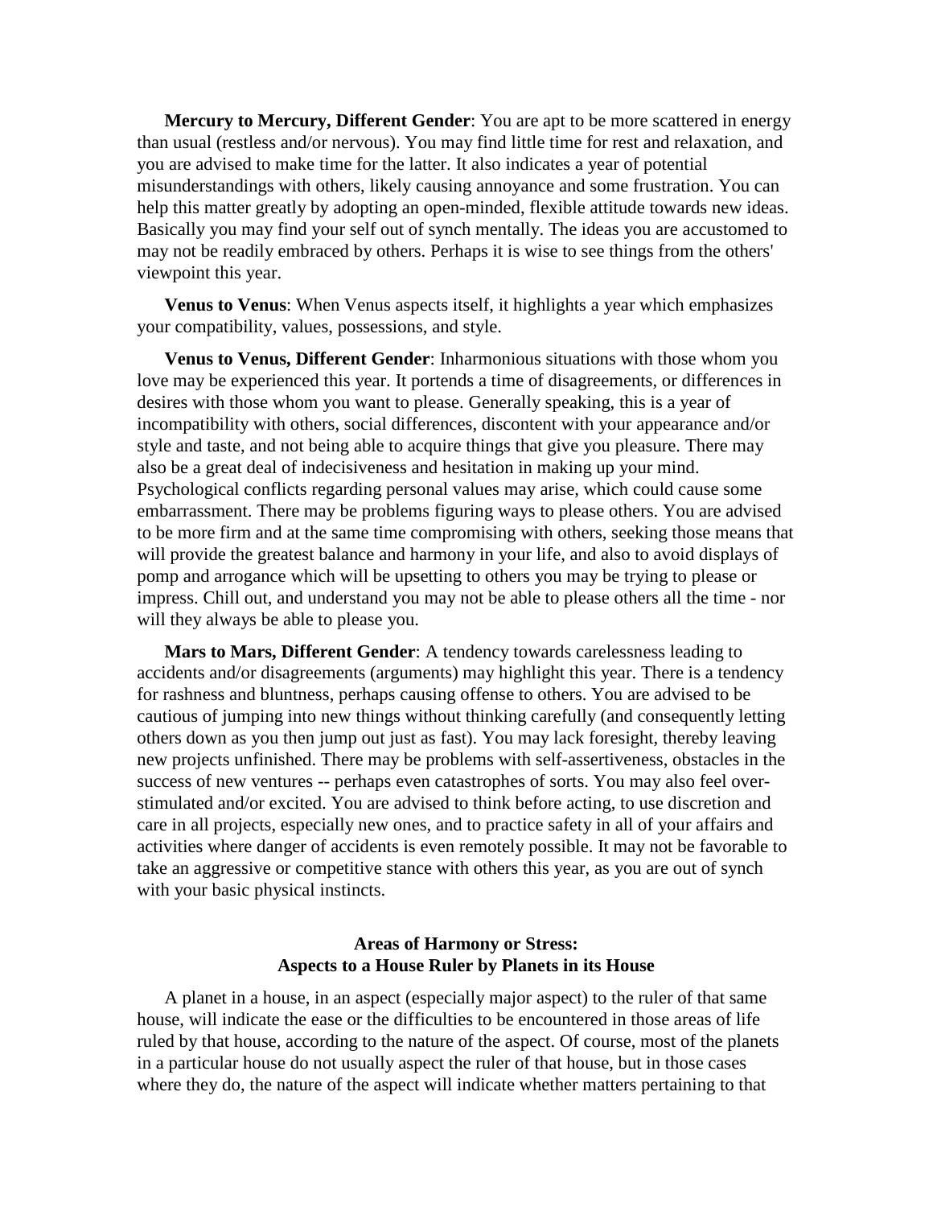**Mercury to Mercury, Different Gender**: You are apt to be more scattered in energy than usual (restless and/or nervous). You may find little time for rest and relaxation, and you are advised to make time for the latter. It also indicates a year of potential misunderstandings with others, likely causing annoyance and some frustration. You can help this matter greatly by adopting an open-minded, flexible attitude towards new ideas. Basically you may find your self out of synch mentally. The ideas you are accustomed to may not be readily embraced by others. Perhaps it is wise to see things from the others' viewpoint this year.

**Venus to Venus**: When Venus aspects itself, it highlights a year which emphasizes your compatibility, values, possessions, and style.

**Venus to Venus, Different Gender**: Inharmonious situations with those whom you love may be experienced this year. It portends a time of disagreements, or differences in desires with those whom you want to please. Generally speaking, this is a year of incompatibility with others, social differences, discontent with your appearance and/or style and taste, and not being able to acquire things that give you pleasure. There may also be a great deal of indecisiveness and hesitation in making up your mind. Psychological conflicts regarding personal values may arise, which could cause some embarrassment. There may be problems figuring ways to please others. You are advised to be more firm and at the same time compromising with others, seeking those means that will provide the greatest balance and harmony in your life, and also to avoid displays of pomp and arrogance which will be upsetting to others you may be trying to please or impress. Chill out, and understand you may not be able to please others all the time - nor will they always be able to please you.

**Mars to Mars, Different Gender**: A tendency towards carelessness leading to accidents and/or disagreements (arguments) may highlight this year. There is a tendency for rashness and bluntness, perhaps causing offense to others. You are advised to be cautious of jumping into new things without thinking carefully (and consequently letting others down as you then jump out just as fast). You may lack foresight, thereby leaving new projects unfinished. There may be problems with self-assertiveness, obstacles in the success of new ventures -- perhaps even catastrophes of sorts. You may also feel over-stimulated and/or excited. You are advised to think before acting, to use discretion and care in all projects, especially new ones, and to practice safety in all of your affairs and activities where danger of accidents is even remotely possible. It may not be favorable to take an aggressive or competitive stance with others this year, as you are out of synch with your basic physical instincts.

## Areas of Harmony or Stress: Aspects to a House Ruler by Planets in its House

A planet in a house, in an aspect (especially major aspect) to the ruler of that same house, will indicate the ease or the difficulties to be encountered in those areas of life ruled by that house, according to the nature of the aspect. Of course, most of the planets in a particular house do not usually aspect the ruler of that house, but in those cases where they do, the nature of the aspect will indicate whether matters pertaining to that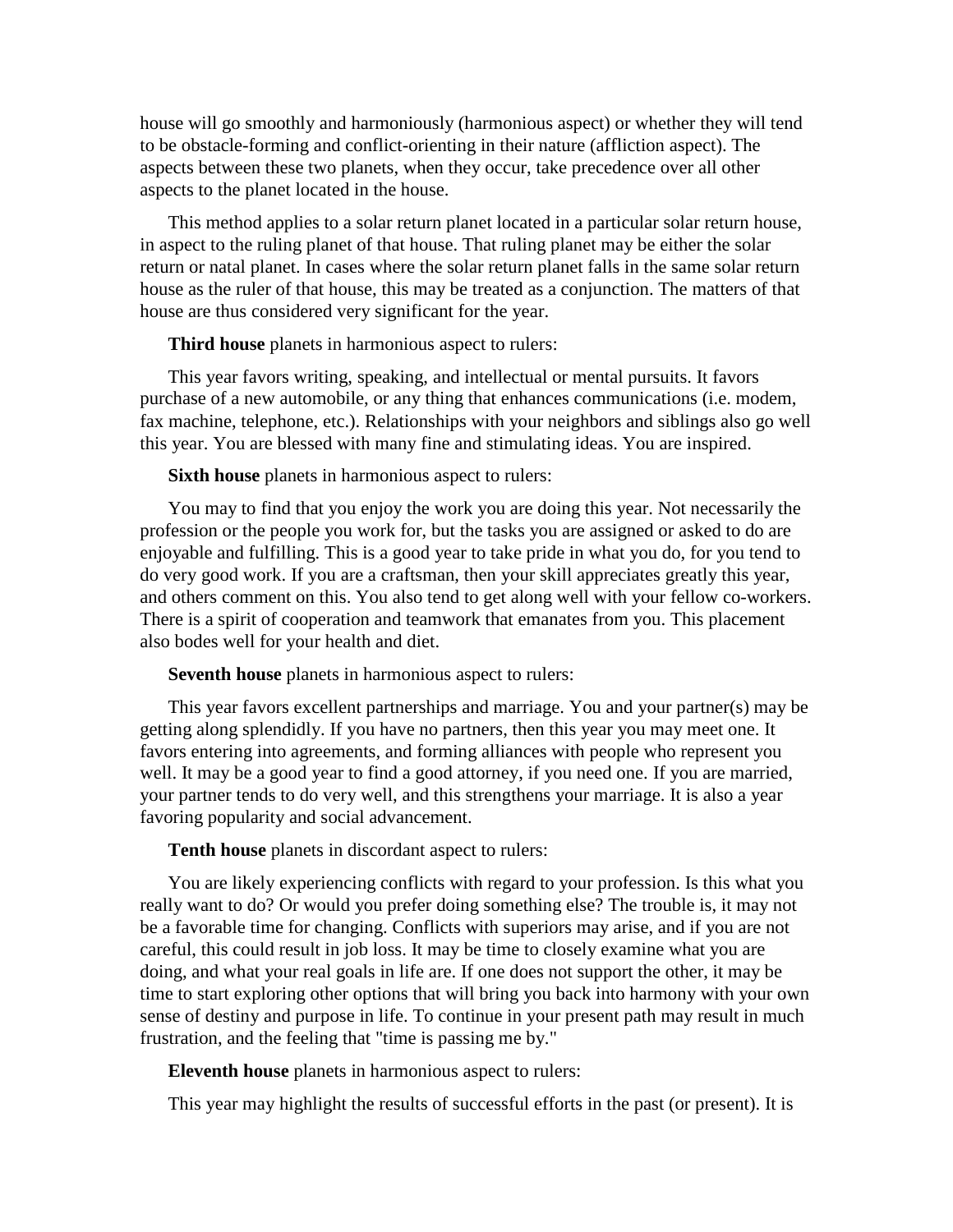house will go smoothly and harmoniously (harmonious aspect) or whether they will tend to be obstacle-forming and conflict-orienting in their nature (affliction aspect). The aspects between these two planets, when they occur, take precedence over all other aspects to the planet located in the house.

This method applies to a solar return planet located in a particular solar return house, in aspect to the ruling planet of that house. That ruling planet may be either the solar return or natal planet. In cases where the solar return planet falls in the same solar return house as the ruler of that house, this may be treated as a conjunction. The matters of that house are thus considered very significant for the year.

**Third house** planets in harmonious aspect to rulers:

This year favors writing, speaking, and intellectual or mental pursuits. It favors purchase of a new automobile, or any thing that enhances communications (i.e. modem, fax machine, telephone, etc.). Relationships with your neighbors and siblings also go well this year. You are blessed with many fine and stimulating ideas. You are inspired.

**Sixth house** planets in harmonious aspect to rulers:

You may to find that you enjoy the work you are doing this year. Not necessarily the profession or the people you work for, but the tasks you are assigned or asked to do are enjoyable and fulfilling. This is a good year to take pride in what you do, for you tend to do very good work. If you are a craftsman, then your skill appreciates greatly this year, and others comment on this. You also tend to get along well with your fellow co-workers. There is a spirit of cooperation and teamwork that emanates from you. This placement also bodes well for your health and diet.

**Seventh house** planets in harmonious aspect to rulers:

This year favors excellent partnerships and marriage. You and your partner(s) may be getting along splendidly. If you have no partners, then this year you may meet one. It favors entering into agreements, and forming alliances with people who represent you well. It may be a good year to find a good attorney, if you need one. If you are married, your partner tends to do very well, and this strengthens your marriage. It is also a year favoring popularity and social advancement.

**Tenth house** planets in discordant aspect to rulers:

You are likely experiencing conflicts with regard to your profession. Is this what you really want to do? Or would you prefer doing something else? The trouble is, it may not be a favorable time for changing. Conflicts with superiors may arise, and if you are not careful, this could result in job loss. It may be time to closely examine what you are doing, and what your real goals in life are. If one does not support the other, it may be time to start exploring other options that will bring you back into harmony with your own sense of destiny and purpose in life. To continue in your present path may result in much frustration, and the feeling that "time is passing me by."

**Eleventh house** planets in harmonious aspect to rulers:

This year may highlight the results of successful efforts in the past (or present). It is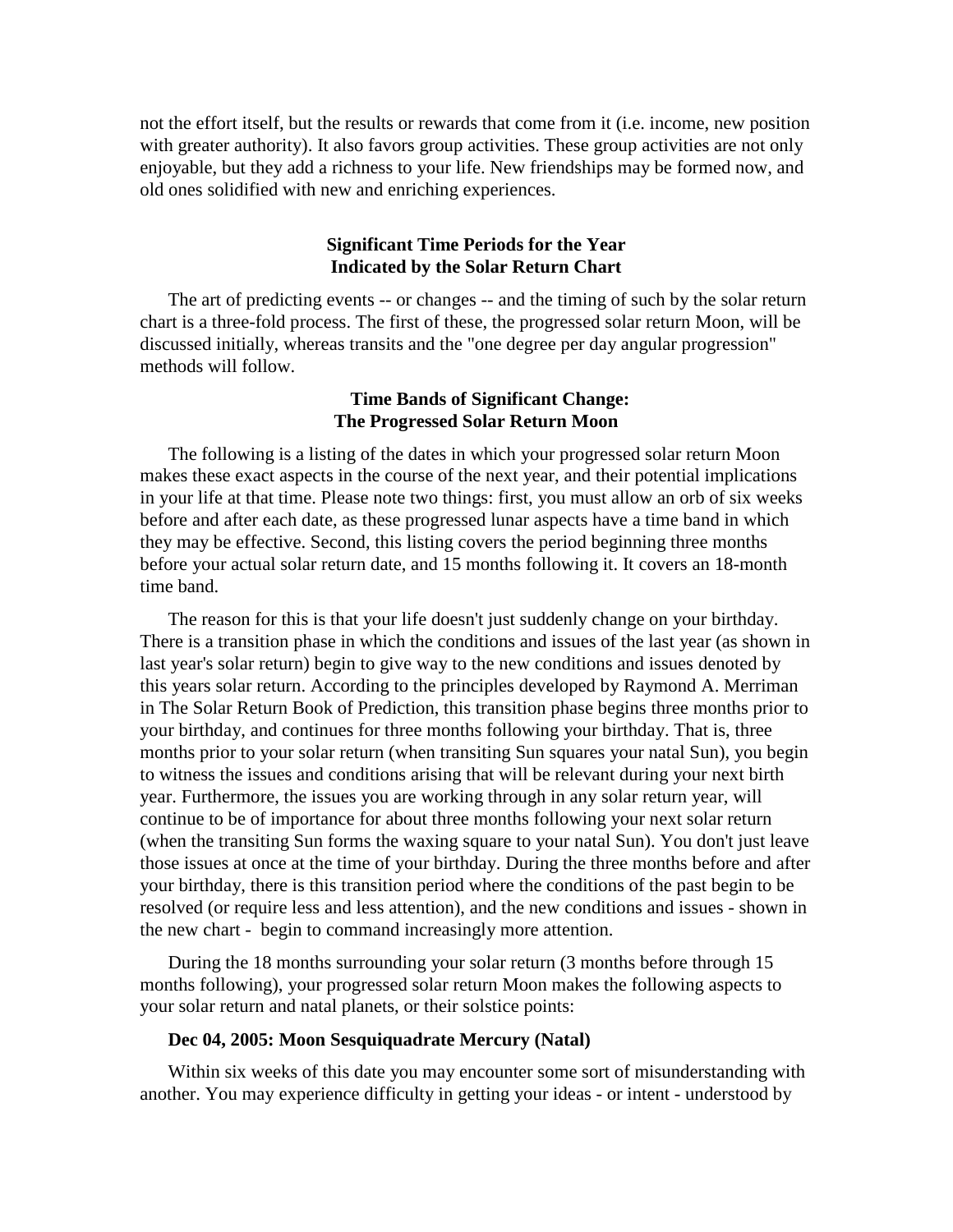not the effort itself, but the results or rewards that come from it (i.e. income, new position with greater authority). It also favors group activities. These group activities are not only enjoyable, but they add a richness to your life. New friendships may be formed now, and old ones solidified with new and enriching experiences.

## Significant Time Periods for the Year Indicated by the Solar Return Chart

The art of predicting events -- or changes -- and the timing of such by the solar return chart is a three-fold process. The first of these, the progressed solar return Moon, will be discussed initially, whereas transits and the "one degree per day angular progression" methods will follow.

### Time Bands of Significant Change: The Progressed Solar Return Moon

The following is a listing of the dates in which your progressed solar return Moon makes these exact aspects in the course of the next year, and their potential implications in your life at that time. Please note two things: first, you must allow an orb of six weeks before and after each date, as these progressed lunar aspects have a time band in which they may be effective. Second, this listing covers the period beginning three months before your actual solar return date, and 15 months following it. It covers an 18-month time band.

The reason for this is that your life doesn't just suddenly change on your birthday. There is a transition phase in which the conditions and issues of the last year (as shown in last year's solar return) begin to give way to the new conditions and issues denoted by this years solar return. According to the principles developed by Raymond A. Merriman in The Solar Return Book of Prediction, this transition phase begins three months prior to your birthday, and continues for three months following your birthday. That is, three months prior to your solar return (when transiting Sun squares your natal Sun), you begin to witness the issues and conditions arising that will be relevant during your next birth year. Furthermore, the issues you are working through in any solar return year, will continue to be of importance for about three months following your next solar return (when the transiting Sun forms the waxing square to your natal Sun). You don't just leave those issues at once at the time of your birthday. During the three months before and after your birthday, there is this transition period where the conditions of the past begin to be resolved (or require less and less attention), and the new conditions and issues - shown in the new chart - begin to command increasingly more attention.

During the 18 months surrounding your solar return (3 months before through 15 months following), your progressed solar return Moon makes the following aspects to your solar return and natal planets, or their solstice points:

**Dec 04, 2005: Moon Sesquiquadrate Mercury (Natal)**

Within six weeks of this date you may encounter some sort of misunderstanding with another. You may experience difficulty in getting your ideas - or intent - understood by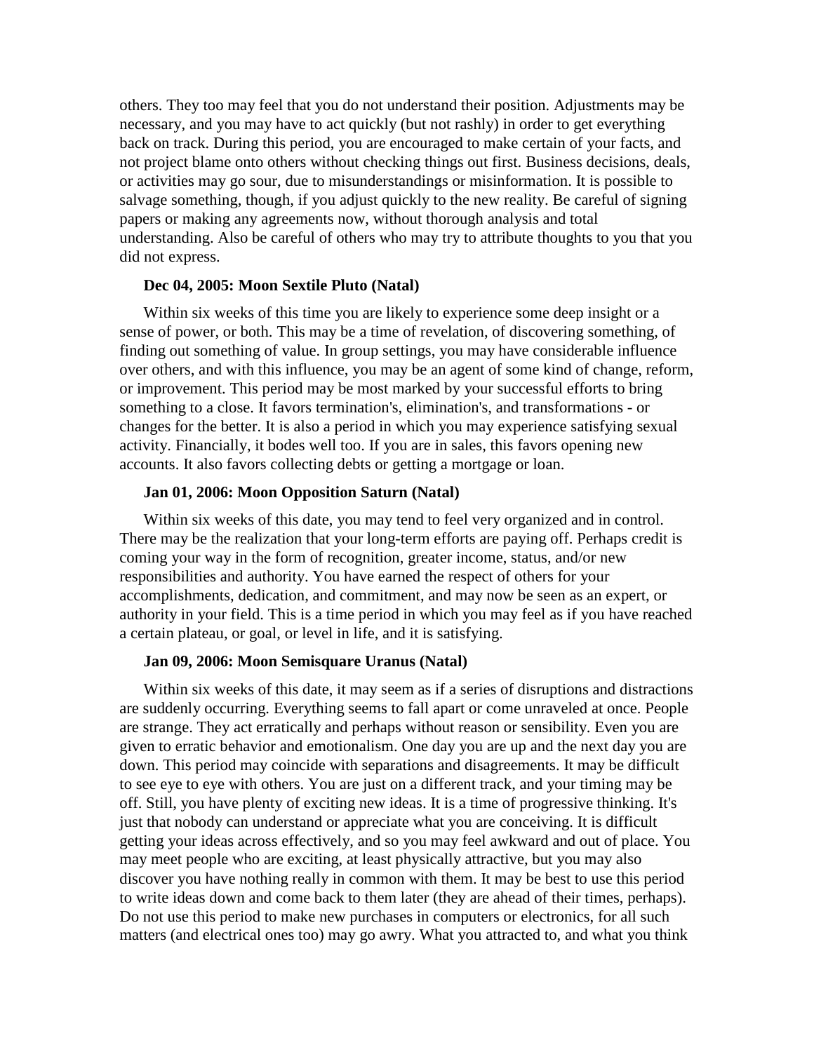others. They too may feel that you do not understand their position. Adjustments may be necessary, and you may have to act quickly (but not rashly) in order to get everything back on track. During this period, you are encouraged to make certain of your facts, and not project blame onto others without checking things out first. Business decisions, deals, or activities may go sour, due to misunderstandings or misinformation. It is possible to salvage something, though, if you adjust quickly to the new reality. Be careful of signing papers or making any agreements now, without thorough analysis and total understanding. Also be careful of others who may try to attribute thoughts to you that you did not express.

**Dec 04, 2005: Moon Sextile Pluto (Natal)**

Within six weeks of this time you are likely to experience some deep insight or a sense of power, or both. This may be a time of revelation, of discovering something, of finding out something of value. In group settings, you may have considerable influence over others, and with this influence, you may be an agent of some kind of change, reform, or improvement. This period may be most marked by your successful efforts to bring something to a close. It favors termination's, elimination's, and transformations - or changes for the better. It is also a period in which you may experience satisfying sexual activity. Financially, it bodes well too. If you are in sales, this favors opening new accounts. It also favors collecting debts or getting a mortgage or loan.

**Jan 01, 2006: Moon Opposition Saturn (Natal)**

Within six weeks of this date, you may tend to feel very organized and in control. There may be the realization that your long-term efforts are paying off. Perhaps credit is coming your way in the form of recognition, greater income, status, and/or new responsibilities and authority. You have earned the respect of others for your accomplishments, dedication, and commitment, and may now be seen as an expert, or authority in your field. This is a time period in which you may feel as if you have reached a certain plateau, or goal, or level in life, and it is satisfying.

**Jan 09, 2006: Moon Semisquare Uranus (Natal)**

Within six weeks of this date, it may seem as if a series of disruptions and distractions are suddenly occurring. Everything seems to fall apart or come unraveled at once. People are strange. They act erratically and perhaps without reason or sensibility. Even you are given to erratic behavior and emotionalism. One day you are up and the next day you are down. This period may coincide with separations and disagreements. It may be difficult to see eye to eye with others. You are just on a different track, and your timing may be off. Still, you have plenty of exciting new ideas. It is a time of progressive thinking. It's just that nobody can understand or appreciate what you are conceiving. It is difficult getting your ideas across effectively, and so you may feel awkward and out of place. You may meet people who are exciting, at least physically attractive, but you may also discover you have nothing really in common with them. It may be best to use this period to write ideas down and come back to them later (they are ahead of their times, perhaps). Do not use this period to make new purchases in computers or electronics, for all such matters (and electrical ones too) may go awry. What you attracted to, and what you think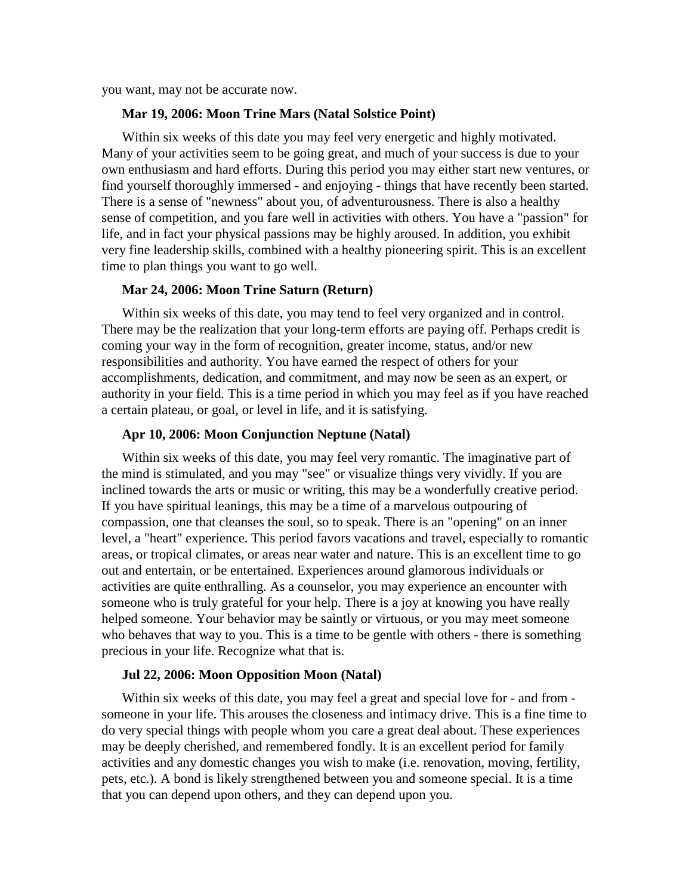you want, may not be accurate now.

### Mar 19, 2006: Moon Trine Mars (Natal Solstice Point)

Within six weeks of this date you may feel very energetic and highly motivated. Many of your activities seem to be going great, and much of your success is due to your own enthusiasm and hard efforts. During this period you may either start new ventures, or find yourself thoroughly immersed - and enjoying - things that have recently been started. There is a sense of "newness" about you, of adventurousness. There is also a healthy sense of competition, and you fare well in activities with others. You have a "passion" for life, and in fact your physical passions may be highly aroused. In addition, you exhibit very fine leadership skills, combined with a healthy pioneering spirit. This is an excellent time to plan things you want to go well.

### Mar 24, 2006: Moon Trine Saturn (Return)

Within six weeks of this date, you may tend to feel very organized and in control. There may be the realization that your long-term efforts are paying off. Perhaps credit is coming your way in the form of recognition, greater income, status, and/or new responsibilities and authority. You have earned the respect of others for your accomplishments, dedication, and commitment, and may now be seen as an expert, or authority in your field. This is a time period in which you may feel as if you have reached a certain plateau, or goal, or level in life, and it is satisfying.

### Apr 10, 2006: Moon Conjunction Neptune (Natal)

Within six weeks of this date, you may feel very romantic. The imaginative part of the mind is stimulated, and you may "see" or visualize things very vividly. If you are inclined towards the arts or music or writing, this may be a wonderfully creative period. If you have spiritual leanings, this may be a time of a marvelous outpouring of compassion, one that cleanses the soul, so to speak. There is an "opening" on an inner level, a "heart" experience. This period favors vacations and travel, especially to romantic areas, or tropical climates, or areas near water and nature. This is an excellent time to go out and entertain, or be entertained. Experiences around glamorous individuals or activities are quite enthralling. As a counselor, you may experience an encounter with someone who is truly grateful for your help. There is a joy at knowing you have really helped someone. Your behavior may be saintly or virtuous, or you may meet someone who behaves that way to you. This is a time to be gentle with others - there is something precious in your life. Recognize what that is.

### Jul 22, 2006: Moon Opposition Moon (Natal)

Within six weeks of this date, you may feel a great and special love for - and from - someone in your life. This arouses the closeness and intimacy drive. This is a fine time to do very special things with people whom you care a great deal about. These experiences may be deeply cherished, and remembered fondly. It is an excellent period for family activities and any domestic changes you wish to make (i.e. renovation, moving, fertility, pets, etc.). A bond is likely strengthened between you and someone special. It is a time that you can depend upon others, and they can depend upon you.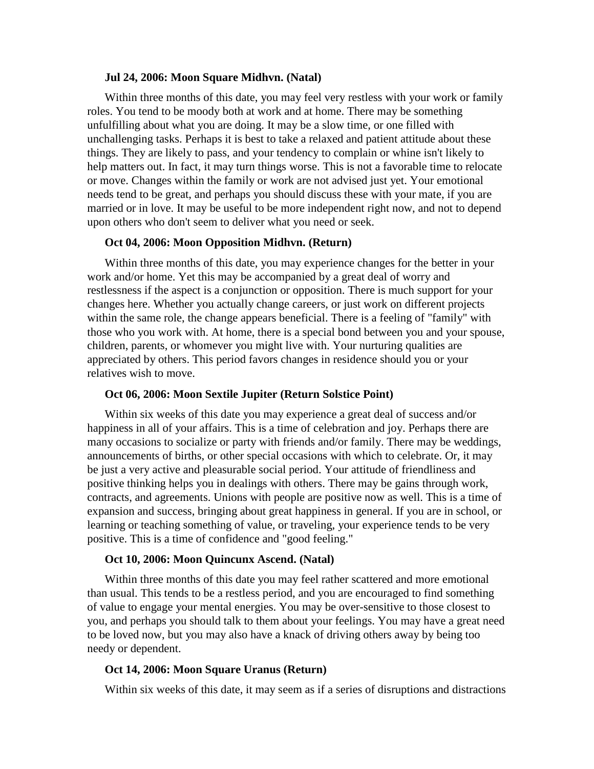**Jul 24, 2006: Moon Square Midhvn. (Natal)**

Within three months of this date, you may feel very restless with your work or family roles. You tend to be moody both at work and at home. There may be something unfulfilling about what you are doing. It may be a slow time, or one filled with unchallenging tasks. Perhaps it is best to take a relaxed and patient attitude about these things. They are likely to pass, and your tendency to complain or whine isn't likely to help matters out. In fact, it may turn things worse. This is not a favorable time to relocate or move. Changes within the family or work are not advised just yet. Your emotional needs tend to be great, and perhaps you should discuss these with your mate, if you are married or in love. It may be useful to be more independent right now, and not to depend upon others who don't seem to deliver what you need or seek.

**Oct 04, 2006: Moon Opposition Midhvn. (Return)**

Within three months of this date, you may experience changes for the better in your work and/or home. Yet this may be accompanied by a great deal of worry and restlessness if the aspect is a conjunction or opposition. There is much support for your changes here. Whether you actually change careers, or just work on different projects within the same role, the change appears beneficial. There is a feeling of "family" with those who you work with. At home, there is a special bond between you and your spouse, children, parents, or whomever you might live with. Your nurturing qualities are appreciated by others. This period favors changes in residence should you or your relatives wish to move.

**Oct 06, 2006: Moon Sextile Jupiter (Return Solstice Point)**

Within six weeks of this date you may experience a great deal of success and/or happiness in all of your affairs. This is a time of celebration and joy. Perhaps there are many occasions to socialize or party with friends and/or family. There may be weddings, announcements of births, or other special occasions with which to celebrate. Or, it may be just a very active and pleasurable social period. Your attitude of friendliness and positive thinking helps you in dealings with others. There may be gains through work, contracts, and agreements. Unions with people are positive now as well. This is a time of expansion and success, bringing about great happiness in general. If you are in school, or learning or teaching something of value, or traveling, your experience tends to be very positive. This is a time of confidence and "good feeling."

**Oct 10, 2006: Moon Quincunx Ascend. (Natal)**

Within three months of this date you may feel rather scattered and more emotional than usual. This tends to be a restless period, and you are encouraged to find something of value to engage your mental energies. You may be over-sensitive to those closest to you, and perhaps you should talk to them about your feelings. You may have a great need to be loved now, but you may also have a knack of driving others away by being too needy or dependent.

**Oct 14, 2006: Moon Square Uranus (Return)**

Within six weeks of this date, it may seem as if a series of disruptions and distractions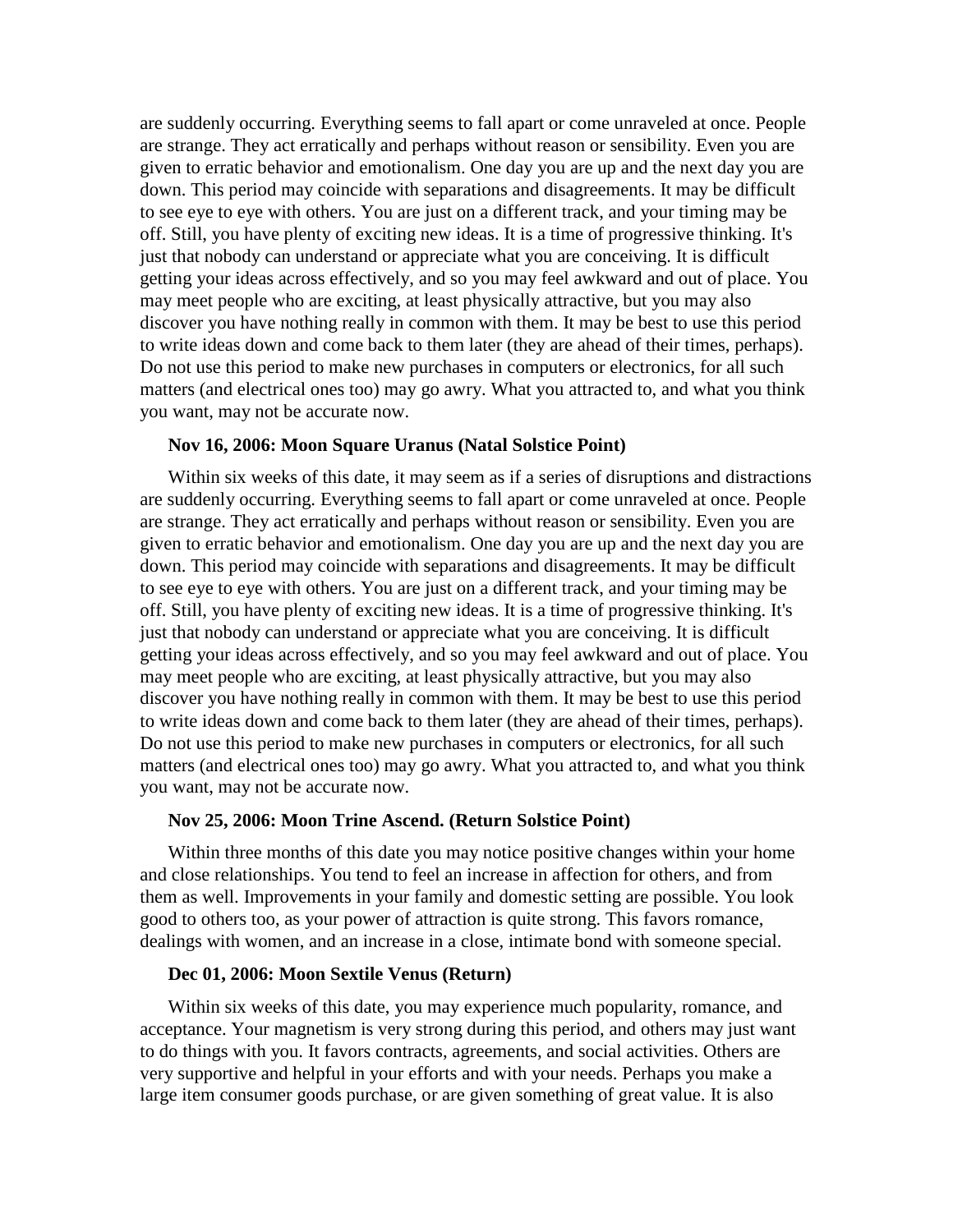are suddenly occurring. Everything seems to fall apart or come unraveled at once. People are strange. They act erratically and perhaps without reason or sensibility. Even you are given to erratic behavior and emotionalism. One day you are up and the next day you are down. This period may coincide with separations and disagreements. It may be difficult to see eye to eye with others. You are just on a different track, and your timing may be off. Still, you have plenty of exciting new ideas. It is a time of progressive thinking. It's just that nobody can understand or appreciate what you are conceiving. It is difficult getting your ideas across effectively, and so you may feel awkward and out of place. You may meet people who are exciting, at least physically attractive, but you may also discover you have nothing really in common with them. It may be best to use this period to write ideas down and come back to them later (they are ahead of their times, perhaps). Do not use this period to make new purchases in computers or electronics, for all such matters (and electrical ones too) may go awry. What you attracted to, and what you think you want, may not be accurate now.

**Nov 16, 2006: Moon Square Uranus (Natal Solstice Point)**

Within six weeks of this date, it may seem as if a series of disruptions and distractions are suddenly occurring. Everything seems to fall apart or come unraveled at once. People are strange. They act erratically and perhaps without reason or sensibility. Even you are given to erratic behavior and emotionalism. One day you are up and the next day you are down. This period may coincide with separations and disagreements. It may be difficult to see eye to eye with others. You are just on a different track, and your timing may be off. Still, you have plenty of exciting new ideas. It is a time of progressive thinking. It's just that nobody can understand or appreciate what you are conceiving. It is difficult getting your ideas across effectively, and so you may feel awkward and out of place. You may meet people who are exciting, at least physically attractive, but you may also discover you have nothing really in common with them. It may be best to use this period to write ideas down and come back to them later (they are ahead of their times, perhaps). Do not use this period to make new purchases in computers or electronics, for all such matters (and electrical ones too) may go awry. What you attracted to, and what you think you want, may not be accurate now.

**Nov 25, 2006: Moon Trine Ascend. (Return Solstice Point)**

Within three months of this date you may notice positive changes within your home and close relationships. You tend to feel an increase in affection for others, and from them as well. Improvements in your family and domestic setting are possible. You look good to others too, as your power of attraction is quite strong. This favors romance, dealings with women, and an increase in a close, intimate bond with someone special.

**Dec 01, 2006: Moon Sextile Venus (Return)**

Within six weeks of this date, you may experience much popularity, romance, and acceptance. Your magnetism is very strong during this period, and others may just want to do things with you. It favors contracts, agreements, and social activities. Others are very supportive and helpful in your efforts and with your needs. Perhaps you make a large item consumer goods purchase, or are given something of great value. It is also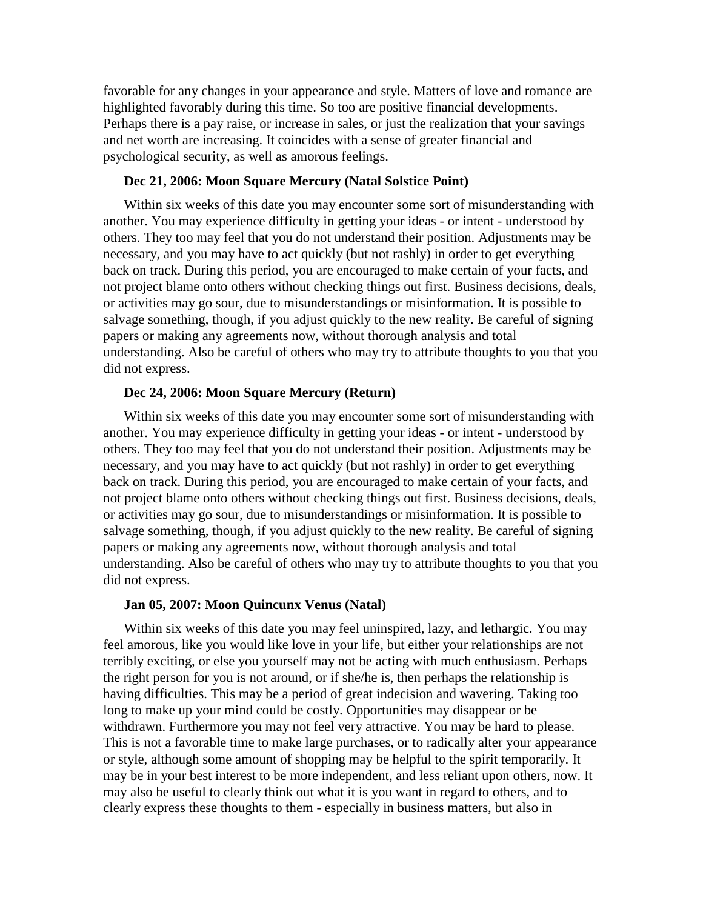favorable for any changes in your appearance and style. Matters of love and romance are highlighted favorably during this time. So too are positive financial developments. Perhaps there is a pay raise, or increase in sales, or just the realization that your savings and net worth are increasing. It coincides with a sense of greater financial and psychological security, as well as amorous feelings.

**Dec 21, 2006: Moon Square Mercury (Natal Solstice Point)**

Within six weeks of this date you may encounter some sort of misunderstanding with another. You may experience difficulty in getting your ideas - or intent - understood by others. They too may feel that you do not understand their position. Adjustments may be necessary, and you may have to act quickly (but not rashly) in order to get everything back on track. During this period, you are encouraged to make certain of your facts, and not project blame onto others without checking things out first. Business decisions, deals, or activities may go sour, due to misunderstandings or misinformation. It is possible to salvage something, though, if you adjust quickly to the new reality. Be careful of signing papers or making any agreements now, without thorough analysis and total understanding. Also be careful of others who may try to attribute thoughts to you that you did not express.

**Dec 24, 2006: Moon Square Mercury (Return)**

Within six weeks of this date you may encounter some sort of misunderstanding with another. You may experience difficulty in getting your ideas - or intent - understood by others. They too may feel that you do not understand their position. Adjustments may be necessary, and you may have to act quickly (but not rashly) in order to get everything back on track. During this period, you are encouraged to make certain of your facts, and not project blame onto others without checking things out first. Business decisions, deals, or activities may go sour, due to misunderstandings or misinformation. It is possible to salvage something, though, if you adjust quickly to the new reality. Be careful of signing papers or making any agreements now, without thorough analysis and total understanding. Also be careful of others who may try to attribute thoughts to you that you did not express.

**Jan 05, 2007: Moon Quincunx Venus (Natal)**

Within six weeks of this date you may feel uninspired, lazy, and lethargic. You may feel amorous, like you would like love in your life, but either your relationships are not terribly exciting, or else you yourself may not be acting with much enthusiasm. Perhaps the right person for you is not around, or if she/he is, then perhaps the relationship is having difficulties. This may be a period of great indecision and wavering. Taking too long to make up your mind could be costly. Opportunities may disappear or be withdrawn. Furthermore you may not feel very attractive. You may be hard to please. This is not a favorable time to make large purchases, or to radically alter your appearance or style, although some amount of shopping may be helpful to the spirit temporarily. It may be in your best interest to be more independent, and less reliant upon others, now. It may also be useful to clearly think out what it is you want in regard to others, and to clearly express these thoughts to them - especially in business matters, but also in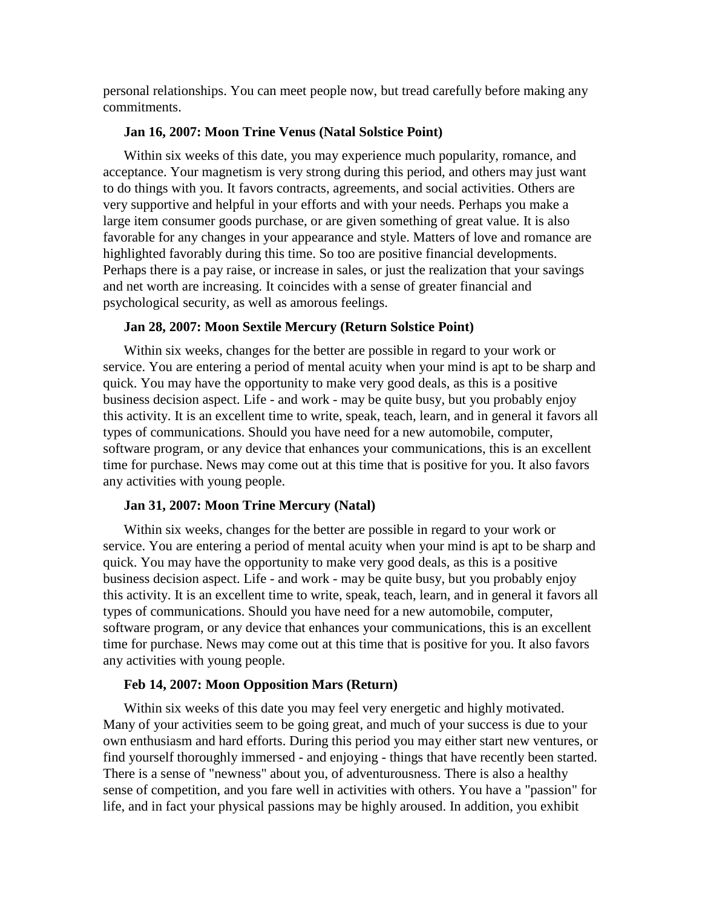personal relationships. You can meet people now, but tread carefully before making any commitments.

### Jan 16, 2007: Moon Trine Venus (Natal Solstice Point)

Within six weeks of this date, you may experience much popularity, romance, and acceptance. Your magnetism is very strong during this period, and others may just want to do things with you. It favors contracts, agreements, and social activities. Others are very supportive and helpful in your efforts and with your needs. Perhaps you make a large item consumer goods purchase, or are given something of great value. It is also favorable for any changes in your appearance and style. Matters of love and romance are highlighted favorably during this time. So too are positive financial developments. Perhaps there is a pay raise, or increase in sales, or just the realization that your savings and net worth are increasing. It coincides with a sense of greater financial and psychological security, as well as amorous feelings.

### Jan 28, 2007: Moon Sextile Mercury (Return Solstice Point)

Within six weeks, changes for the better are possible in regard to your work or service. You are entering a period of mental acuity when your mind is apt to be sharp and quick. You may have the opportunity to make very good deals, as this is a positive business decision aspect. Life - and work - may be quite busy, but you probably enjoy this activity. It is an excellent time to write, speak, teach, learn, and in general it favors all types of communications. Should you have need for a new automobile, computer, software program, or any device that enhances your communications, this is an excellent time for purchase. News may come out at this time that is positive for you. It also favors any activities with young people.

### Jan 31, 2007: Moon Trine Mercury (Natal)

Within six weeks, changes for the better are possible in regard to your work or service. You are entering a period of mental acuity when your mind is apt to be sharp and quick. You may have the opportunity to make very good deals, as this is a positive business decision aspect. Life - and work - may be quite busy, but you probably enjoy this activity. It is an excellent time to write, speak, teach, learn, and in general it favors all types of communications. Should you have need for a new automobile, computer, software program, or any device that enhances your communications, this is an excellent time for purchase. News may come out at this time that is positive for you. It also favors any activities with young people.

### Feb 14, 2007: Moon Opposition Mars (Return)

Within six weeks of this date you may feel very energetic and highly motivated. Many of your activities seem to be going great, and much of your success is due to your own enthusiasm and hard efforts. During this period you may either start new ventures, or find yourself thoroughly immersed - and enjoying - things that have recently been started. There is a sense of "newness" about you, of adventurousness. There is also a healthy sense of competition, and you fare well in activities with others. You have a "passion" for life, and in fact your physical passions may be highly aroused. In addition, you exhibit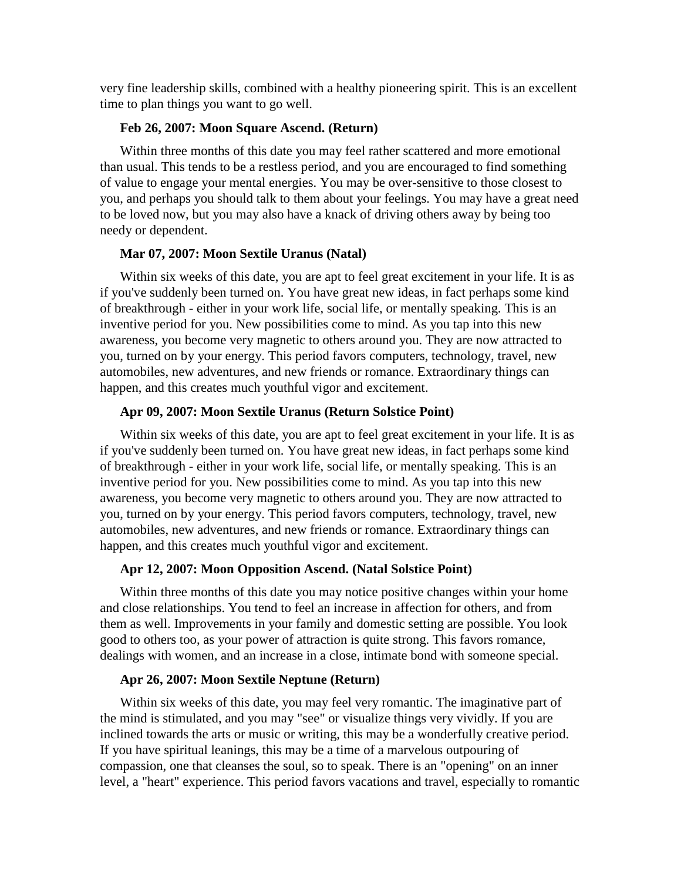very fine leadership skills, combined with a healthy pioneering spirit. This is an excellent time to plan things you want to go well.

**Feb 26, 2007: Moon Square Ascend. (Return)**

Within three months of this date you may feel rather scattered and more emotional than usual. This tends to be a restless period, and you are encouraged to find something of value to engage your mental energies. You may be over-sensitive to those closest to you, and perhaps you should talk to them about your feelings. You may have a great need to be loved now, but you may also have a knack of driving others away by being too needy or dependent.

**Mar 07, 2007: Moon Sextile Uranus (Natal)**

Within six weeks of this date, you are apt to feel great excitement in your life. It is as if you've suddenly been turned on. You have great new ideas, in fact perhaps some kind of breakthrough - either in your work life, social life, or mentally speaking. This is an inventive period for you. New possibilities come to mind. As you tap into this new awareness, you become very magnetic to others around you. They are now attracted to you, turned on by your energy. This period favors computers, technology, travel, new automobiles, new adventures, and new friends or romance. Extraordinary things can happen, and this creates much youthful vigor and excitement.

**Apr 09, 2007: Moon Sextile Uranus (Return Solstice Point)**

Within six weeks of this date, you are apt to feel great excitement in your life. It is as if you've suddenly been turned on. You have great new ideas, in fact perhaps some kind of breakthrough - either in your work life, social life, or mentally speaking. This is an inventive period for you. New possibilities come to mind. As you tap into this new awareness, you become very magnetic to others around you. They are now attracted to you, turned on by your energy. This period favors computers, technology, travel, new automobiles, new adventures, and new friends or romance. Extraordinary things can happen, and this creates much youthful vigor and excitement.

**Apr 12, 2007: Moon Opposition Ascend. (Natal Solstice Point)**

Within three months of this date you may notice positive changes within your home and close relationships. You tend to feel an increase in affection for others, and from them as well. Improvements in your family and domestic setting are possible. You look good to others too, as your power of attraction is quite strong. This favors romance, dealings with women, and an increase in a close, intimate bond with someone special.

**Apr 26, 2007: Moon Sextile Neptune (Return)**

Within six weeks of this date, you may feel very romantic. The imaginative part of the mind is stimulated, and you may "see" or visualize things very vividly. If you are inclined towards the arts or music or writing, this may be a wonderfully creative period. If you have spiritual leanings, this may be a time of a marvelous outpouring of compassion, one that cleanses the soul, so to speak. There is an "opening" on an inner level, a "heart" experience. This period favors vacations and travel, especially to romantic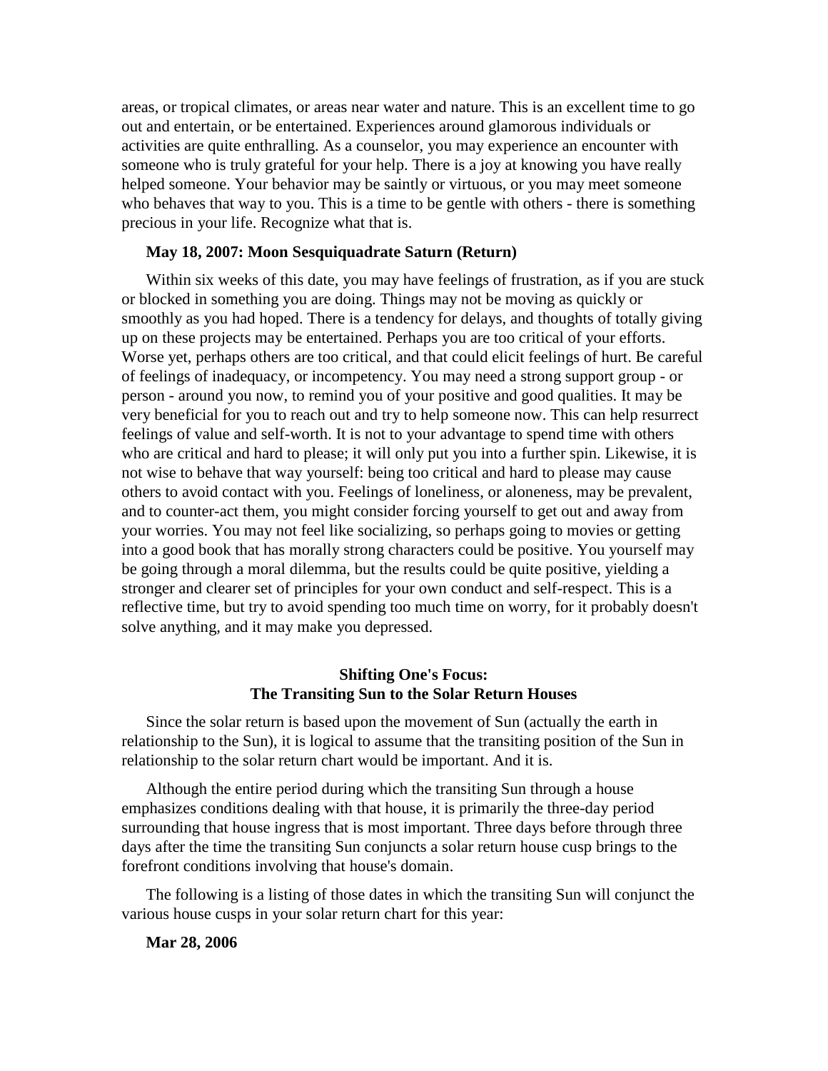areas, or tropical climates, or areas near water and nature. This is an excellent time to go out and entertain, or be entertained. Experiences around glamorous individuals or activities are quite enthralling. As a counselor, you may experience an encounter with someone who is truly grateful for your help. There is a joy at knowing you have really helped someone. Your behavior may be saintly or virtuous, or you may meet someone who behaves that way to you. This is a time to be gentle with others - there is something precious in your life. Recognize what that is.

**May 18, 2007: Moon Sesquiquadrate Saturn (Return)**

Within six weeks of this date, you may have feelings of frustration, as if you are stuck or blocked in something you are doing. Things may not be moving as quickly or smoothly as you had hoped. There is a tendency for delays, and thoughts of totally giving up on these projects may be entertained. Perhaps you are too critical of your efforts. Worse yet, perhaps others are too critical, and that could elicit feelings of hurt. Be careful of feelings of inadequacy, or incompetency. You may need a strong support group - or person - around you now, to remind you of your positive and good qualities. It may be very beneficial for you to reach out and try to help someone now. This can help resurrect feelings of value and self-worth. It is not to your advantage to spend time with others who are critical and hard to please; it will only put you into a further spin. Likewise, it is not wise to behave that way yourself: being too critical and hard to please may cause others to avoid contact with you. Feelings of loneliness, or aloneness, may be prevalent, and to counter-act them, you might consider forcing yourself to get out and away from your worries. You may not feel like socializing, so perhaps going to movies or getting into a good book that has morally strong characters could be positive. You yourself may be going through a moral dilemma, but the results could be quite positive, yielding a stronger and clearer set of principles for your own conduct and self-respect. This is a reflective time, but try to avoid spending too much time on worry, for it probably doesn't solve anything, and it may make you depressed.

## Shifting One's Focus: The Transiting Sun to the Solar Return Houses

Since the solar return is based upon the movement of Sun (actually the earth in relationship to the Sun), it is logical to assume that the transiting position of the Sun in relationship to the solar return chart would be important. And it is.

Although the entire period during which the transiting Sun through a house emphasizes conditions dealing with that house, it is primarily the three-day period surrounding that house ingress that is most important. Three days before through three days after the time the transiting Sun conjuncts a solar return house cusp brings to the forefront conditions involving that house's domain.

The following is a listing of those dates in which the transiting Sun will conjunct the various house cusps in your solar return chart for this year:

**Mar 28, 2006**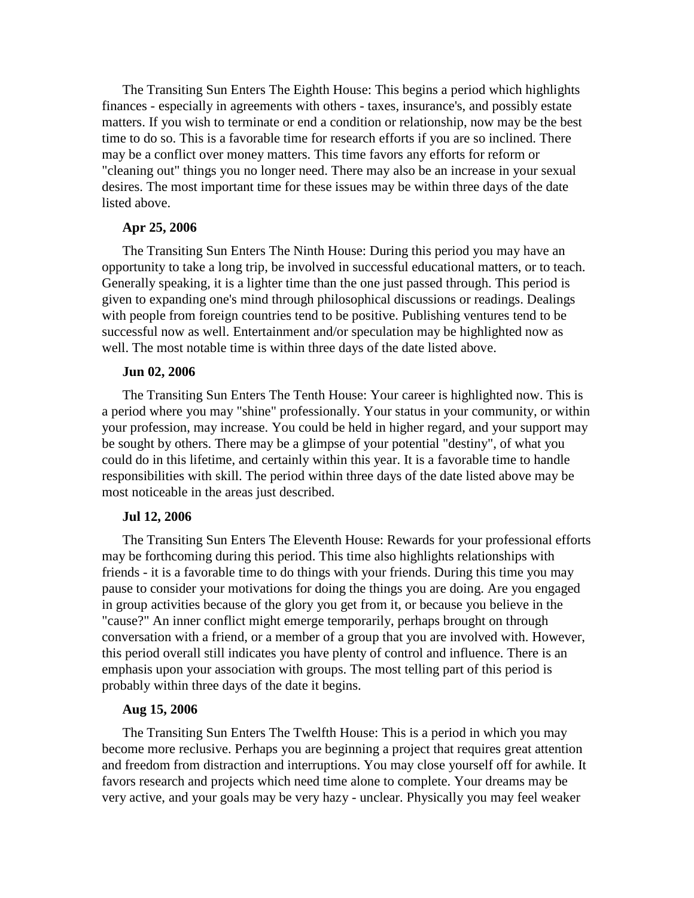The Transiting Sun Enters The Eighth House: This begins a period which highlights finances - especially in agreements with others - taxes, insurance's, and possibly estate matters. If you wish to terminate or end a condition or relationship, now may be the best time to do so. This is a favorable time for research efforts if you are so inclined. There may be a conflict over money matters. This time favors any efforts for reform or "cleaning out" things you no longer need. There may also be an increase in your sexual desires. The most important time for these issues may be within three days of the date listed above.

**Apr 25, 2006**

The Transiting Sun Enters The Ninth House: During this period you may have an opportunity to take a long trip, be involved in successful educational matters, or to teach. Generally speaking, it is a lighter time than the one just passed through. This period is given to expanding one's mind through philosophical discussions or readings. Dealings with people from foreign countries tend to be positive. Publishing ventures tend to be successful now as well. Entertainment and/or speculation may be highlighted now as well. The most notable time is within three days of the date listed above.

**Jun 02, 2006**

The Transiting Sun Enters The Tenth House: Your career is highlighted now. This is a period where you may "shine" professionally. Your status in your community, or within your profession, may increase. You could be held in higher regard, and your support may be sought by others. There may be a glimpse of your potential "destiny", of what you could do in this lifetime, and certainly within this year. It is a favorable time to handle responsibilities with skill. The period within three days of the date listed above may be most noticeable in the areas just described.

**Jul 12, 2006**

The Transiting Sun Enters The Eleventh House: Rewards for your professional efforts may be forthcoming during this period. This time also highlights relationships with friends - it is a favorable time to do things with your friends. During this time you may pause to consider your motivations for doing the things you are doing. Are you engaged in group activities because of the glory you get from it, or because you believe in the "cause?" An inner conflict might emerge temporarily, perhaps brought on through conversation with a friend, or a member of a group that you are involved with. However, this period overall still indicates you have plenty of control and influence. There is an emphasis upon your association with groups. The most telling part of this period is probably within three days of the date it begins.

**Aug 15, 2006**

The Transiting Sun Enters The Twelfth House: This is a period in which you may become more reclusive. Perhaps you are beginning a project that requires great attention and freedom from distraction and interruptions. You may close yourself off for awhile. It favors research and projects which need time alone to complete. Your dreams may be very active, and your goals may be very hazy - unclear. Physically you may feel weaker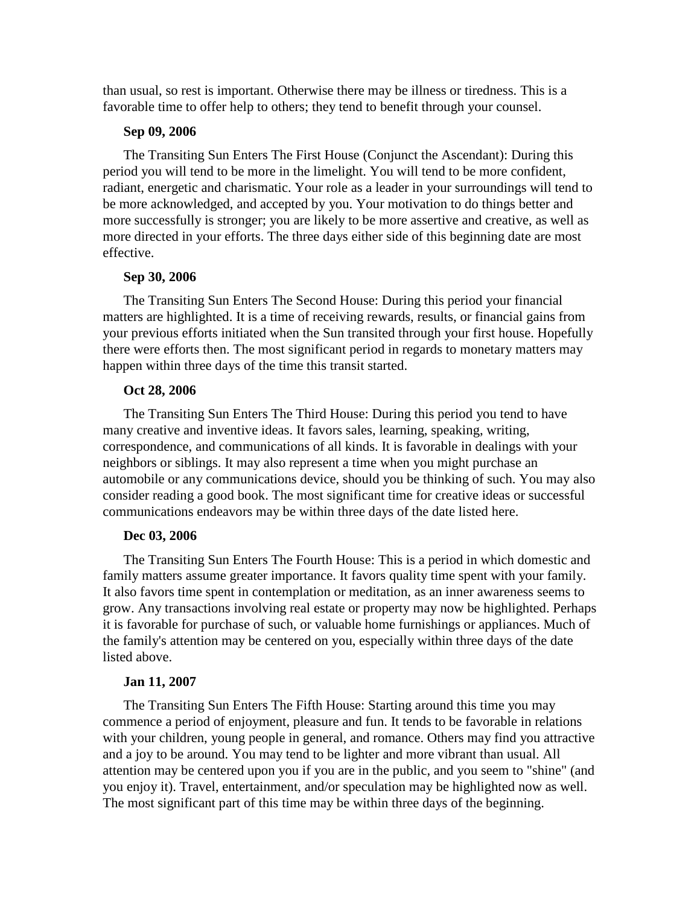than usual, so rest is important. Otherwise there may be illness or tiredness. This is a favorable time to offer help to others; they tend to benefit through your counsel.

**Sep 09, 2006**

The Transiting Sun Enters The First House (Conjunct the Ascendant): During this period you will tend to be more in the limelight. You will tend to be more confident, radiant, energetic and charismatic. Your role as a leader in your surroundings will tend to be more acknowledged, and accepted by you. Your motivation to do things better and more successfully is stronger; you are likely to be more assertive and creative, as well as more directed in your efforts. The three days either side of this beginning date are most effective.

**Sep 30, 2006**

The Transiting Sun Enters The Second House: During this period your financial matters are highlighted. It is a time of receiving rewards, results, or financial gains from your previous efforts initiated when the Sun transited through your first house. Hopefully there were efforts then. The most significant period in regards to monetary matters may happen within three days of the time this transit started.

**Oct 28, 2006**

The Transiting Sun Enters The Third House: During this period you tend to have many creative and inventive ideas. It favors sales, learning, speaking, writing, correspondence, and communications of all kinds. It is favorable in dealings with your neighbors or siblings. It may also represent a time when you might purchase an automobile or any communications device, should you be thinking of such. You may also consider reading a good book. The most significant time for creative ideas or successful communications endeavors may be within three days of the date listed here.

**Dec 03, 2006**

The Transiting Sun Enters The Fourth House: This is a period in which domestic and family matters assume greater importance. It favors quality time spent with your family. It also favors time spent in contemplation or meditation, as an inner awareness seems to grow. Any transactions involving real estate or property may now be highlighted. Perhaps it is favorable for purchase of such, or valuable home furnishings or appliances. Much of the family's attention may be centered on you, especially within three days of the date listed above.

**Jan 11, 2007**

The Transiting Sun Enters The Fifth House: Starting around this time you may commence a period of enjoyment, pleasure and fun. It tends to be favorable in relations with your children, young people in general, and romance. Others may find you attractive and a joy to be around. You may tend to be lighter and more vibrant than usual. All attention may be centered upon you if you are in the public, and you seem to "shine" (and you enjoy it). Travel, entertainment, and/or speculation may be highlighted now as well. The most significant part of this time may be within three days of the beginning.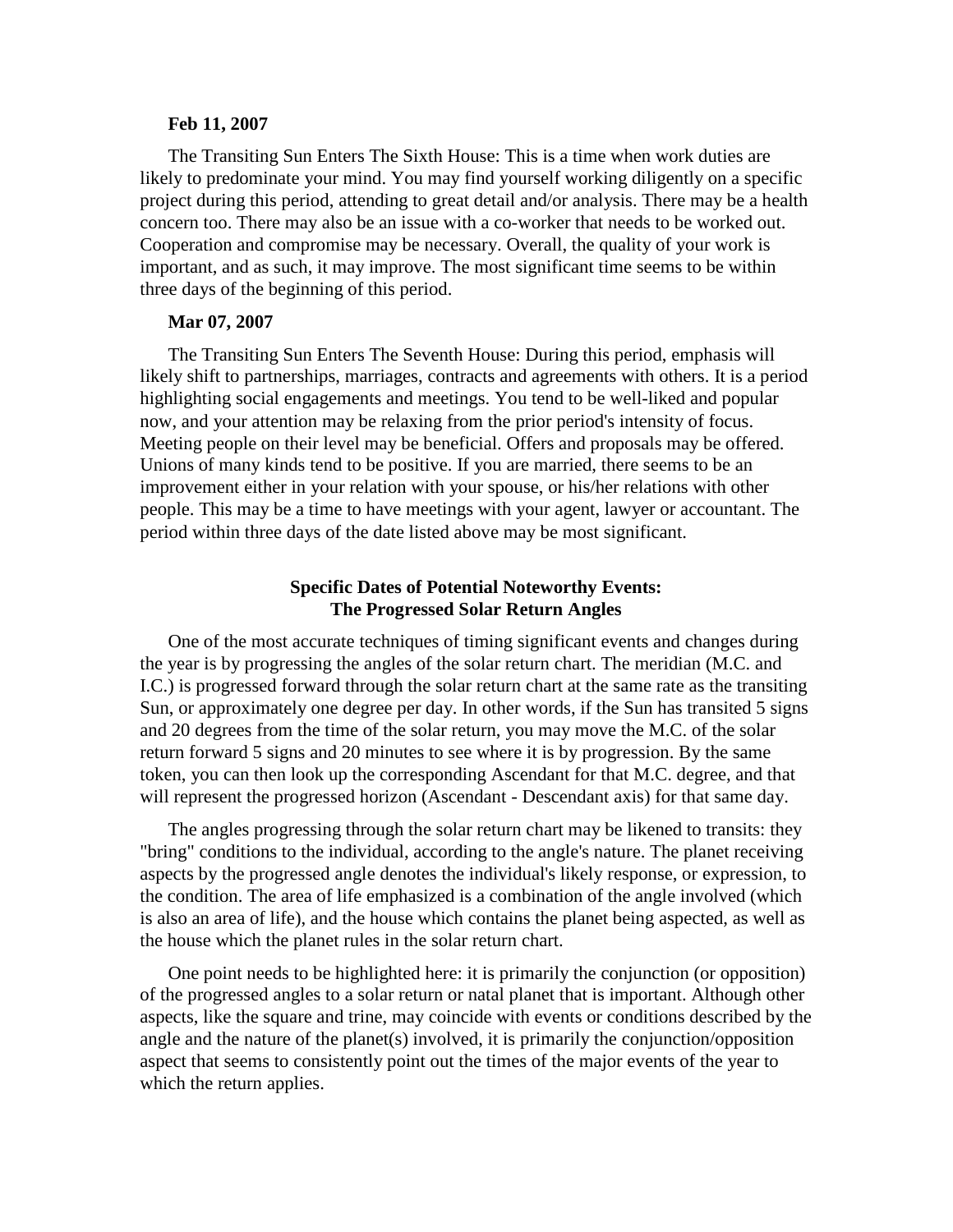**Feb 11, 2007**

The Transiting Sun Enters The Sixth House: This is a time when work duties are likely to predominate your mind. You may find yourself working diligently on a specific project during this period, attending to great detail and/or analysis. There may be a health concern too. There may also be an issue with a co-worker that needs to be worked out. Cooperation and compromise may be necessary. Overall, the quality of your work is important, and as such, it may improve. The most significant time seems to be within three days of the beginning of this period.

**Mar 07, 2007**

The Transiting Sun Enters The Seventh House: During this period, emphasis will likely shift to partnerships, marriages, contracts and agreements with others. It is a period highlighting social engagements and meetings. You tend to be well-liked and popular now, and your attention may be relaxing from the prior period's intensity of focus. Meeting people on their level may be beneficial. Offers and proposals may be offered. Unions of many kinds tend to be positive. If you are married, there seems to be an improvement either in your relation with your spouse, or his/her relations with other people. This may be a time to have meetings with your agent, lawyer or accountant. The period within three days of the date listed above may be most significant.

## Specific Dates of Potential Noteworthy Events: The Progressed Solar Return Angles

One of the most accurate techniques of timing significant events and changes during the year is by progressing the angles of the solar return chart. The meridian (M.C. and I.C.) is progressed forward through the solar return chart at the same rate as the transiting Sun, or approximately one degree per day. In other words, if the Sun has transited 5 signs and 20 degrees from the time of the solar return, you may move the M.C. of the solar return forward 5 signs and 20 minutes to see where it is by progression. By the same token, you can then look up the corresponding Ascendant for that M.C. degree, and that will represent the progressed horizon (Ascendant - Descendant axis) for that same day.

The angles progressing through the solar return chart may be likened to transits: they "bring" conditions to the individual, according to the angle's nature. The planet receiving aspects by the progressed angle denotes the individual's likely response, or expression, to the condition. The area of life emphasized is a combination of the angle involved (which is also an area of life), and the house which contains the planet being aspected, as well as the house which the planet rules in the solar return chart.

One point needs to be highlighted here: it is primarily the conjunction (or opposition) of the progressed angles to a solar return or natal planet that is important. Although other aspects, like the square and trine, may coincide with events or conditions described by the angle and the nature of the planet(s) involved, it is primarily the conjunction/opposition aspect that seems to consistently point out the times of the major events of the year to which the return applies.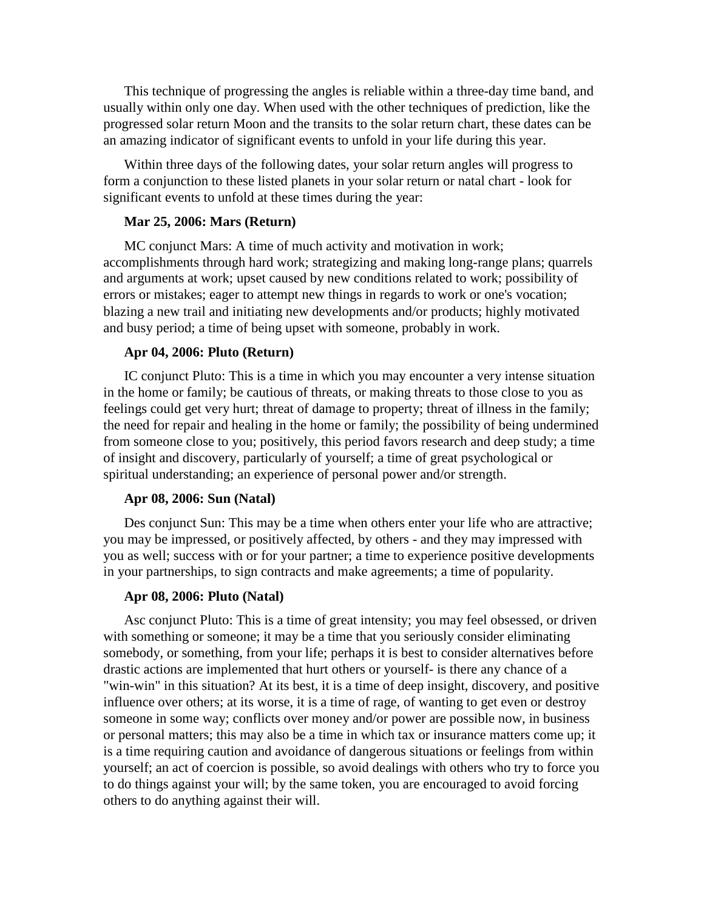This technique of progressing the angles is reliable within a three-day time band, and usually within only one day. When used with the other techniques of prediction, like the progressed solar return Moon and the transits to the solar return chart, these dates can be an amazing indicator of significant events to unfold in your life during this year.

Within three days of the following dates, your solar return angles will progress to form a conjunction to these listed planets in your solar return or natal chart - look for significant events to unfold at these times during the year:

**Mar 25, 2006: Mars (Return)**

MC conjunct Mars: A time of much activity and motivation in work; accomplishments through hard work; strategizing and making long-range plans; quarrels and arguments at work; upset caused by new conditions related to work; possibility of errors or mistakes; eager to attempt new things in regards to work or one's vocation; blazing a new trail and initiating new developments and/or products; highly motivated and busy period; a time of being upset with someone, probably in work.

**Apr 04, 2006: Pluto (Return)**

IC conjunct Pluto: This is a time in which you may encounter a very intense situation in the home or family; be cautious of threats, or making threats to those close to you as feelings could get very hurt; threat of damage to property; threat of illness in the family; the need for repair and healing in the home or family; the possibility of being undermined from someone close to you; positively, this period favors research and deep study; a time of insight and discovery, particularly of yourself; a time of great psychological or spiritual understanding; an experience of personal power and/or strength.

**Apr 08, 2006: Sun (Natal)**

Des conjunct Sun: This may be a time when others enter your life who are attractive; you may be impressed, or positively affected, by others - and they may impressed with you as well; success with or for your partner; a time to experience positive developments in your partnerships, to sign contracts and make agreements; a time of popularity.

**Apr 08, 2006: Pluto (Natal)**

Asc conjunct Pluto: This is a time of great intensity; you may feel obsessed, or driven with something or someone; it may be a time that you seriously consider eliminating somebody, or something, from your life; perhaps it is best to consider alternatives before drastic actions are implemented that hurt others or yourself- is there any chance of a "win-win" in this situation? At its best, it is a time of deep insight, discovery, and positive influence over others; at its worse, it is a time of rage, of wanting to get even or destroy someone in some way; conflicts over money and/or power are possible now, in business or personal matters; this may also be a time in which tax or insurance matters come up; it is a time requiring caution and avoidance of dangerous situations or feelings from within yourself; an act of coercion is possible, so avoid dealings with others who try to force you to do things against your will; by the same token, you are encouraged to avoid forcing others to do anything against their will.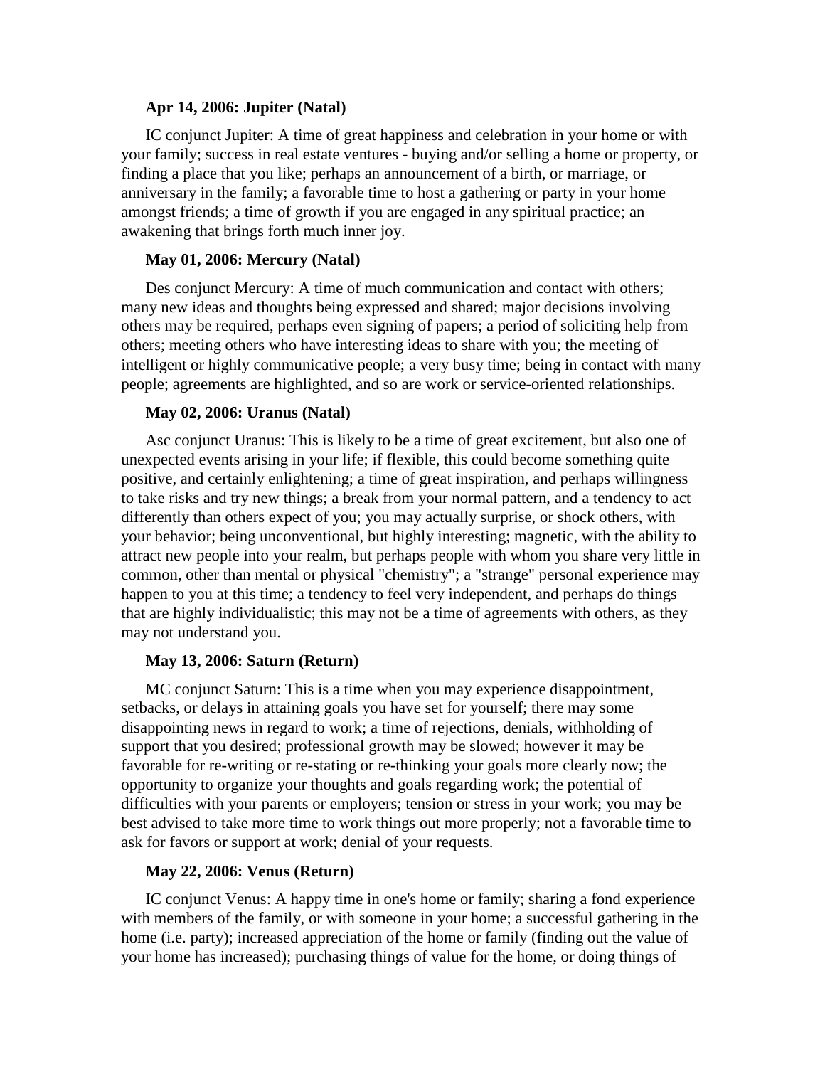**Apr 14, 2006: Jupiter (Natal)**

IC conjunct Jupiter: A time of great happiness and celebration in your home or with your family; success in real estate ventures - buying and/or selling a home or property, or finding a place that you like; perhaps an announcement of a birth, or marriage, or anniversary in the family; a favorable time to host a gathering or party in your home amongst friends; a time of growth if you are engaged in any spiritual practice; an awakening that brings forth much inner joy.

**May 01, 2006: Mercury (Natal)**

Des conjunct Mercury: A time of much communication and contact with others; many new ideas and thoughts being expressed and shared; major decisions involving others may be required, perhaps even signing of papers; a period of soliciting help from others; meeting others who have interesting ideas to share with you; the meeting of intelligent or highly communicative people; a very busy time; being in contact with many people; agreements are highlighted, and so are work or service-oriented relationships.

**May 02, 2006: Uranus (Natal)**

Asc conjunct Uranus: This is likely to be a time of great excitement, but also one of unexpected events arising in your life; if flexible, this could become something quite positive, and certainly enlightening; a time of great inspiration, and perhaps willingness to take risks and try new things; a break from your normal pattern, and a tendency to act differently than others expect of you; you may actually surprise, or shock others, with your behavior; being unconventional, but highly interesting; magnetic, with the ability to attract new people into your realm, but perhaps people with whom you share very little in common, other than mental or physical "chemistry"; a "strange" personal experience may happen to you at this time; a tendency to feel very independent, and perhaps do things that are highly individualistic; this may not be a time of agreements with others, as they may not understand you.

**May 13, 2006: Saturn (Return)**

MC conjunct Saturn: This is a time when you may experience disappointment, setbacks, or delays in attaining goals you have set for yourself; there may some disappointing news in regard to work; a time of rejections, denials, withholding of support that you desired; professional growth may be slowed; however it may be favorable for re-writing or re-stating or re-thinking your goals more clearly now; the opportunity to organize your thoughts and goals regarding work; the potential of difficulties with your parents or employers; tension or stress in your work; you may be best advised to take more time to work things out more properly; not a favorable time to ask for favors or support at work; denial of your requests.

**May 22, 2006: Venus (Return)**

IC conjunct Venus: A happy time in one's home or family; sharing a fond experience with members of the family, or with someone in your home; a successful gathering in the home (i.e. party); increased appreciation of the home or family (finding out the value of your home has increased); purchasing things of value for the home, or doing things of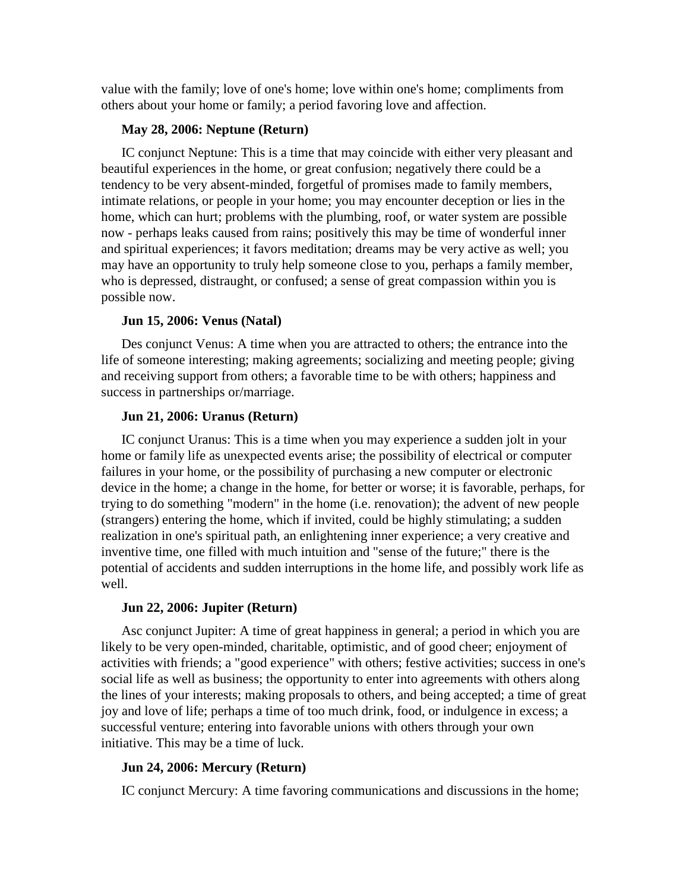value with the family; love of one's home; love within one's home; compliments from others about your home or family; a period favoring love and affection.

**May 28, 2006: Neptune (Return)**

IC conjunct Neptune: This is a time that may coincide with either very pleasant and beautiful experiences in the home, or great confusion; negatively there could be a tendency to be very absent-minded, forgetful of promises made to family members, intimate relations, or people in your home; you may encounter deception or lies in the home, which can hurt; problems with the plumbing, roof, or water system are possible now - perhaps leaks caused from rains; positively this may be time of wonderful inner and spiritual experiences; it favors meditation; dreams may be very active as well; you may have an opportunity to truly help someone close to you, perhaps a family member, who is depressed, distraught, or confused; a sense of great compassion within you is possible now.

**Jun 15, 2006: Venus (Natal)**

Des conjunct Venus: A time when you are attracted to others; the entrance into the life of someone interesting; making agreements; socializing and meeting people; giving and receiving support from others; a favorable time to be with others; happiness and success in partnerships or/marriage.

**Jun 21, 2006: Uranus (Return)**

IC conjunct Uranus: This is a time when you may experience a sudden jolt in your home or family life as unexpected events arise; the possibility of electrical or computer failures in your home, or the possibility of purchasing a new computer or electronic device in the home; a change in the home, for better or worse; it is favorable, perhaps, for trying to do something "modern" in the home (i.e. renovation); the advent of new people (strangers) entering the home, which if invited, could be highly stimulating; a sudden realization in one's spiritual path, an enlightening inner experience; a very creative and inventive time, one filled with much intuition and "sense of the future;" there is the potential of accidents and sudden interruptions in the home life, and possibly work life as well.

**Jun 22, 2006: Jupiter (Return)**

Asc conjunct Jupiter: A time of great happiness in general; a period in which you are likely to be very open-minded, charitable, optimistic, and of good cheer; enjoyment of activities with friends; a "good experience" with others; festive activities; success in one's social life as well as business; the opportunity to enter into agreements with others along the lines of your interests; making proposals to others, and being accepted; a time of great joy and love of life; perhaps a time of too much drink, food, or indulgence in excess; a successful venture; entering into favorable unions with others through your own initiative. This may be a time of luck.

**Jun 24, 2006: Mercury (Return)**

IC conjunct Mercury: A time favoring communications and discussions in the home;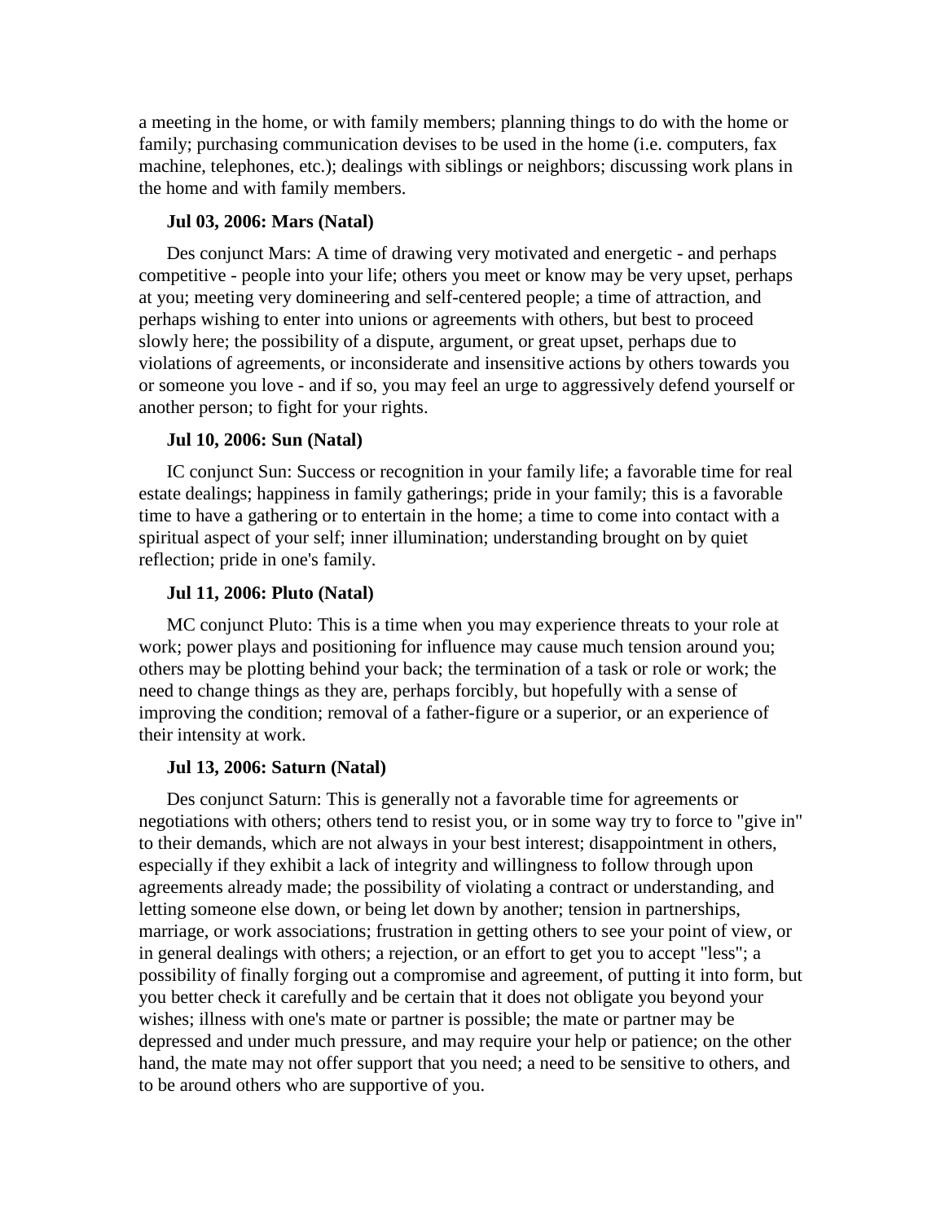a meeting in the home, or with family members; planning things to do with the home or family; purchasing communication devises to be used in the home (i.e. computers, fax machine, telephones, etc.); dealings with siblings or neighbors; discussing work plans in the home and with family members.

**Jul 03, 2006: Mars (Natal)**

Des conjunct Mars: A time of drawing very motivated and energetic - and perhaps competitive - people into your life; others you meet or know may be very upset, perhaps at you; meeting very domineering and self-centered people; a time of attraction, and perhaps wishing to enter into unions or agreements with others, but best to proceed slowly here; the possibility of a dispute, argument, or great upset, perhaps due to violations of agreements, or inconsiderate and insensitive actions by others towards you or someone you love - and if so, you may feel an urge to aggressively defend yourself or another person; to fight for your rights.

**Jul 10, 2006: Sun (Natal)**

IC conjunct Sun: Success or recognition in your family life; a favorable time for real estate dealings; happiness in family gatherings; pride in your family; this is a favorable time to have a gathering or to entertain in the home; a time to come into contact with a spiritual aspect of your self; inner illumination; understanding brought on by quiet reflection; pride in one's family.

**Jul 11, 2006: Pluto (Natal)**

MC conjunct Pluto: This is a time when you may experience threats to your role at work; power plays and positioning for influence may cause much tension around you; others may be plotting behind your back; the termination of a task or role or work; the need to change things as they are, perhaps forcibly, but hopefully with a sense of improving the condition; removal of a father-figure or a superior, or an experience of their intensity at work.

**Jul 13, 2006: Saturn (Natal)**

Des conjunct Saturn: This is generally not a favorable time for agreements or negotiations with others; others tend to resist you, or in some way try to force to "give in" to their demands, which are not always in your best interest; disappointment in others, especially if they exhibit a lack of integrity and willingness to follow through upon agreements already made; the possibility of violating a contract or understanding, and letting someone else down, or being let down by another; tension in partnerships, marriage, or work associations; frustration in getting others to see your point of view, or in general dealings with others; a rejection, or an effort to get you to accept "less"; a possibility of finally forging out a compromise and agreement, of putting it into form, but you better check it carefully and be certain that it does not obligate you beyond your wishes; illness with one's mate or partner is possible; the mate or partner may be depressed and under much pressure, and may require your help or patience; on the other hand, the mate may not offer support that you need; a need to be sensitive to others, and to be around others who are supportive of you.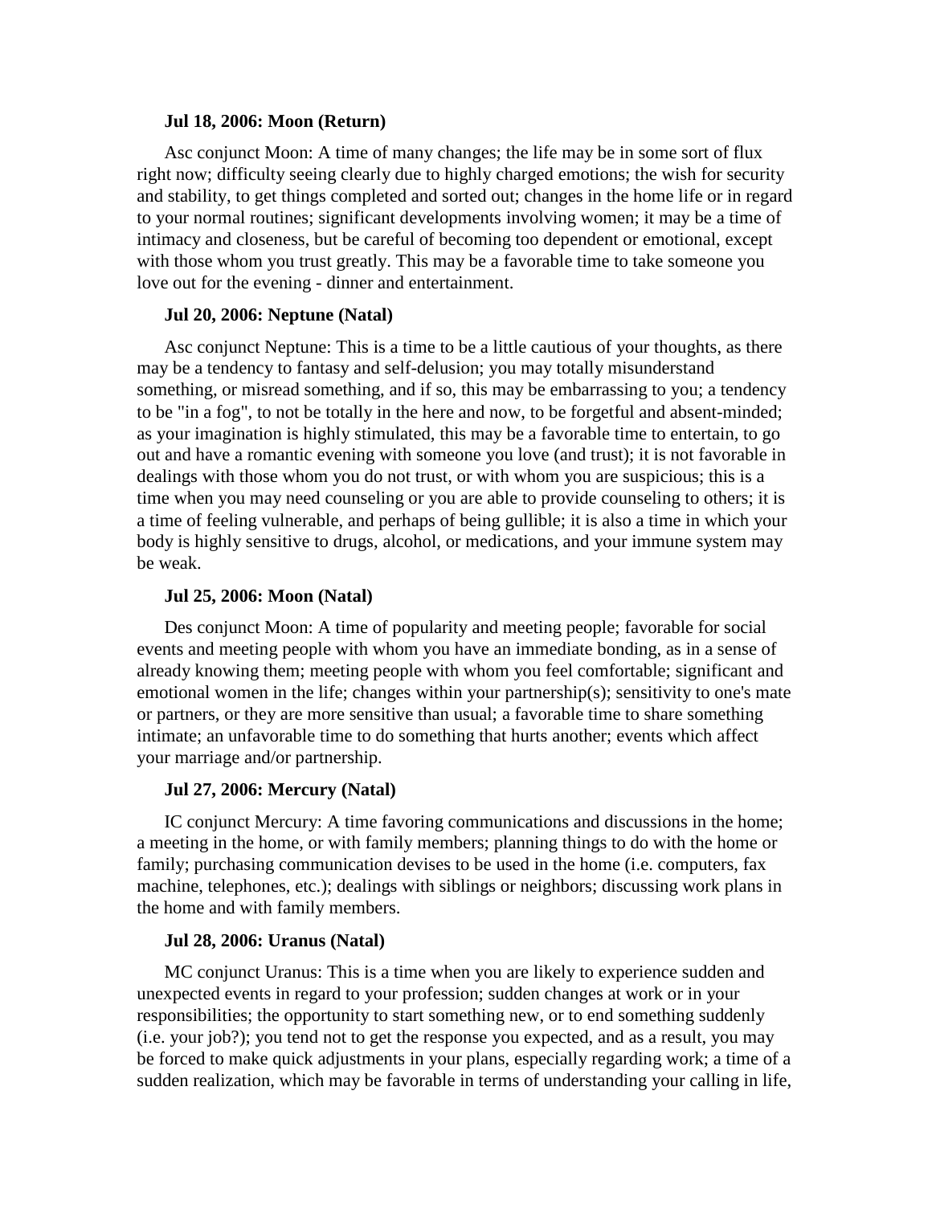**Jul 18, 2006: Moon (Return)**

Asc conjunct Moon: A time of many changes; the life may be in some sort of flux right now; difficulty seeing clearly due to highly charged emotions; the wish for security and stability, to get things completed and sorted out; changes in the home life or in regard to your normal routines; significant developments involving women; it may be a time of intimacy and closeness, but be careful of becoming too dependent or emotional, except with those whom you trust greatly. This may be a favorable time to take someone you love out for the evening - dinner and entertainment.

**Jul 20, 2006: Neptune (Natal)**

Asc conjunct Neptune: This is a time to be a little cautious of your thoughts, as there may be a tendency to fantasy and self-delusion; you may totally misunderstand something, or misread something, and if so, this may be embarrassing to you; a tendency to be "in a fog", to not be totally in the here and now, to be forgetful and absent-minded; as your imagination is highly stimulated, this may be a favorable time to entertain, to go out and have a romantic evening with someone you love (and trust); it is not favorable in dealings with those whom you do not trust, or with whom you are suspicious; this is a time when you may need counseling or you are able to provide counseling to others; it is a time of feeling vulnerable, and perhaps of being gullible; it is also a time in which your body is highly sensitive to drugs, alcohol, or medications, and your immune system may be weak.

**Jul 25, 2006: Moon (Natal)**

Des conjunct Moon: A time of popularity and meeting people; favorable for social events and meeting people with whom you have an immediate bonding, as in a sense of already knowing them; meeting people with whom you feel comfortable; significant and emotional women in the life; changes within your partnership(s); sensitivity to one's mate or partners, or they are more sensitive than usual; a favorable time to share something intimate; an unfavorable time to do something that hurts another; events which affect your marriage and/or partnership.

**Jul 27, 2006: Mercury (Natal)**

IC conjunct Mercury: A time favoring communications and discussions in the home; a meeting in the home, or with family members; planning things to do with the home or family; purchasing communication devises to be used in the home (i.e. computers, fax machine, telephones, etc.); dealings with siblings or neighbors; discussing work plans in the home and with family members.

**Jul 28, 2006: Uranus (Natal)**

MC conjunct Uranus: This is a time when you are likely to experience sudden and unexpected events in regard to your profession; sudden changes at work or in your responsibilities; the opportunity to start something new, or to end something suddenly (i.e. your job?); you tend not to get the response you expected, and as a result, you may be forced to make quick adjustments in your plans, especially regarding work; a time of a sudden realization, which may be favorable in terms of understanding your calling in life,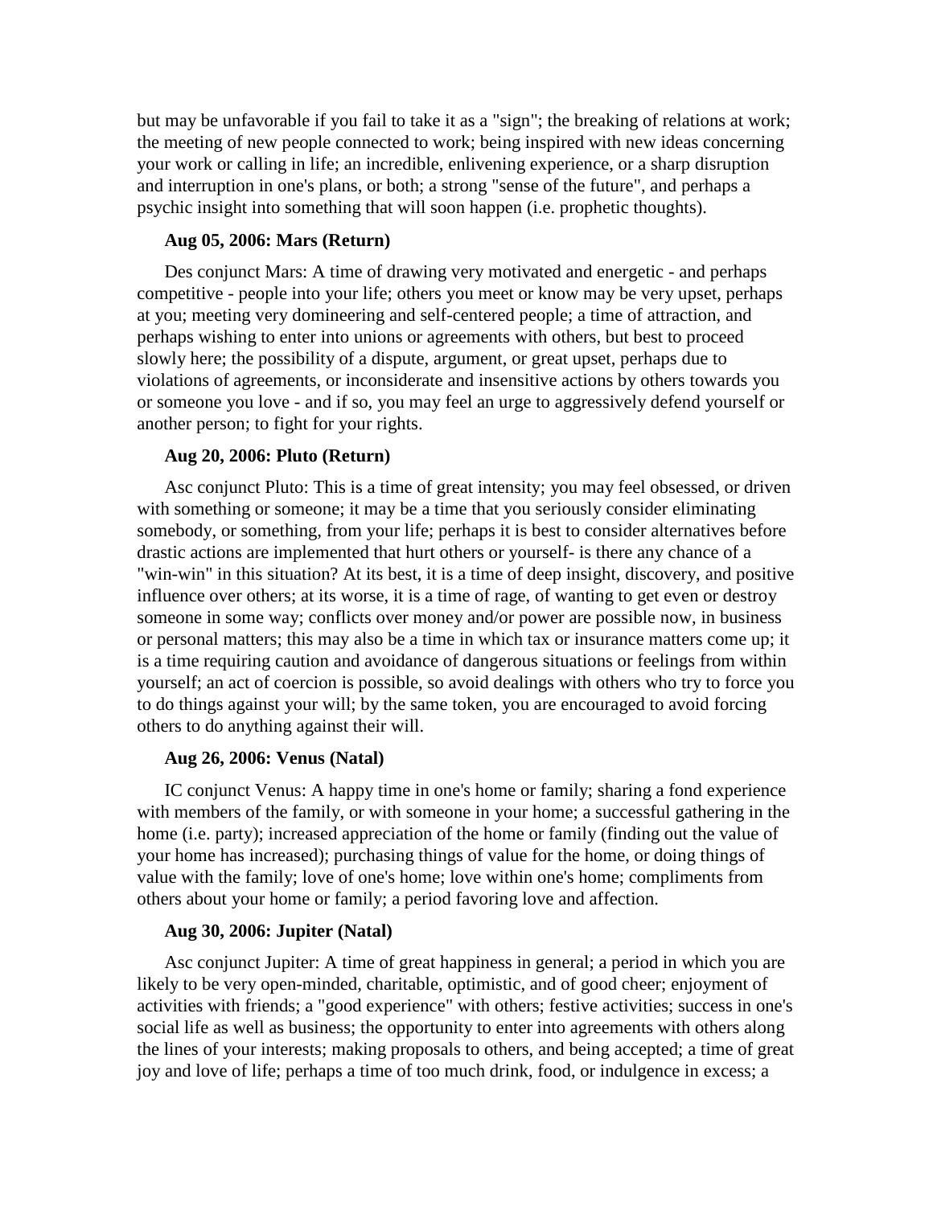but may be unfavorable if you fail to take it as a "sign"; the breaking of relations at work; the meeting of new people connected to work; being inspired with new ideas concerning your work or calling in life; an incredible, enlivening experience, or a sharp disruption and interruption in one's plans, or both; a strong "sense of the future", and perhaps a psychic insight into something that will soon happen (i.e. prophetic thoughts).

**Aug 05, 2006: Mars (Return)**

Des conjunct Mars: A time of drawing very motivated and energetic - and perhaps competitive - people into your life; others you meet or know may be very upset, perhaps at you; meeting very domineering and self-centered people; a time of attraction, and perhaps wishing to enter into unions or agreements with others, but best to proceed slowly here; the possibility of a dispute, argument, or great upset, perhaps due to violations of agreements, or inconsiderate and insensitive actions by others towards you or someone you love - and if so, you may feel an urge to aggressively defend yourself or another person; to fight for your rights.

**Aug 20, 2006: Pluto (Return)**

Asc conjunct Pluto: This is a time of great intensity; you may feel obsessed, or driven with something or someone; it may be a time that you seriously consider eliminating somebody, or something, from your life; perhaps it is best to consider alternatives before drastic actions are implemented that hurt others or yourself- is there any chance of a "win-win" in this situation? At its best, it is a time of deep insight, discovery, and positive influence over others; at its worse, it is a time of rage, of wanting to get even or destroy someone in some way; conflicts over money and/or power are possible now, in business or personal matters; this may also be a time in which tax or insurance matters come up; it is a time requiring caution and avoidance of dangerous situations or feelings from within yourself; an act of coercion is possible, so avoid dealings with others who try to force you to do things against your will; by the same token, you are encouraged to avoid forcing others to do anything against their will.

**Aug 26, 2006: Venus (Natal)**

IC conjunct Venus: A happy time in one's home or family; sharing a fond experience with members of the family, or with someone in your home; a successful gathering in the home (i.e. party); increased appreciation of the home or family (finding out the value of your home has increased); purchasing things of value for the home, or doing things of value with the family; love of one's home; love within one's home; compliments from others about your home or family; a period favoring love and affection.

**Aug 30, 2006: Jupiter (Natal)**

Asc conjunct Jupiter: A time of great happiness in general; a period in which you are likely to be very open-minded, charitable, optimistic, and of good cheer; enjoyment of activities with friends; a "good experience" with others; festive activities; success in one's social life as well as business; the opportunity to enter into agreements with others along the lines of your interests; making proposals to others, and being accepted; a time of great joy and love of life; perhaps a time of too much drink, food, or indulgence in excess; a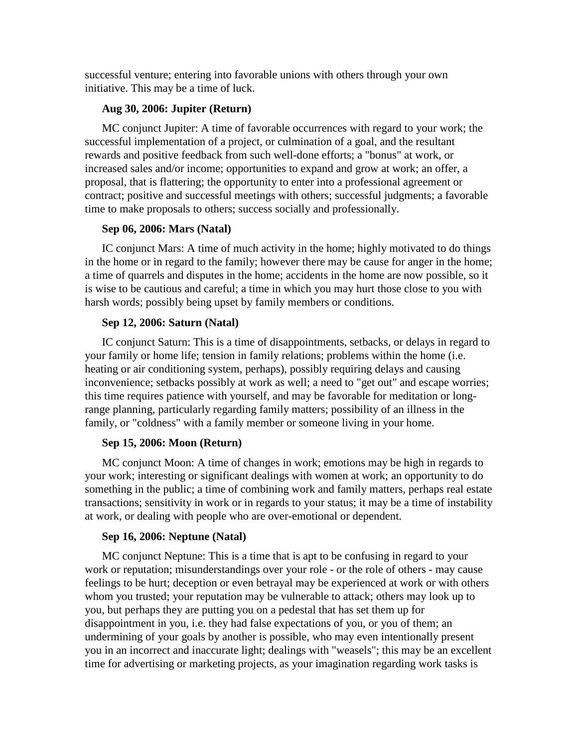successful venture; entering into favorable unions with others through your own initiative. This may be a time of luck.

**Aug 30, 2006: Jupiter (Return)**

MC conjunct Jupiter: A time of favorable occurrences with regard to your work; the successful implementation of a project, or culmination of a goal, and the resultant rewards and positive feedback from such well-done efforts; a "bonus" at work, or increased sales and/or income; opportunities to expand and grow at work; an offer, a proposal, that is flattering; the opportunity to enter into a professional agreement or contract; positive and successful meetings with others; successful judgments; a favorable time to make proposals to others; success socially and professionally.

**Sep 06, 2006: Mars (Natal)**

IC conjunct Mars: A time of much activity in the home; highly motivated to do things in the home or in regard to the family; however there may be cause for anger in the home; a time of quarrels and disputes in the home; accidents in the home are now possible, so it is wise to be cautious and careful; a time in which you may hurt those close to you with harsh words; possibly being upset by family members or conditions.

**Sep 12, 2006: Saturn (Natal)**

IC conjunct Saturn: This is a time of disappointments, setbacks, or delays in regard to your family or home life; tension in family relations; problems within the home (i.e. heating or air conditioning system, perhaps), possibly requiring delays and causing inconvenience; setbacks possibly at work as well; a need to "get out" and escape worries; this time requires patience with yourself, and may be favorable for meditation or long-range planning, particularly regarding family matters; possibility of an illness in the family, or "coldness" with a family member or someone living in your home.

**Sep 15, 2006: Moon (Return)**

MC conjunct Moon: A time of changes in work; emotions may be high in regards to your work; interesting or significant dealings with women at work; an opportunity to do something in the public; a time of combining work and family matters, perhaps real estate transactions; sensitivity in work or in regards to your status; it may be a time of instability at work, or dealing with people who are over-emotional or dependent.

**Sep 16, 2006: Neptune (Natal)**

MC conjunct Neptune: This is a time that is apt to be confusing in regard to your work or reputation; misunderstandings over your role - or the role of others - may cause feelings to be hurt; deception or even betrayal may be experienced at work or with others whom you trusted; your reputation may be vulnerable to attack; others may look up to you, but perhaps they are putting you on a pedestal that has set them up for disappointment in you, i.e. they had false expectations of you, or you of them; an undermining of your goals by another is possible, who may even intentionally present you in an incorrect and inaccurate light; dealings with "weasels"; this may be an excellent time for advertising or marketing projects, as your imagination regarding work tasks is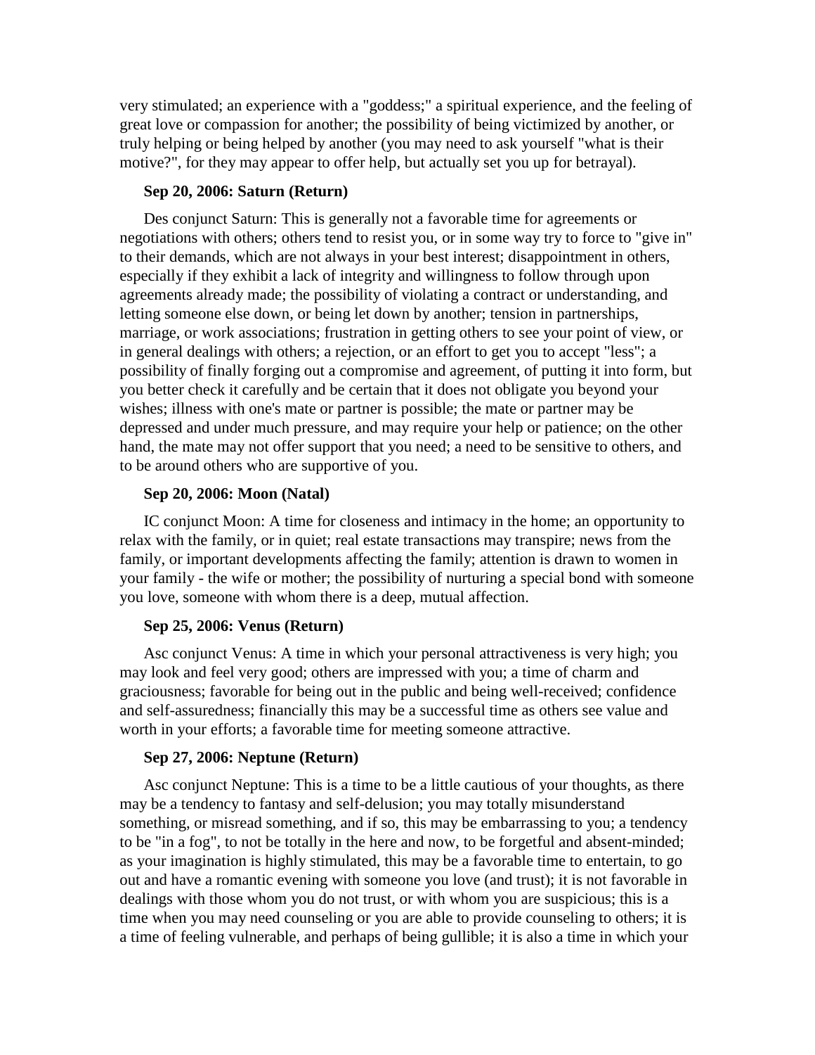very stimulated; an experience with a "goddess;" a spiritual experience, and the feeling of great love or compassion for another; the possibility of being victimized by another, or truly helping or being helped by another (you may need to ask yourself "what is their motive?", for they may appear to offer help, but actually set you up for betrayal).

**Sep 20, 2006: Saturn (Return)**

Des conjunct Saturn: This is generally not a favorable time for agreements or negotiations with others; others tend to resist you, or in some way try to force to "give in" to their demands, which are not always in your best interest; disappointment in others, especially if they exhibit a lack of integrity and willingness to follow through upon agreements already made; the possibility of violating a contract or understanding, and letting someone else down, or being let down by another; tension in partnerships, marriage, or work associations; frustration in getting others to see your point of view, or in general dealings with others; a rejection, or an effort to get you to accept "less"; a possibility of finally forging out a compromise and agreement, of putting it into form, but you better check it carefully and be certain that it does not obligate you beyond your wishes; illness with one's mate or partner is possible; the mate or partner may be depressed and under much pressure, and may require your help or patience; on the other hand, the mate may not offer support that you need; a need to be sensitive to others, and to be around others who are supportive of you.

**Sep 20, 2006: Moon (Natal)**

IC conjunct Moon: A time for closeness and intimacy in the home; an opportunity to relax with the family, or in quiet; real estate transactions may transpire; news from the family, or important developments affecting the family; attention is drawn to women in your family - the wife or mother; the possibility of nurturing a special bond with someone you love, someone with whom there is a deep, mutual affection.

**Sep 25, 2006: Venus (Return)**

Asc conjunct Venus: A time in which your personal attractiveness is very high; you may look and feel very good; others are impressed with you; a time of charm and graciousness; favorable for being out in the public and being well-received; confidence and self-assuredness; financially this may be a successful time as others see value and worth in your efforts; a favorable time for meeting someone attractive.

**Sep 27, 2006: Neptune (Return)**

Asc conjunct Neptune: This is a time to be a little cautious of your thoughts, as there may be a tendency to fantasy and self-delusion; you may totally misunderstand something, or misread something, and if so, this may be embarrassing to you; a tendency to be "in a fog", to not be totally in the here and now, to be forgetful and absent-minded; as your imagination is highly stimulated, this may be a favorable time to entertain, to go out and have a romantic evening with someone you love (and trust); it is not favorable in dealings with those whom you do not trust, or with whom you are suspicious; this is a time when you may need counseling or you are able to provide counseling to others; it is a time of feeling vulnerable, and perhaps of being gullible; it is also a time in which your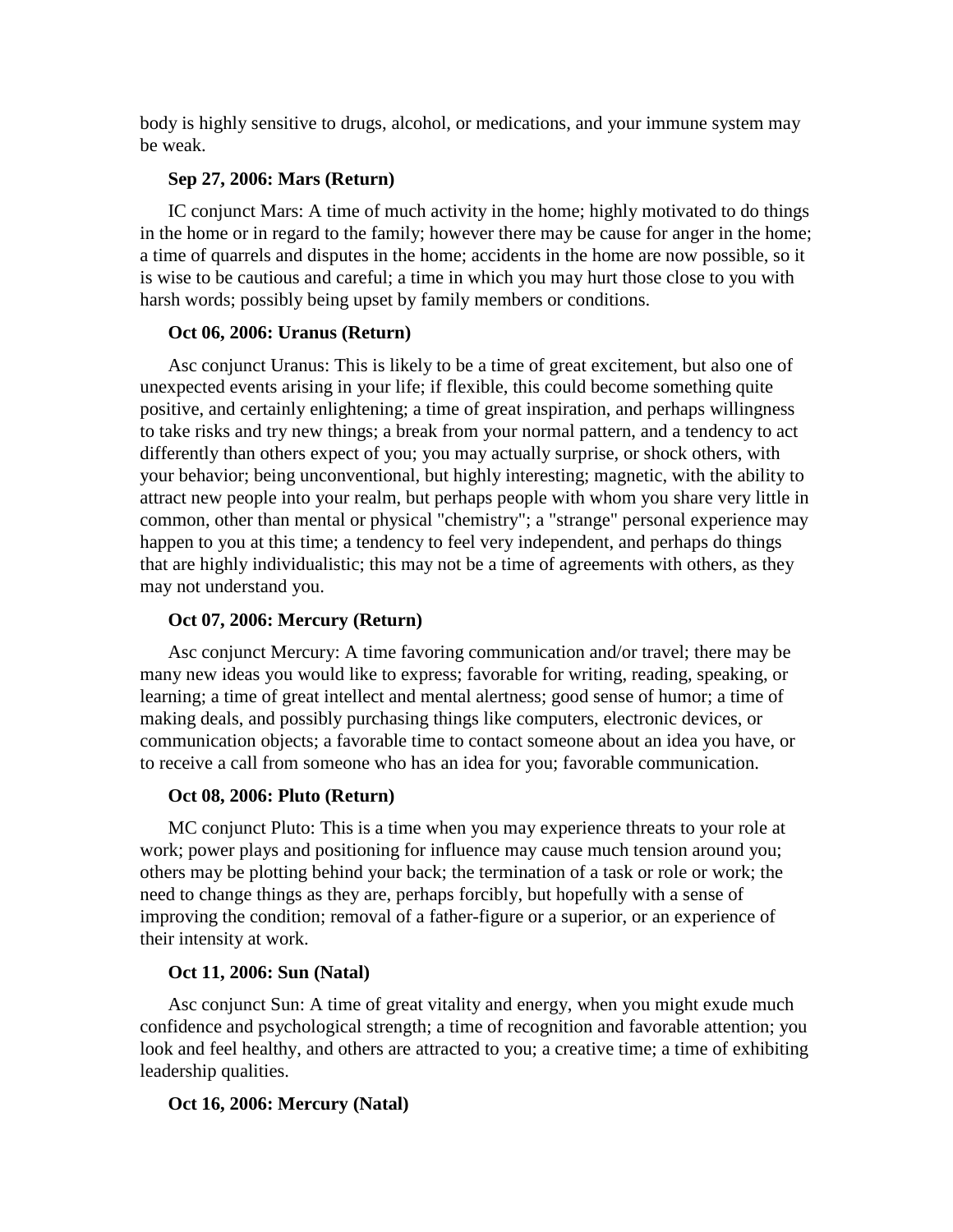body is highly sensitive to drugs, alcohol, or medications, and your immune system may be weak.

**Sep 27, 2006: Mars (Return)**

IC conjunct Mars: A time of much activity in the home; highly motivated to do things in the home or in regard to the family; however there may be cause for anger in the home; a time of quarrels and disputes in the home; accidents in the home are now possible, so it is wise to be cautious and careful; a time in which you may hurt those close to you with harsh words; possibly being upset by family members or conditions.

**Oct 06, 2006: Uranus (Return)**

Asc conjunct Uranus: This is likely to be a time of great excitement, but also one of unexpected events arising in your life; if flexible, this could become something quite positive, and certainly enlightening; a time of great inspiration, and perhaps willingness to take risks and try new things; a break from your normal pattern, and a tendency to act differently than others expect of you; you may actually surprise, or shock others, with your behavior; being unconventional, but highly interesting; magnetic, with the ability to attract new people into your realm, but perhaps people with whom you share very little in common, other than mental or physical "chemistry"; a "strange" personal experience may happen to you at this time; a tendency to feel very independent, and perhaps do things that are highly individualistic; this may not be a time of agreements with others, as they may not understand you.

**Oct 07, 2006: Mercury (Return)**

Asc conjunct Mercury: A time favoring communication and/or travel; there may be many new ideas you would like to express; favorable for writing, reading, speaking, or learning; a time of great intellect and mental alertness; good sense of humor; a time of making deals, and possibly purchasing things like computers, electronic devices, or communication objects; a favorable time to contact someone about an idea you have, or to receive a call from someone who has an idea for you; favorable communication.

**Oct 08, 2006: Pluto (Return)**

MC conjunct Pluto: This is a time when you may experience threats to your role at work; power plays and positioning for influence may cause much tension around you; others may be plotting behind your back; the termination of a task or role or work; the need to change things as they are, perhaps forcibly, but hopefully with a sense of improving the condition; removal of a father-figure or a superior, or an experience of their intensity at work.

**Oct 11, 2006: Sun (Natal)**

Asc conjunct Sun: A time of great vitality and energy, when you might exude much confidence and psychological strength; a time of recognition and favorable attention; you look and feel healthy, and others are attracted to you; a creative time; a time of exhibiting leadership qualities.

**Oct 16, 2006: Mercury (Natal)**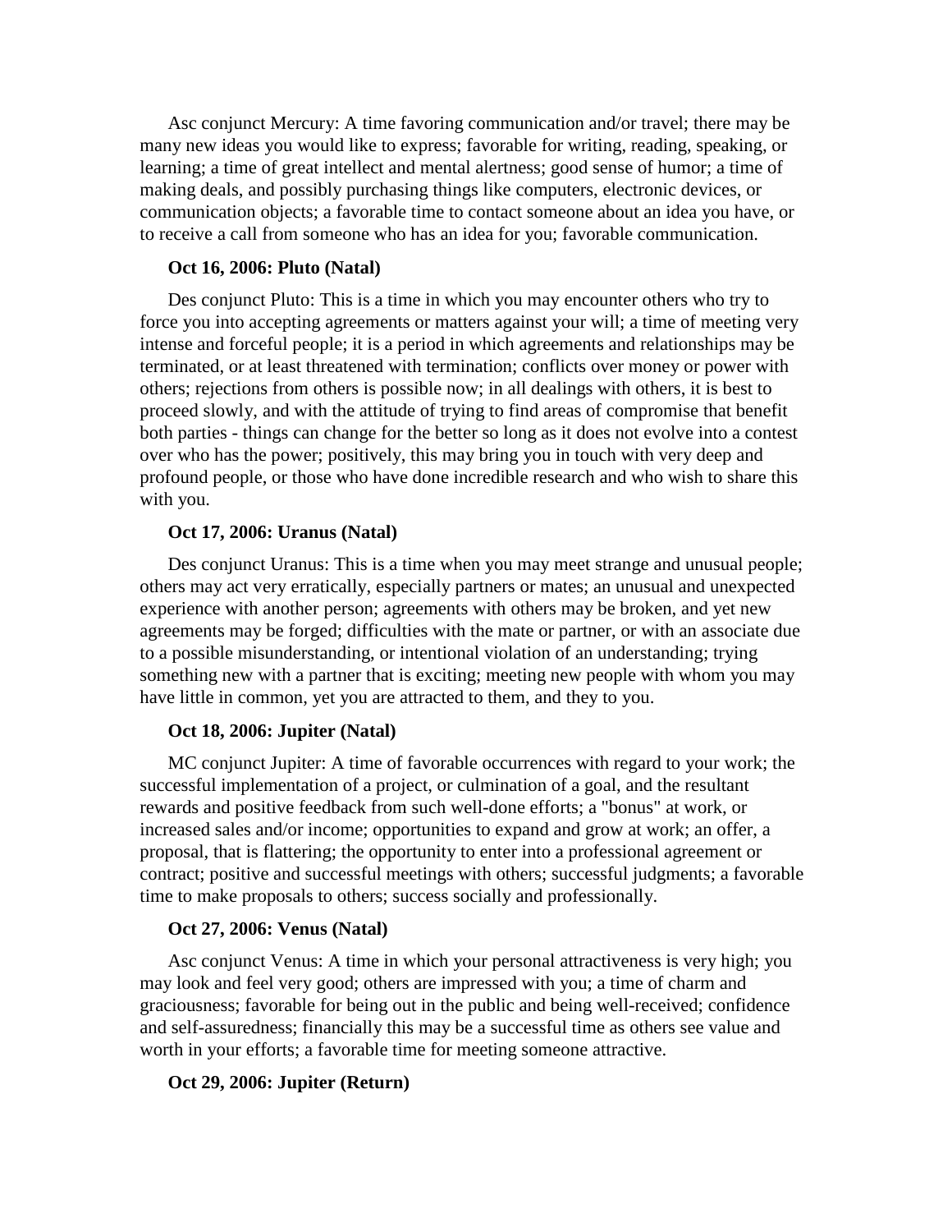Asc conjunct Mercury: A time favoring communication and/or travel; there may be many new ideas you would like to express; favorable for writing, reading, speaking, or learning; a time of great intellect and mental alertness; good sense of humor; a time of making deals, and possibly purchasing things like computers, electronic devices, or communication objects; a favorable time to contact someone about an idea you have, or to receive a call from someone who has an idea for you; favorable communication.

**Oct 16, 2006: Pluto (Natal)**

Des conjunct Pluto: This is a time in which you may encounter others who try to force you into accepting agreements or matters against your will; a time of meeting very intense and forceful people; it is a period in which agreements and relationships may be terminated, or at least threatened with termination; conflicts over money or power with others; rejections from others is possible now; in all dealings with others, it is best to proceed slowly, and with the attitude of trying to find areas of compromise that benefit both parties - things can change for the better so long as it does not evolve into a contest over who has the power; positively, this may bring you in touch with very deep and profound people, or those who have done incredible research and who wish to share this with you.

**Oct 17, 2006: Uranus (Natal)**

Des conjunct Uranus: This is a time when you may meet strange and unusual people; others may act very erratically, especially partners or mates; an unusual and unexpected experience with another person; agreements with others may be broken, and yet new agreements may be forged; difficulties with the mate or partner, or with an associate due to a possible misunderstanding, or intentional violation of an understanding; trying something new with a partner that is exciting; meeting new people with whom you may have little in common, yet you are attracted to them, and they to you.

**Oct 18, 2006: Jupiter (Natal)**

MC conjunct Jupiter: A time of favorable occurrences with regard to your work; the successful implementation of a project, or culmination of a goal, and the resultant rewards and positive feedback from such well-done efforts; a "bonus" at work, or increased sales and/or income; opportunities to expand and grow at work; an offer, a proposal, that is flattering; the opportunity to enter into a professional agreement or contract; positive and successful meetings with others; successful judgments; a favorable time to make proposals to others; success socially and professionally.

**Oct 27, 2006: Venus (Natal)**

Asc conjunct Venus: A time in which your personal attractiveness is very high; you may look and feel very good; others are impressed with you; a time of charm and graciousness; favorable for being out in the public and being well-received; confidence and self-assuredness; financially this may be a successful time as others see value and worth in your efforts; a favorable time for meeting someone attractive.

**Oct 29, 2006: Jupiter (Return)**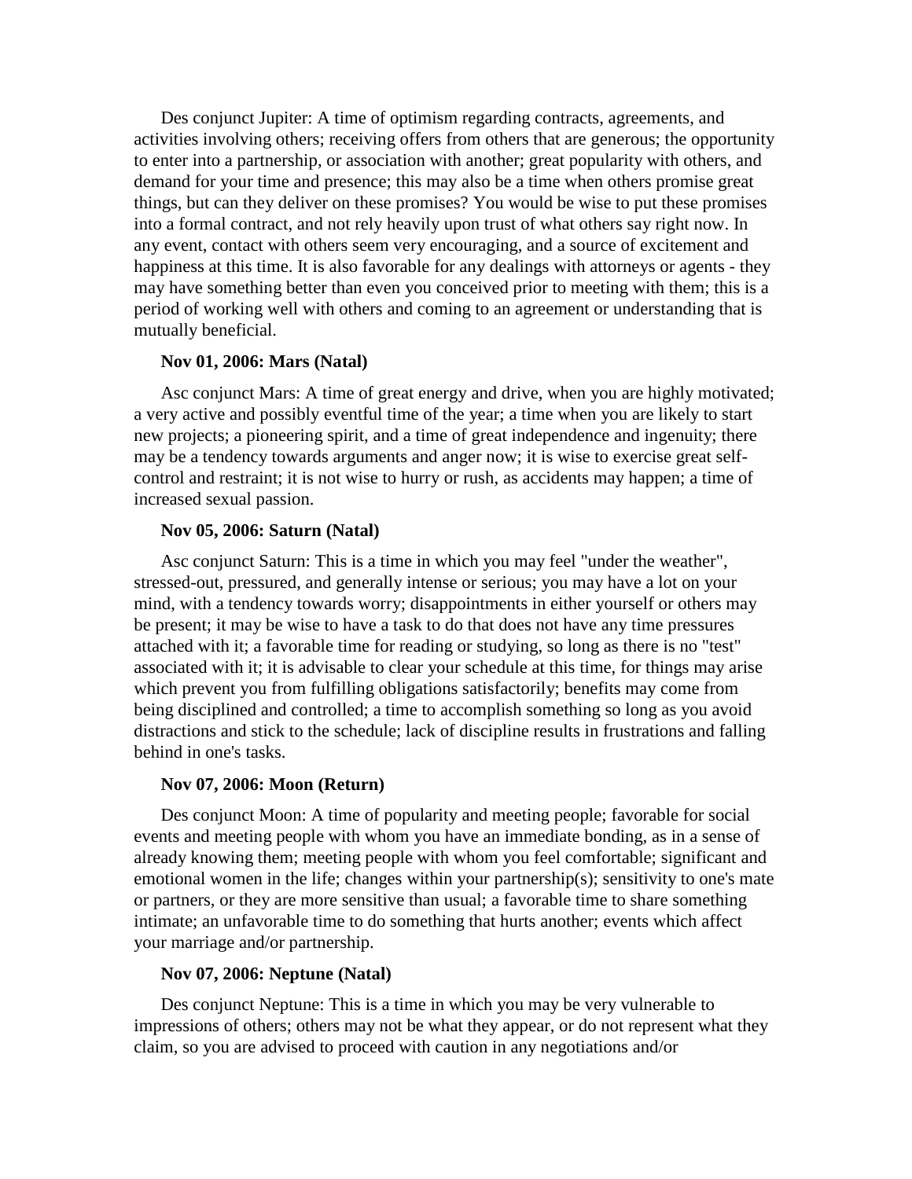Des conjunct Jupiter: A time of optimism regarding contracts, agreements, and activities involving others; receiving offers from others that are generous; the opportunity to enter into a partnership, or association with another; great popularity with others, and demand for your time and presence; this may also be a time when others promise great things, but can they deliver on these promises? You would be wise to put these promises into a formal contract, and not rely heavily upon trust of what others say right now. In any event, contact with others seem very encouraging, and a source of excitement and happiness at this time. It is also favorable for any dealings with attorneys or agents - they may have something better than even you conceived prior to meeting with them; this is a period of working well with others and coming to an agreement or understanding that is mutually beneficial.

**Nov 01, 2006: Mars (Natal)**

Asc conjunct Mars: A time of great energy and drive, when you are highly motivated; a very active and possibly eventful time of the year; a time when you are likely to start new projects; a pioneering spirit, and a time of great independence and ingenuity; there may be a tendency towards arguments and anger now; it is wise to exercise great self-control and restraint; it is not wise to hurry or rush, as accidents may happen; a time of increased sexual passion.

**Nov 05, 2006: Saturn (Natal)**

Asc conjunct Saturn: This is a time in which you may feel "under the weather", stressed-out, pressured, and generally intense or serious; you may have a lot on your mind, with a tendency towards worry; disappointments in either yourself or others may be present; it may be wise to have a task to do that does not have any time pressures attached with it; a favorable time for reading or studying, so long as there is no "test" associated with it; it is advisable to clear your schedule at this time, for things may arise which prevent you from fulfilling obligations satisfactorily; benefits may come from being disciplined and controlled; a time to accomplish something so long as you avoid distractions and stick to the schedule; lack of discipline results in frustrations and falling behind in one's tasks.

**Nov 07, 2006: Moon (Return)**

Des conjunct Moon: A time of popularity and meeting people; favorable for social events and meeting people with whom you have an immediate bonding, as in a sense of already knowing them; meeting people with whom you feel comfortable; significant and emotional women in the life; changes within your partnership(s); sensitivity to one's mate or partners, or they are more sensitive than usual; a favorable time to share something intimate; an unfavorable time to do something that hurts another; events which affect your marriage and/or partnership.

**Nov 07, 2006: Neptune (Natal)**

Des conjunct Neptune: This is a time in which you may be very vulnerable to impressions of others; others may not be what they appear, or do not represent what they claim, so you are advised to proceed with caution in any negotiations and/or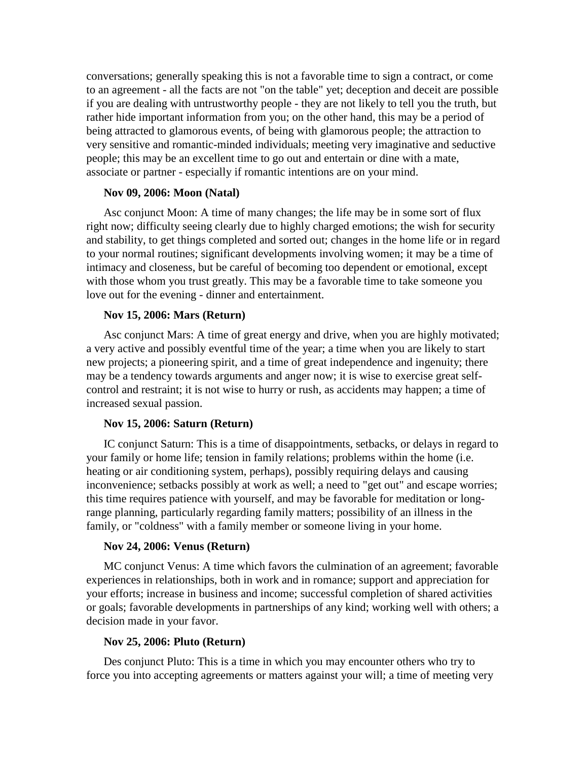conversations; generally speaking this is not a favorable time to sign a contract, or come to an agreement - all the facts are not "on the table" yet; deception and deceit are possible if you are dealing with untrustworthy people - they are not likely to tell you the truth, but rather hide important information from you; on the other hand, this may be a period of being attracted to glamorous events, of being with glamorous people; the attraction to very sensitive and romantic-minded individuals; meeting very imaginative and seductive people; this may be an excellent time to go out and entertain or dine with a mate, associate or partner - especially if romantic intentions are on your mind.

**Nov 09, 2006: Moon (Natal)**

Asc conjunct Moon: A time of many changes; the life may be in some sort of flux right now; difficulty seeing clearly due to highly charged emotions; the wish for security and stability, to get things completed and sorted out; changes in the home life or in regard to your normal routines; significant developments involving women; it may be a time of intimacy and closeness, but be careful of becoming too dependent or emotional, except with those whom you trust greatly. This may be a favorable time to take someone you love out for the evening - dinner and entertainment.

**Nov 15, 2006: Mars (Return)**

Asc conjunct Mars: A time of great energy and drive, when you are highly motivated; a very active and possibly eventful time of the year; a time when you are likely to start new projects; a pioneering spirit, and a time of great independence and ingenuity; there may be a tendency towards arguments and anger now; it is wise to exercise great self-control and restraint; it is not wise to hurry or rush, as accidents may happen; a time of increased sexual passion.

**Nov 15, 2006: Saturn (Return)**

IC conjunct Saturn: This is a time of disappointments, setbacks, or delays in regard to your family or home life; tension in family relations; problems within the home (i.e. heating or air conditioning system, perhaps), possibly requiring delays and causing inconvenience; setbacks possibly at work as well; a need to "get out" and escape worries; this time requires patience with yourself, and may be favorable for meditation or long-range planning, particularly regarding family matters; possibility of an illness in the family, or "coldness" with a family member or someone living in your home.

**Nov 24, 2006: Venus (Return)**

MC conjunct Venus: A time which favors the culmination of an agreement; favorable experiences in relationships, both in work and in romance; support and appreciation for your efforts; increase in business and income; successful completion of shared activities or goals; favorable developments in partnerships of any kind; working well with others; a decision made in your favor.

**Nov 25, 2006: Pluto (Return)**

Des conjunct Pluto: This is a time in which you may encounter others who try to force you into accepting agreements or matters against your will; a time of meeting very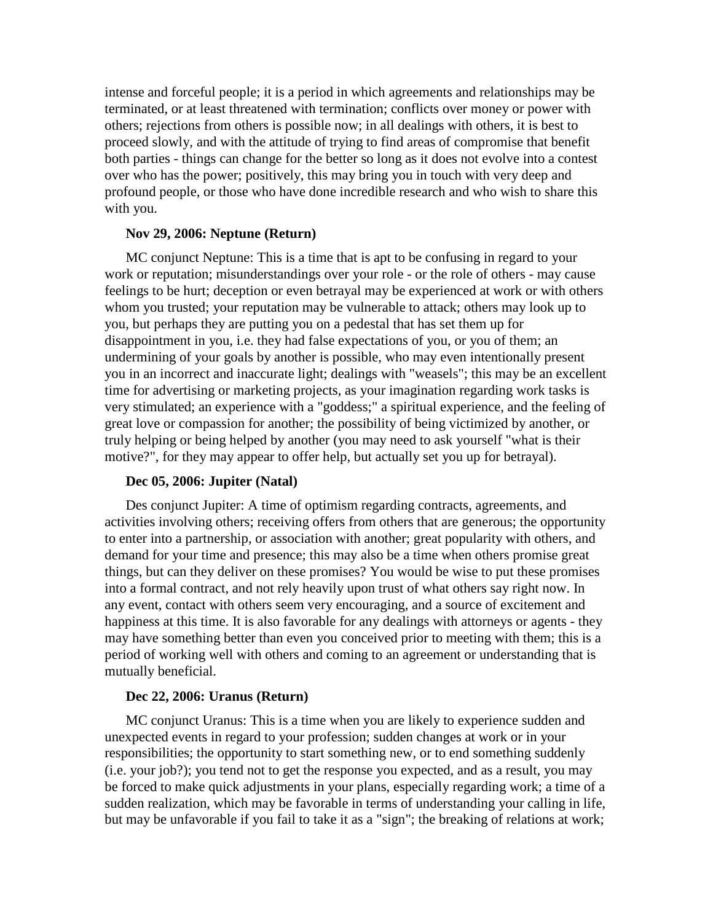intense and forceful people; it is a period in which agreements and relationships may be terminated, or at least threatened with termination; conflicts over money or power with others; rejections from others is possible now; in all dealings with others, it is best to proceed slowly, and with the attitude of trying to find areas of compromise that benefit both parties - things can change for the better so long as it does not evolve into a contest over who has the power; positively, this may bring you in touch with very deep and profound people, or those who have done incredible research and who wish to share this with you.

**Nov 29, 2006: Neptune (Return)**

MC conjunct Neptune: This is a time that is apt to be confusing in regard to your work or reputation; misunderstandings over your role - or the role of others - may cause feelings to be hurt; deception or even betrayal may be experienced at work or with others whom you trusted; your reputation may be vulnerable to attack; others may look up to you, but perhaps they are putting you on a pedestal that has set them up for disappointment in you, i.e. they had false expectations of you, or you of them; an undermining of your goals by another is possible, who may even intentionally present you in an incorrect and inaccurate light; dealings with "weasels"; this may be an excellent time for advertising or marketing projects, as your imagination regarding work tasks is very stimulated; an experience with a "goddess;" a spiritual experience, and the feeling of great love or compassion for another; the possibility of being victimized by another, or truly helping or being helped by another (you may need to ask yourself "what is their motive?", for they may appear to offer help, but actually set you up for betrayal).

**Dec 05, 2006: Jupiter (Natal)**

Des conjunct Jupiter: A time of optimism regarding contracts, agreements, and activities involving others; receiving offers from others that are generous; the opportunity to enter into a partnership, or association with another; great popularity with others, and demand for your time and presence; this may also be a time when others promise great things, but can they deliver on these promises? You would be wise to put these promises into a formal contract, and not rely heavily upon trust of what others say right now. In any event, contact with others seem very encouraging, and a source of excitement and happiness at this time. It is also favorable for any dealings with attorneys or agents - they may have something better than even you conceived prior to meeting with them; this is a period of working well with others and coming to an agreement or understanding that is mutually beneficial.

**Dec 22, 2006: Uranus (Return)**

MC conjunct Uranus: This is a time when you are likely to experience sudden and unexpected events in regard to your profession; sudden changes at work or in your responsibilities; the opportunity to start something new, or to end something suddenly (i.e. your job?); you tend not to get the response you expected, and as a result, you may be forced to make quick adjustments in your plans, especially regarding work; a time of a sudden realization, which may be favorable in terms of understanding your calling in life, but may be unfavorable if you fail to take it as a "sign"; the breaking of relations at work;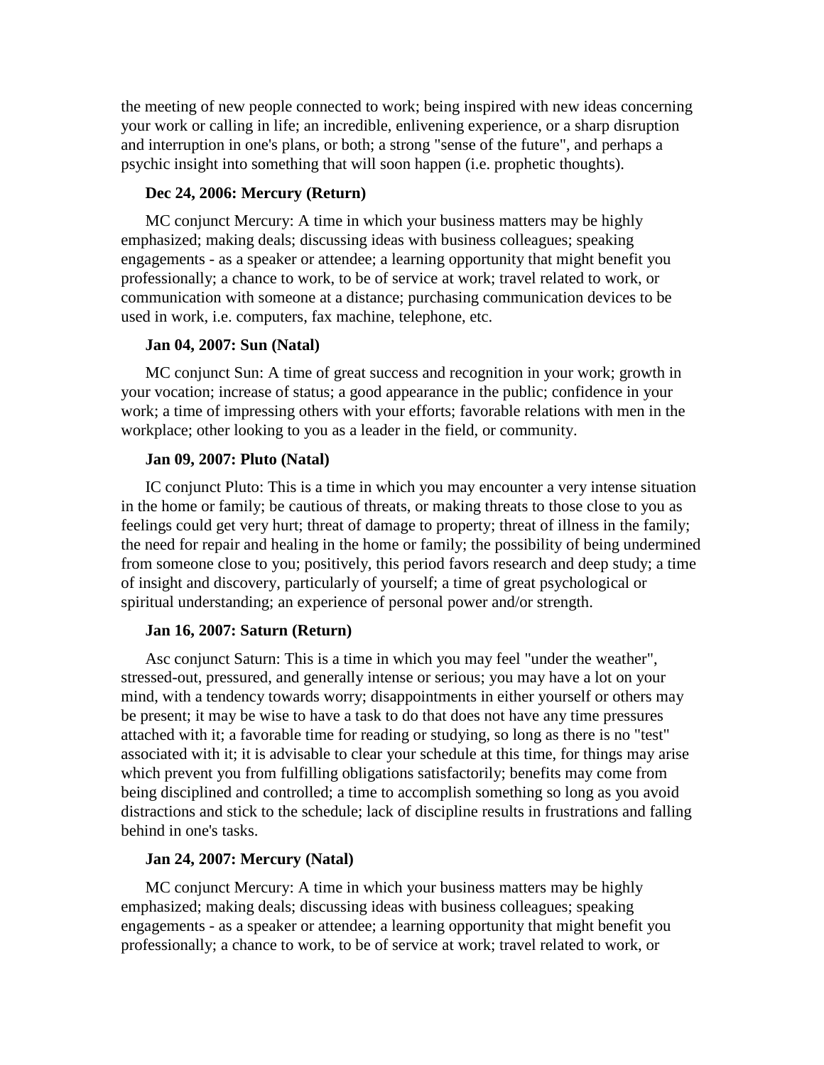the meeting of new people connected to work; being inspired with new ideas concerning your work or calling in life; an incredible, enlivening experience, or a sharp disruption and interruption in one's plans, or both; a strong "sense of the future", and perhaps a psychic insight into something that will soon happen (i.e. prophetic thoughts).

**Dec 24, 2006: Mercury (Return)**

MC conjunct Mercury: A time in which your business matters may be highly emphasized; making deals; discussing ideas with business colleagues; speaking engagements - as a speaker or attendee; a learning opportunity that might benefit you professionally; a chance to work, to be of service at work; travel related to work, or communication with someone at a distance; purchasing communication devices to be used in work, i.e. computers, fax machine, telephone, etc.

**Jan 04, 2007: Sun (Natal)**

MC conjunct Sun: A time of great success and recognition in your work; growth in your vocation; increase of status; a good appearance in the public; confidence in your work; a time of impressing others with your efforts; favorable relations with men in the workplace; other looking to you as a leader in the field, or community.

**Jan 09, 2007: Pluto (Natal)**

IC conjunct Pluto: This is a time in which you may encounter a very intense situation in the home or family; be cautious of threats, or making threats to those close to you as feelings could get very hurt; threat of damage to property; threat of illness in the family; the need for repair and healing in the home or family; the possibility of being undermined from someone close to you; positively, this period favors research and deep study; a time of insight and discovery, particularly of yourself; a time of great psychological or spiritual understanding; an experience of personal power and/or strength.

**Jan 16, 2007: Saturn (Return)**

Asc conjunct Saturn: This is a time in which you may feel "under the weather", stressed-out, pressured, and generally intense or serious; you may have a lot on your mind, with a tendency towards worry; disappointments in either yourself or others may be present; it may be wise to have a task to do that does not have any time pressures attached with it; a favorable time for reading or studying, so long as there is no "test" associated with it; it is advisable to clear your schedule at this time, for things may arise which prevent you from fulfilling obligations satisfactorily; benefits may come from being disciplined and controlled; a time to accomplish something so long as you avoid distractions and stick to the schedule; lack of discipline results in frustrations and falling behind in one's tasks.

**Jan 24, 2007: Mercury (Natal)**

MC conjunct Mercury: A time in which your business matters may be highly emphasized; making deals; discussing ideas with business colleagues; speaking engagements - as a speaker or attendee; a learning opportunity that might benefit you professionally; a chance to work, to be of service at work; travel related to work, or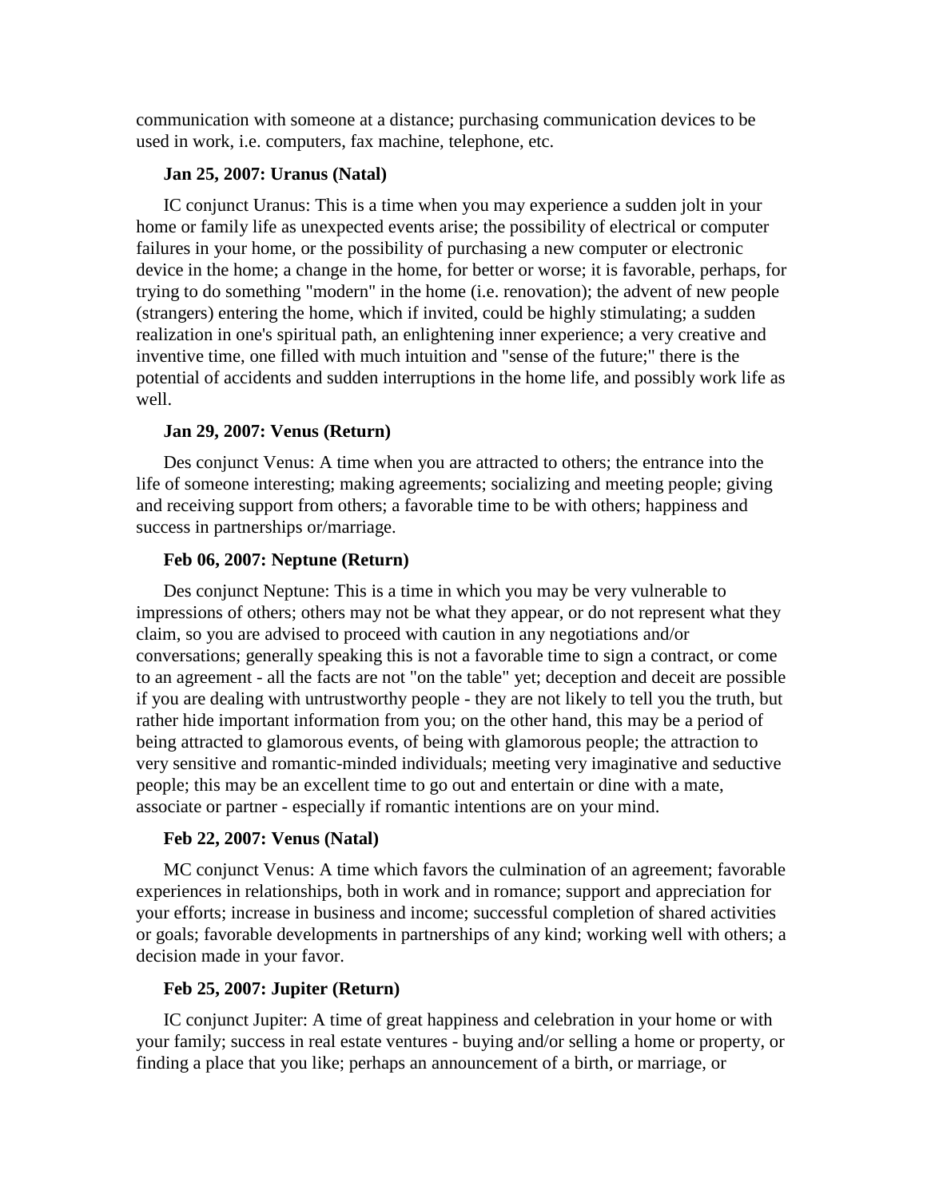communication with someone at a distance; purchasing communication devices to be used in work, i.e. computers, fax machine, telephone, etc.

**Jan 25, 2007: Uranus (Natal)**

IC conjunct Uranus: This is a time when you may experience a sudden jolt in your home or family life as unexpected events arise; the possibility of electrical or computer failures in your home, or the possibility of purchasing a new computer or electronic device in the home; a change in the home, for better or worse; it is favorable, perhaps, for trying to do something "modern" in the home (i.e. renovation); the advent of new people (strangers) entering the home, which if invited, could be highly stimulating; a sudden realization in one's spiritual path, an enlightening inner experience; a very creative and inventive time, one filled with much intuition and "sense of the future;" there is the potential of accidents and sudden interruptions in the home life, and possibly work life as well.

**Jan 29, 2007: Venus (Return)**

Des conjunct Venus: A time when you are attracted to others; the entrance into the life of someone interesting; making agreements; socializing and meeting people; giving and receiving support from others; a favorable time to be with others; happiness and success in partnerships or/marriage.

**Feb 06, 2007: Neptune (Return)**

Des conjunct Neptune: This is a time in which you may be very vulnerable to impressions of others; others may not be what they appear, or do not represent what they claim, so you are advised to proceed with caution in any negotiations and/or conversations; generally speaking this is not a favorable time to sign a contract, or come to an agreement - all the facts are not "on the table" yet; deception and deceit are possible if you are dealing with untrustworthy people - they are not likely to tell you the truth, but rather hide important information from you; on the other hand, this may be a period of being attracted to glamorous events, of being with glamorous people; the attraction to very sensitive and romantic-minded individuals; meeting very imaginative and seductive people; this may be an excellent time to go out and entertain or dine with a mate, associate or partner - especially if romantic intentions are on your mind.

**Feb 22, 2007: Venus (Natal)**

MC conjunct Venus: A time which favors the culmination of an agreement; favorable experiences in relationships, both in work and in romance; support and appreciation for your efforts; increase in business and income; successful completion of shared activities or goals; favorable developments in partnerships of any kind; working well with others; a decision made in your favor.

**Feb 25, 2007: Jupiter (Return)**

IC conjunct Jupiter: A time of great happiness and celebration in your home or with your family; success in real estate ventures - buying and/or selling a home or property, or finding a place that you like; perhaps an announcement of a birth, or marriage, or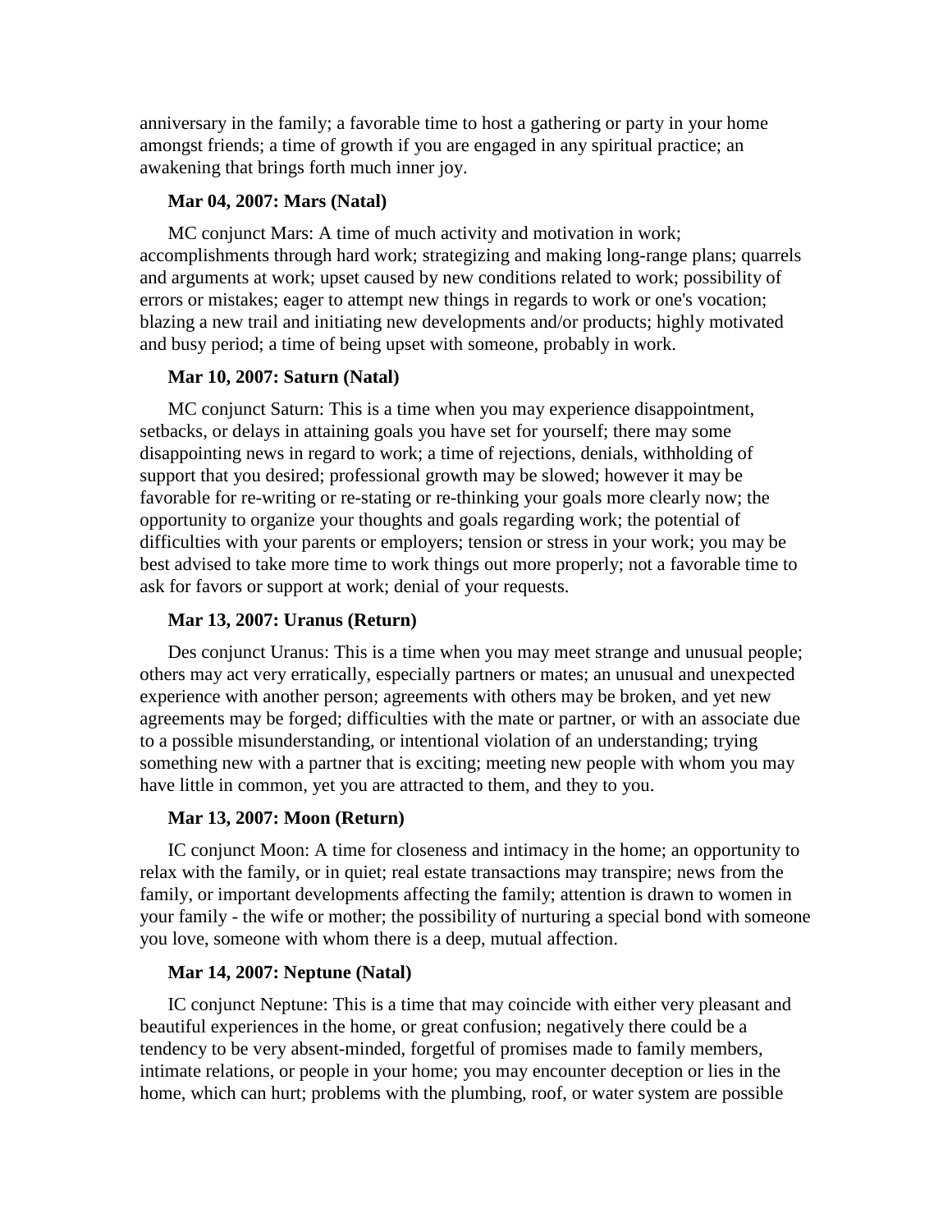anniversary in the family; a favorable time to host a gathering or party in your home amongst friends; a time of growth if you are engaged in any spiritual practice; an awakening that brings forth much inner joy.

**Mar 04, 2007: Mars (Natal)**

MC conjunct Mars: A time of much activity and motivation in work; accomplishments through hard work; strategizing and making long-range plans; quarrels and arguments at work; upset caused by new conditions related to work; possibility of errors or mistakes; eager to attempt new things in regards to work or one's vocation; blazing a new trail and initiating new developments and/or products; highly motivated and busy period; a time of being upset with someone, probably in work.

**Mar 10, 2007: Saturn (Natal)**

MC conjunct Saturn: This is a time when you may experience disappointment, setbacks, or delays in attaining goals you have set for yourself; there may some disappointing news in regard to work; a time of rejections, denials, withholding of support that you desired; professional growth may be slowed; however it may be favorable for re-writing or re-stating or re-thinking your goals more clearly now; the opportunity to organize your thoughts and goals regarding work; the potential of difficulties with your parents or employers; tension or stress in your work; you may be best advised to take more time to work things out more properly; not a favorable time to ask for favors or support at work; denial of your requests.

**Mar 13, 2007: Uranus (Return)**

Des conjunct Uranus: This is a time when you may meet strange and unusual people; others may act very erratically, especially partners or mates; an unusual and unexpected experience with another person; agreements with others may be broken, and yet new agreements may be forged; difficulties with the mate or partner, or with an associate due to a possible misunderstanding, or intentional violation of an understanding; trying something new with a partner that is exciting; meeting new people with whom you may have little in common, yet you are attracted to them, and they to you.

**Mar 13, 2007: Moon (Return)**

IC conjunct Moon: A time for closeness and intimacy in the home; an opportunity to relax with the family, or in quiet; real estate transactions may transpire; news from the family, or important developments affecting the family; attention is drawn to women in your family - the wife or mother; the possibility of nurturing a special bond with someone you love, someone with whom there is a deep, mutual affection.

**Mar 14, 2007: Neptune (Natal)**

IC conjunct Neptune: This is a time that may coincide with either very pleasant and beautiful experiences in the home, or great confusion; negatively there could be a tendency to be very absent-minded, forgetful of promises made to family members, intimate relations, or people in your home; you may encounter deception or lies in the home, which can hurt; problems with the plumbing, roof, or water system are possible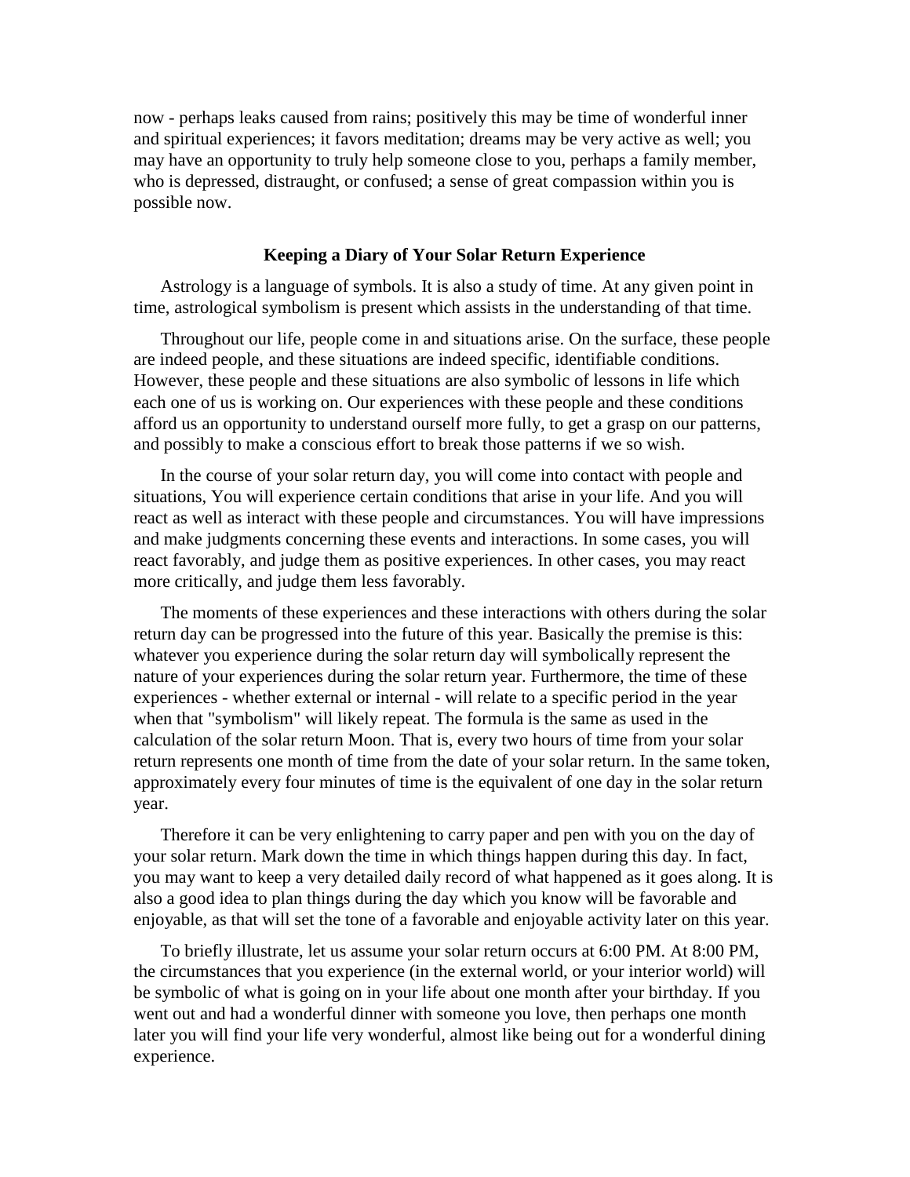now - perhaps leaks caused from rains; positively this may be time of wonderful inner and spiritual experiences; it favors meditation; dreams may be very active as well; you may have an opportunity to truly help someone close to you, perhaps a family member, who is depressed, distraught, or confused; a sense of great compassion within you is possible now.

### Keeping a Diary of Your Solar Return Experience

Astrology is a language of symbols. It is also a study of time. At any given point in time, astrological symbolism is present which assists in the understanding of that time.

Throughout our life, people come in and situations arise. On the surface, these people are indeed people, and these situations are indeed specific, identifiable conditions. However, these people and these situations are also symbolic of lessons in life which each one of us is working on. Our experiences with these people and these conditions afford us an opportunity to understand ourself more fully, to get a grasp on our patterns, and possibly to make a conscious effort to break those patterns if we so wish.

In the course of your solar return day, you will come into contact with people and situations, You will experience certain conditions that arise in your life. And you will react as well as interact with these people and circumstances. You will have impressions and make judgments concerning these events and interactions. In some cases, you will react favorably, and judge them as positive experiences. In other cases, you may react more critically, and judge them less favorably.

The moments of these experiences and these interactions with others during the solar return day can be progressed into the future of this year. Basically the premise is this: whatever you experience during the solar return day will symbolically represent the nature of your experiences during the solar return year. Furthermore, the time of these experiences - whether external or internal - will relate to a specific period in the year when that "symbolism" will likely repeat. The formula is the same as used in the calculation of the solar return Moon. That is, every two hours of time from your solar return represents one month of time from the date of your solar return. In the same token, approximately every four minutes of time is the equivalent of one day in the solar return year.

Therefore it can be very enlightening to carry paper and pen with you on the day of your solar return. Mark down the time in which things happen during this day. In fact, you may want to keep a very detailed daily record of what happened as it goes along. It is also a good idea to plan things during the day which you know will be favorable and enjoyable, as that will set the tone of a favorable and enjoyable activity later on this year.

To briefly illustrate, let us assume your solar return occurs at 6:00 PM. At 8:00 PM, the circumstances that you experience (in the external world, or your interior world) will be symbolic of what is going on in your life about one month after your birthday. If you went out and had a wonderful dinner with someone you love, then perhaps one month later you will find your life very wonderful, almost like being out for a wonderful dining experience.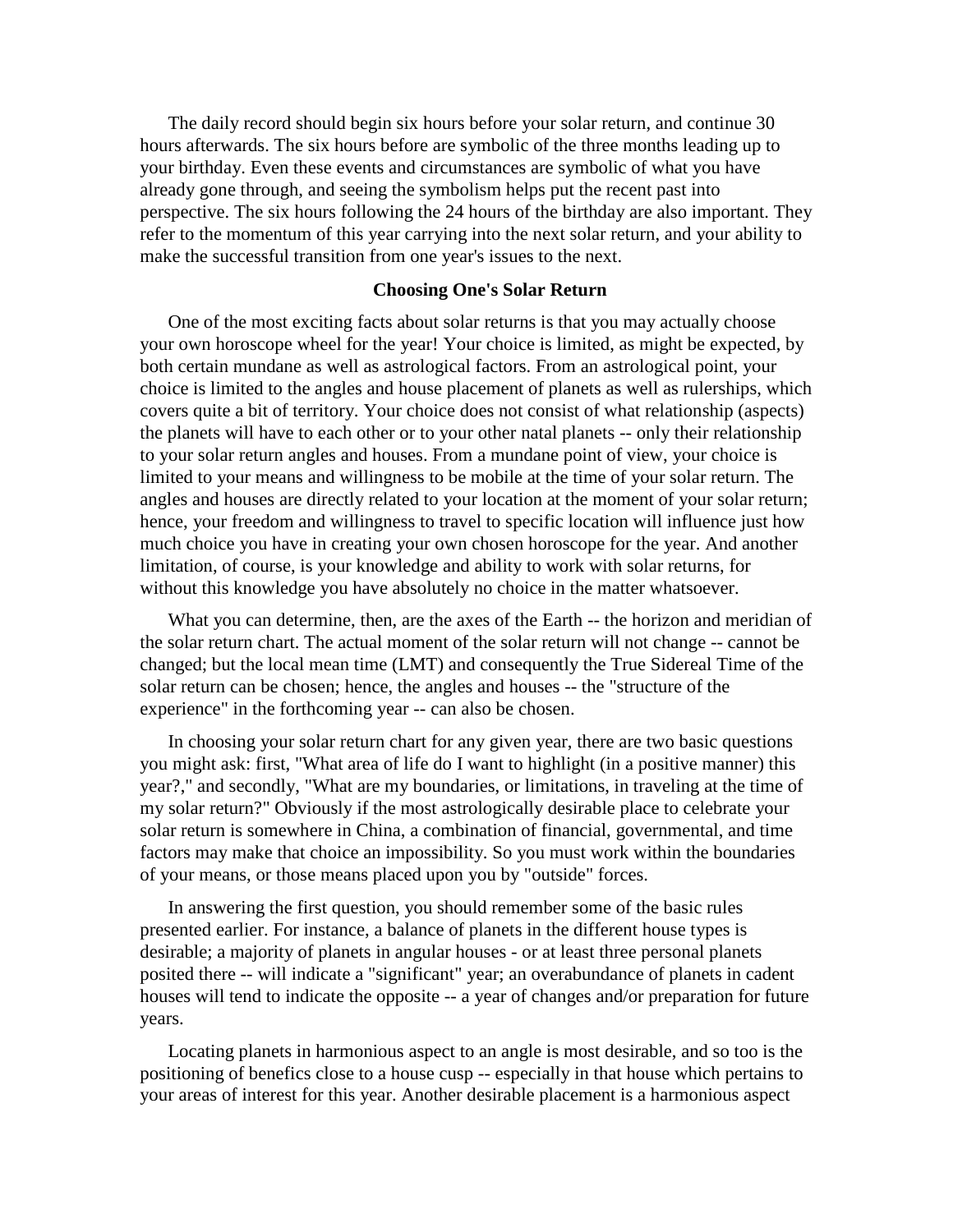The daily record should begin six hours before your solar return, and continue 30 hours afterwards. The six hours before are symbolic of the three months leading up to your birthday. Even these events and circumstances are symbolic of what you have already gone through, and seeing the symbolism helps put the recent past into perspective. The six hours following the 24 hours of the birthday are also important. They refer to the momentum of this year carrying into the next solar return, and your ability to make the successful transition from one year's issues to the next.

**Choosing One's Solar Return**

One of the most exciting facts about solar returns is that you may actually choose your own horoscope wheel for the year! Your choice is limited, as might be expected, by both certain mundane as well as astrological factors. From an astrological point, your choice is limited to the angles and house placement of planets as well as rulerships, which covers quite a bit of territory. Your choice does not consist of what relationship (aspects) the planets will have to each other or to your other natal planets -- only their relationship to your solar return angles and houses. From a mundane point of view, your choice is limited to your means and willingness to be mobile at the time of your solar return. The angles and houses are directly related to your location at the moment of your solar return; hence, your freedom and willingness to travel to specific location will influence just how much choice you have in creating your own chosen horoscope for the year. And another limitation, of course, is your knowledge and ability to work with solar returns, for without this knowledge you have absolutely no choice in the matter whatsoever.

What you can determine, then, are the axes of the Earth -- the horizon and meridian of the solar return chart. The actual moment of the solar return will not change -- cannot be changed; but the local mean time (LMT) and consequently the True Sidereal Time of the solar return can be chosen; hence, the angles and houses -- the "structure of the experience" in the forthcoming year -- can also be chosen.

In choosing your solar return chart for any given year, there are two basic questions you might ask: first, "What area of life do I want to highlight (in a positive manner) this year?," and secondly, "What are my boundaries, or limitations, in traveling at the time of my solar return?" Obviously if the most astrologically desirable place to celebrate your solar return is somewhere in China, a combination of financial, governmental, and time factors may make that choice an impossibility. So you must work within the boundaries of your means, or those means placed upon you by "outside" forces.

In answering the first question, you should remember some of the basic rules presented earlier. For instance, a balance of planets in the different house types is desirable; a majority of planets in angular houses - or at least three personal planets posited there -- will indicate a "significant" year; an overabundance of planets in cadent houses will tend to indicate the opposite -- a year of changes and/or preparation for future years.

Locating planets in harmonious aspect to an angle is most desirable, and so too is the positioning of benefics close to a house cusp -- especially in that house which pertains to your areas of interest for this year. Another desirable placement is a harmonious aspect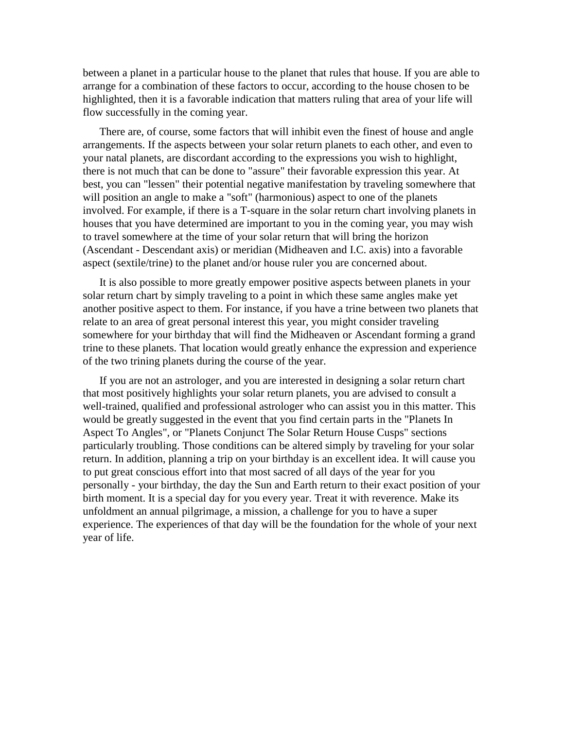between a planet in a particular house to the planet that rules that house. If you are able to arrange for a combination of these factors to occur, according to the house chosen to be highlighted, then it is a favorable indication that matters ruling that area of your life will flow successfully in the coming year.

There are, of course, some factors that will inhibit even the finest of house and angle arrangements. If the aspects between your solar return planets to each other, and even to your natal planets, are discordant according to the expressions you wish to highlight, there is not much that can be done to "assure" their favorable expression this year. At best, you can "lessen" their potential negative manifestation by traveling somewhere that will position an angle to make a "soft" (harmonious) aspect to one of the planets involved. For example, if there is a T-square in the solar return chart involving planets in houses that you have determined are important to you in the coming year, you may wish to travel somewhere at the time of your solar return that will bring the horizon (Ascendant - Descendant axis) or meridian (Midheaven and I.C. axis) into a favorable aspect (sextile/trine) to the planet and/or house ruler you are concerned about.

It is also possible to more greatly empower positive aspects between planets in your solar return chart by simply traveling to a point in which these same angles make yet another positive aspect to them. For instance, if you have a trine between two planets that relate to an area of great personal interest this year, you might consider traveling somewhere for your birthday that will find the Midheaven or Ascendant forming a grand trine to these planets. That location would greatly enhance the expression and experience of the two trining planets during the course of the year.

If you are not an astrologer, and you are interested in designing a solar return chart that most positively highlights your solar return planets, you are advised to consult a well-trained, qualified and professional astrologer who can assist you in this matter. This would be greatly suggested in the event that you find certain parts in the "Planets In Aspect To Angles", or "Planets Conjunct The Solar Return House Cusps" sections particularly troubling. Those conditions can be altered simply by traveling for your solar return. In addition, planning a trip on your birthday is an excellent idea. It will cause you to put great conscious effort into that most sacred of all days of the year for you personally - your birthday, the day the Sun and Earth return to their exact position of your birth moment. It is a special day for you every year. Treat it with reverence. Make its unfoldment an annual pilgrimage, a mission, a challenge for you to have a super experience. The experiences of that day will be the foundation for the whole of your next year of life.